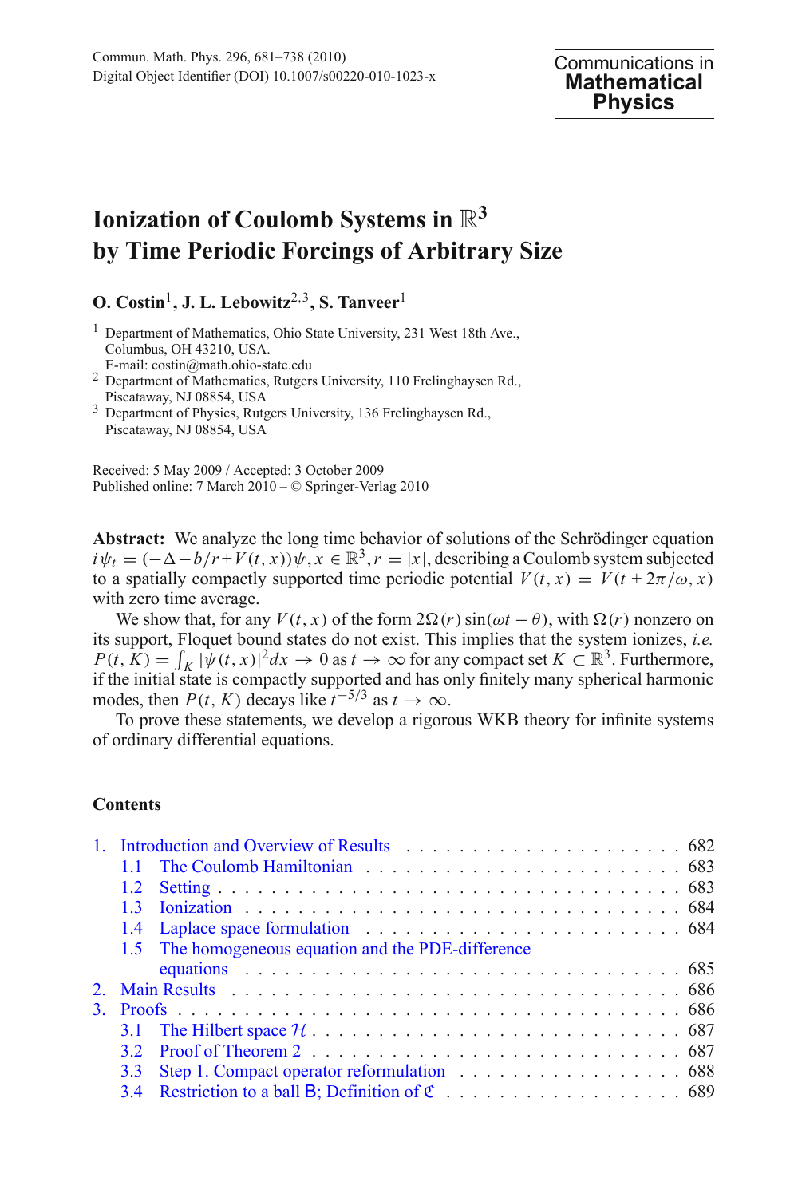# Ionization of Coulomb Systems in $\mathbb{R}^3$ by Time Periodic Forcings of Arbitrary Size

**O. Costin**[1], **J. L. Lebowitz**[2,3], **S. Tanveer**[1]

[1] Department of Mathematics, Ohio State University, 231 West 18th Ave., Columbus, OH 43210, USA.
E-mail: costin@math.ohio-state.edu

[2] Department of Mathematics, Rutgers University, 110 Frelinghaysen Rd., Piscataway, NJ 08854, USA

[3] Department of Physics, Rutgers University, 136 Frelinghaysen Rd., Piscataway, NJ 08854, USA

Received: 5 May 2009 / Accepted: 3 October 2009
Published online: 7 March 2010 – © Springer-Verlag 2010

**Abstract:** We analyze the long time behavior of solutions of the Schrödinger equation $i\psi_t = (-\Delta - b/r + V(t,x))\psi, x \in \mathbb{R}^3, r = |x|$, describing a Coulomb system subjected to a spatially compactly supported time periodic potential $V(t,x) = V(t + 2\pi/\omega, x)$ with zero time average.

We show that, for any $V(t,x)$ of the form $2\Omega(r)\sin(\omega t - \theta)$, with $\Omega(r)$ nonzero on its support, Floquet bound states do not exist. This implies that the system ionizes, *i.e.* $P(t,K) = \int_K |\psi(t,x)|^2 dx \to 0$ as $t \to \infty$ for any compact set $K \subset \mathbb{R}^3$. Furthermore, if the initial state is compactly supported and has only finitely many spherical harmonic modes, then $P(t,K)$ decays like $t^{-5/3}$ as $t \to \infty$.

To prove these statements, we develop a rigorous WKB theory for infinite systems of ordinary differential equations.

## Contents

1. Introduction and Overview of Results . . . 682
   - 1.1 The Coulomb Hamiltonian . . . 683
   - 1.2 Setting . . . 683
   - 1.3 Ionization . . . 684
   - 1.4 Laplace space formulation . . . 684
   - 1.5 The homogeneous equation and the PDE-difference equations . . . 685
2. Main Results . . . 686
3. Proofs . . . 686
   - 3.1 The Hilbert space $\mathcal{H}$ . . . 687
   - 3.2 Proof of Theorem 2 . . . 687
   - 3.3 Step 1. Compact operator reformulation . . . 688
   - 3.4 Restriction to a ball $\mathsf{B}$; Definition of $\mathfrak{C}$ . . . 689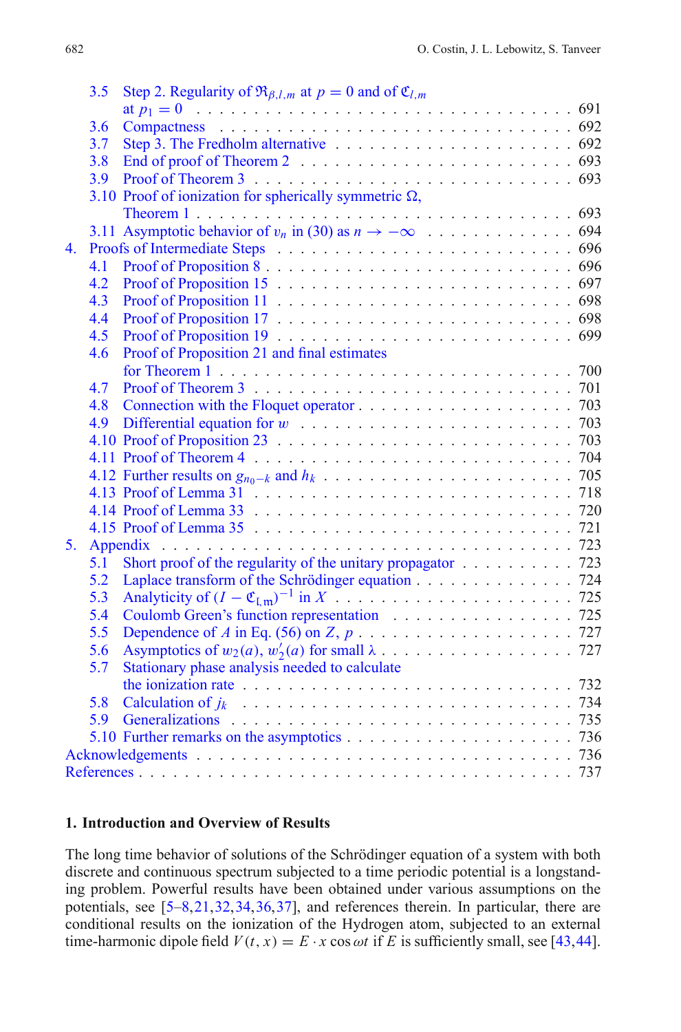3.5 Step 2. Regularity of $\mathfrak{R}_{\beta,l,m}$ at $p = 0$ and of $\mathfrak{C}_{l,m}$ at $p_1 = 0$ . . . 691
3.6 Compactness . . . 692
3.7 Step 3. The Fredholm alternative . . . 692
3.8 End of proof of Theorem 2 . . . 693
3.9 Proof of Theorem 3 . . . 693
3.10 Proof of ionization for spherically symmetric $\Omega$, Theorem 1 . . . 693
3.11 Asymptotic behavior of $v_n$ in (30) as $n \to -\infty$ . . . 694

4. Proofs of Intermediate Steps . . . 696
4.1 Proof of Proposition 8 . . . 696
4.2 Proof of Proposition 15 . . . 697
4.3 Proof of Proposition 11 . . . 698
4.4 Proof of Proposition 17 . . . 698
4.5 Proof of Proposition 19 . . . 699
4.6 Proof of Proposition 21 and final estimates for Theorem 1 . . . 700
4.7 Proof of Theorem 3 . . . 701
4.8 Connection with the Floquet operator . . . 703
4.9 Differential equation for $w$ . . . 703
4.10 Proof of Proposition 23 . . . 703
4.11 Proof of Theorem 4 . . . 704
4.12 Further results on $g_{n_0-k}$ and $h_k$ . . . 705
4.13 Proof of Lemma 31 . . . 718
4.14 Proof of Lemma 33 . . . 720
4.15 Proof of Lemma 35 . . . 721

5. Appendix . . . 723
5.1 Short proof of the regularity of the unitary propagator . . . 723
5.2 Laplace transform of the Schrödinger equation . . . 724
5.3 Analyticity of $(I - \mathfrak{C}_{l,m})^{-1}$ in $X$ . . . 725
5.4 Coulomb Green's function representation . . . 725
5.5 Dependence of $A$ in Eq. (56) on $Z$, $p$ . . . 727
5.6 Asymptotics of $w_2(a)$, $w_2'(a)$ for small $\lambda$ . . . 727
5.7 Stationary phase analysis needed to calculate the ionization rate . . . 732
5.8 Calculation of $j_k$ . . . 734
5.9 Generalizations . . . 735
5.10 Further remarks on the asymptotics . . . 736

Acknowledgements . . . 736
References . . . 737

## 1. Introduction and Overview of Results

The long time behavior of solutions of the Schrödinger equation of a system with both discrete and continuous spectrum subjected to a time periodic potential is a longstanding problem. Powerful results have been obtained under various assumptions on the potentials, see [5–8,21,32,34,36,37], and references therein. In particular, there are conditional results on the ionization of the Hydrogen atom, subjected to an external time-harmonic dipole field $V(t, x) = E \cdot x \cos \omega t$ if $E$ is sufficiently small, see [43,44].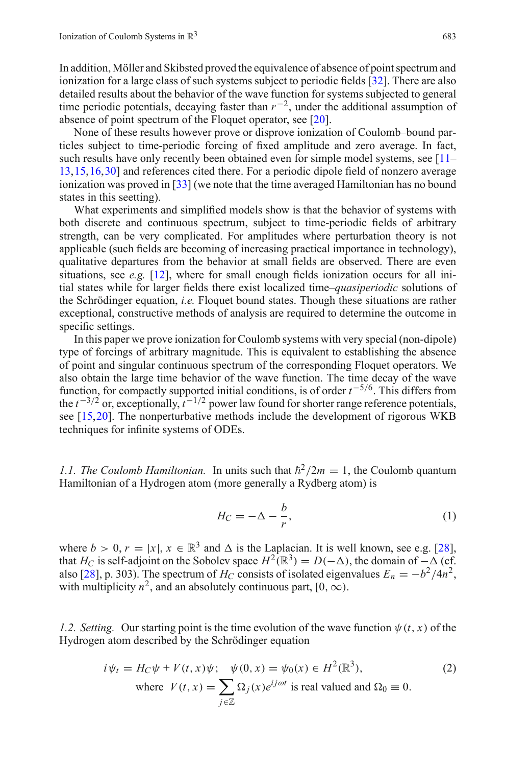In addition, Möller and Skibsted proved the equivalence of absence of point spectrum and ionization for a large class of such systems subject to periodic fields [32]. There are also detailed results about the behavior of the wave function for systems subjected to general time periodic potentials, decaying faster than $r^{-2}$, under the additional assumption of absence of point spectrum of the Floquet operator, see [20].

None of these results however prove or disprove ionization of Coulomb–bound particles subject to time-periodic forcing of fixed amplitude and zero average. In fact, such results have only recently been obtained even for simple model systems, see [11–13,15,16,30] and references cited there. For a periodic dipole field of nonzero average ionization was proved in [33] (we note that the time averaged Hamiltonian has no bound states in this seetting).

What experiments and simplified models show is that the behavior of systems with both discrete and continuous spectrum, subject to time-periodic fields of arbitrary strength, can be very complicated. For amplitudes where perturbation theory is not applicable (such fields are becoming of increasing practical importance in technology), qualitative departures from the behavior at small fields are observed. There are even situations, see *e.g.* [12], where for small enough fields ionization occurs for all initial states while for larger fields there exist localized time–*quasiperiodic* solutions of the Schrödinger equation, *i.e.* Floquet bound states. Though these situations are rather exceptional, constructive methods of analysis are required to determine the outcome in specific settings.

In this paper we prove ionization for Coulomb systems with very special (non-dipole) type of forcings of arbitrary magnitude. This is equivalent to establishing the absence of point and singular continuous spectrum of the corresponding Floquet operators. We also obtain the large time behavior of the wave function. The time decay of the wave function, for compactly supported initial conditions, is of order $t^{-5/6}$. This differs from the $t^{-3/2}$ or, exceptionally, $t^{-1/2}$ power law found for shorter range reference potentials, see [15,20]. The nonperturbative methods include the development of rigorous WKB techniques for infinite systems of ODEs.

*1.1. The Coulomb Hamiltonian.* In units such that $\hbar^2/2m = 1$, the Coulomb quantum Hamiltonian of a Hydrogen atom (more generally a Rydberg atom) is

$$H_C = -\Delta - \frac{b}{r}, \tag{1}$$

where $b > 0$, $r = |x|$, $x \in \mathbb{R}^3$ and $\Delta$ is the Laplacian. It is well known, see e.g. [28], that $H_C$ is self-adjoint on the Sobolev space $H^2(\mathbb{R}^3) = D(-\Delta)$, the domain of $-\Delta$ (cf. also [28], p. 303). The spectrum of $H_C$ consists of isolated eigenvalues $E_n = -b^2/4n^2$, with multiplicity $n^2$, and an absolutely continuous part, $[0, \infty)$.

*1.2. Setting.* Our starting point is the time evolution of the wave function $\psi(t, x)$ of the Hydrogen atom described by the Schrödinger equation

$$i\psi_t = H_C\psi + V(t,x)\psi; \quad \psi(0,x) = \psi_0(x) \in H^2(\mathbb{R}^3), \tag{2}$$
$$\text{where } \; V(t,x) = \sum_{j\in\mathbb{Z}} \Omega_j(x)e^{ij\omega t} \text{ is real valued and } \Omega_0 \equiv 0.$$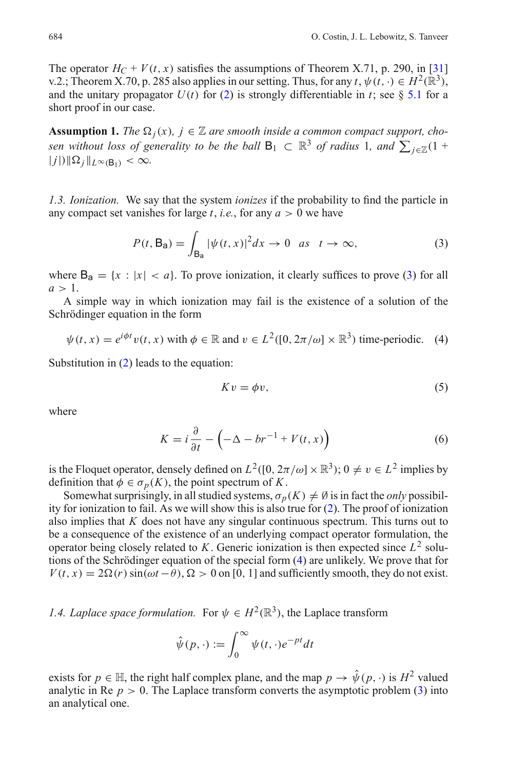The operator $H_C + V(t, x)$ satisfies the assumptions of Theorem X.71, p. 290, in [31] v.2.; Theorem X.70, p. 285 also applies in our setting. Thus, for any $t$, $\psi(t, \cdot) \in H^2(\mathbb{R}^3)$, and the unitary propagator $U(t)$ for (2) is strongly differentiable in $t$; see § 5.1 for a short proof in our case.

**Assumption 1.** *The $\Omega_j(x)$, $j \in \mathbb{Z}$ are smooth inside a common compact support, chosen without loss of generality to be the ball $\mathsf{B}_1 \subset \mathbb{R}^3$ of radius 1, and $\sum_{j\in\mathbb{Z}}(1 + |j|)\|\Omega_j\|_{L^\infty(\mathsf{B}_1)} < \infty$.*

*1.3. Ionization.* We say that the system *ionizes* if the probability to find the particle in any compact set vanishes for large $t$, *i.e.*, for any $a > 0$ we have

$$P(t, \mathsf{B_a}) = \int_{\mathsf{B_a}} |\psi(t, x)|^2 dx \to 0 \quad as \quad t \to \infty, \tag{3}$$

where $\mathsf{B_a} = \{x : |x| < a\}$. To prove ionization, it clearly suffices to prove (3) for all $a > 1$.

A simple way in which ionization may fail is the existence of a solution of the Schrödinger equation in the form

$$\psi(t, x) = e^{i\phi t} v(t, x) \text{ with } \phi \in \mathbb{R} \text{ and } v \in L^2([0, 2\pi/\omega] \times \mathbb{R}^3) \text{ time-periodic.} \tag{4}$$

Substitution in (2) leads to the equation:

$$Kv = \phi v, \tag{5}$$

where

$$K = i\frac{\partial}{\partial t} - \left(-\Delta - br^{-1} + V(t, x)\right) \tag{6}$$

is the Floquet operator, densely defined on $L^2([0, 2\pi/\omega] \times \mathbb{R}^3)$; $0 \neq v \in L^2$ implies by definition that $\phi \in \sigma_p(K)$, the point spectrum of $K$.

Somewhat surprisingly, in all studied systems, $\sigma_p(K) \neq \emptyset$ is in fact the *only* possibility for ionization to fail. As we will show this is also true for (2). The proof of ionization also implies that $K$ does not have any singular continuous spectrum. This turns out to be a consequence of the existence of an underlying compact operator formulation, the operator being closely related to $K$. Generic ionization is then expected since $L^2$ solutions of the Schrödinger equation of the special form (4) are unlikely. We prove that for $V(t, x) = 2\Omega(r) \sin(\omega t - \theta)$, $\Omega > 0$ on $[0, 1]$ and sufficiently smooth, they do not exist.

*1.4. Laplace space formulation.* For $\psi \in H^2(\mathbb{R}^3)$, the Laplace transform

$$\hat{\psi}(p, \cdot) := \int_0^\infty \psi(t, \cdot)e^{-pt} dt$$

exists for $p \in \mathbb{H}$, the right half complex plane, and the map $p \to \hat{\psi}(p, \cdot)$ is $H^2$ valued analytic in Re $p > 0$. The Laplace transform converts the asymptotic problem (3) into an analytical one.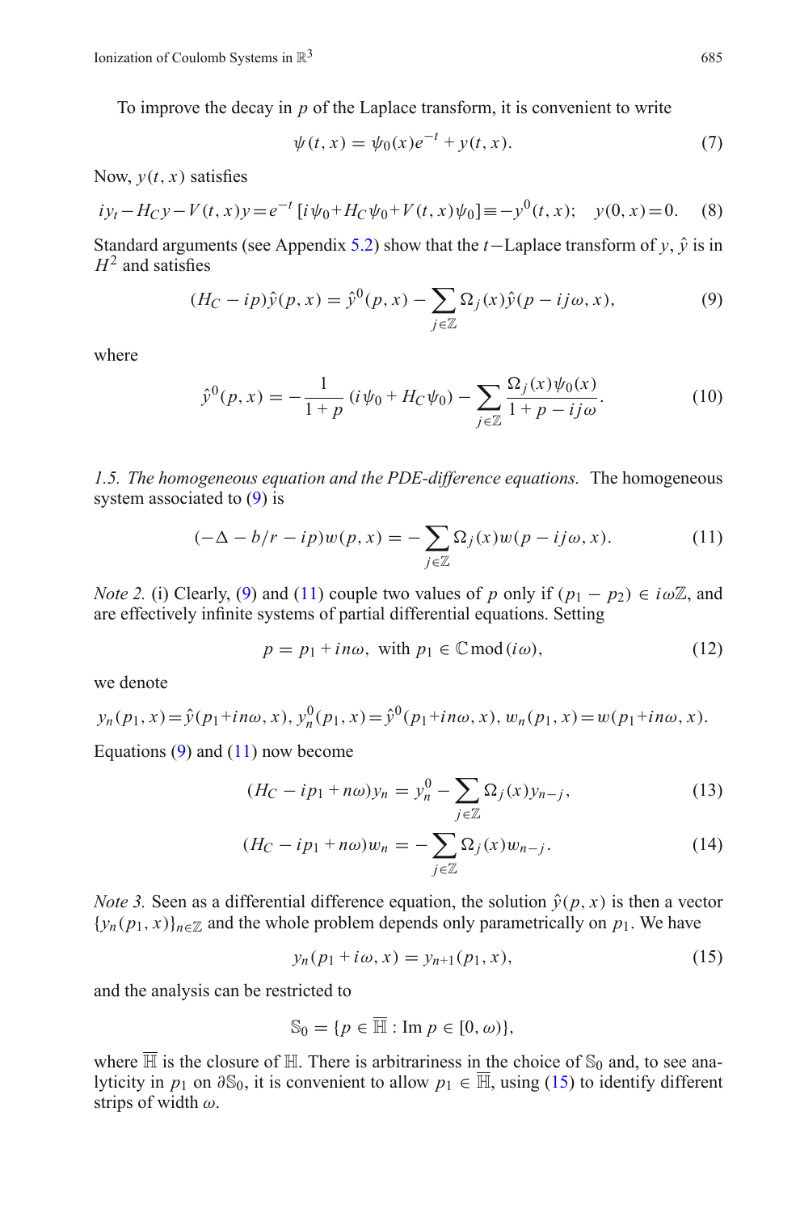To improve the decay in $p$ of the Laplace transform, it is convenient to write

$$\psi(t,x) = \psi_0(x)e^{-t} + y(t,x). \tag{7}$$

Now, $y(t,x)$ satisfies

$$iy_t - H_C y - V(t,x)y = e^{-t}\left[i\psi_0 + H_C\psi_0 + V(t,x)\psi_0\right] \equiv -y^0(t,x); \quad y(0,x) = 0. \tag{8}$$

Standard arguments (see Appendix 5.2) show that the $t-$Laplace transform of $y$, $\hat{y}$ is in $H^2$ and satisfies

$$(H_C - ip)\hat{y}(p,x) = \hat{y}^0(p,x) - \sum_{j\in\mathbb{Z}} \Omega_j(x)\hat{y}(p - ij\omega, x), \tag{9}$$

where

$$\hat{y}^0(p,x) = -\frac{1}{1+p}\left(i\psi_0 + H_C\psi_0\right) - \sum_{j\in\mathbb{Z}} \frac{\Omega_j(x)\psi_0(x)}{1+p-ij\omega}. \tag{10}$$

*1.5. The homogeneous equation and the PDE-difference equations.* The homogeneous system associated to (9) is

$$(-\Delta - b/r - ip)w(p,x) = -\sum_{j\in\mathbb{Z}} \Omega_j(x)w(p - ij\omega, x). \tag{11}$$

*Note 2.* (i) Clearly, (9) and (11) couple two values of $p$ only if $(p_1 - p_2) \in i\omega\mathbb{Z}$, and are effectively infinite systems of partial differential equations. Setting

$$p = p_1 + in\omega, \text{ with } p_1 \in \mathbb{C} \bmod (i\omega), \tag{12}$$

we denote

$$y_n(p_1,x) = \hat{y}(p_1 + in\omega, x),\ y_n^0(p_1,x) = \hat{y}^0(p_1 + in\omega, x),\ w_n(p_1,x) = w(p_1 + in\omega, x).$$

Equations (9) and (11) now become

$$(H_C - ip_1 + n\omega)y_n = y_n^0 - \sum_{j\in\mathbb{Z}} \Omega_j(x)y_{n-j}, \tag{13}$$

$$(H_C - ip_1 + n\omega)w_n = -\sum_{j\in\mathbb{Z}} \Omega_j(x)w_{n-j}. \tag{14}$$

*Note 3.* Seen as a differential difference equation, the solution $\hat{y}(p,x)$ is then a vector $\{y_n(p_1,x)\}_{n\in\mathbb{Z}}$ and the whole problem depends only parametrically on $p_1$. We have

$$y_n(p_1 + i\omega, x) = y_{n+1}(p_1, x), \tag{15}$$

and the analysis can be restricted to

$$\mathbb{S}_0 = \{p \in \overline{\mathbb{H}} : \operatorname{Im} p \in [0,\omega)\},$$

where $\overline{\mathbb{H}}$ is the closure of $\mathbb{H}$. There is arbitrariness in the choice of $\mathbb{S}_0$ and, to see analyticity in $p_1$ on $\partial\mathbb{S}_0$, it is convenient to allow $p_1 \in \overline{\mathbb{H}}$, using (15) to identify different strips of width $\omega$.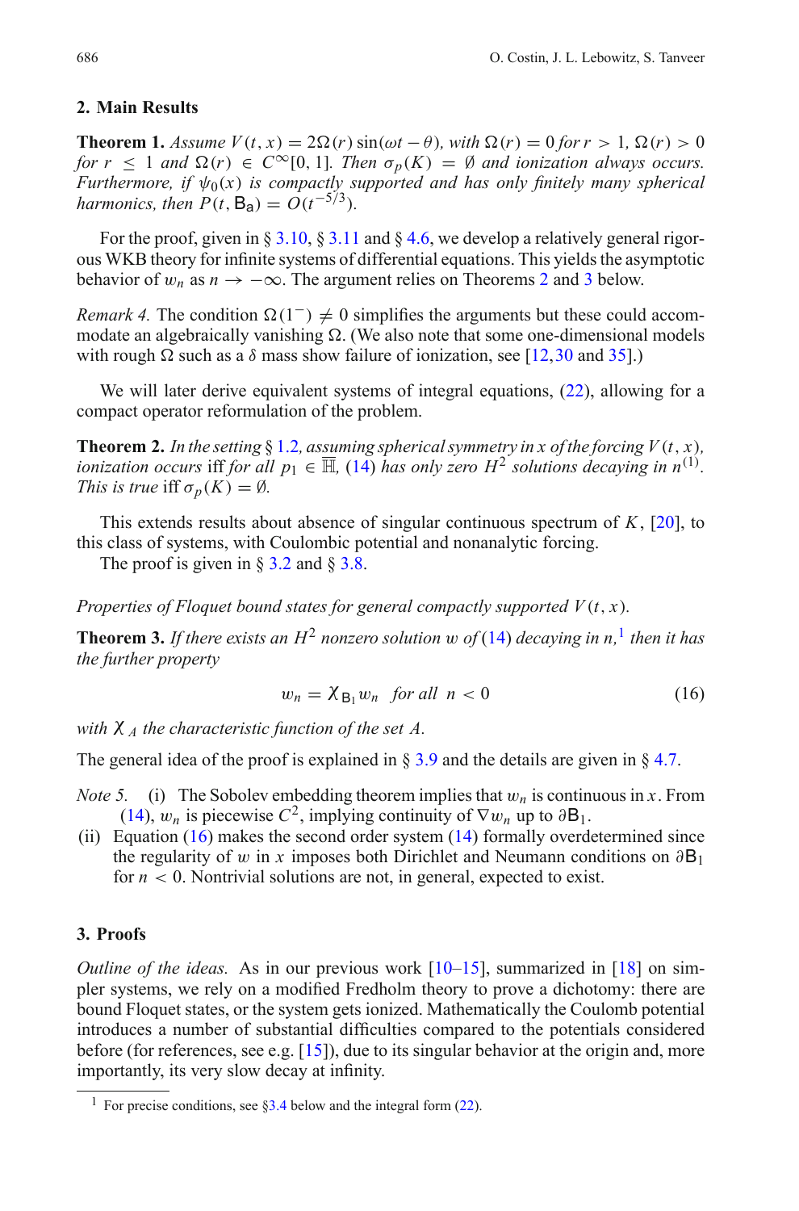## 2. Main Results

**Theorem 1.** *Assume $V(t,x) = 2\Omega(r)\sin(\omega t - \theta)$, with $\Omega(r) = 0$ for $r > 1$, $\Omega(r) > 0$ for $r \le 1$ and $\Omega(r) \in C^\infty[0,1]$. Then $\sigma_p(K) = \emptyset$ and ionization always occurs. Furthermore, if $\psi_0(x)$ is compactly supported and has only finitely many spherical harmonics, then $P(t, \mathsf{B_a}) = O(t^{-5/3})$.*

For the proof, given in § 3.10, § 3.11 and § 4.6, we develop a relatively general rigorous WKB theory for infinite systems of differential equations. This yields the asymptotic behavior of $w_n$ as $n \to -\infty$. The argument relies on Theorems 2 and 3 below.

*Remark 4.* The condition $\Omega(1^-) \ne 0$ simplifies the arguments but these could accommodate an algebraically vanishing $\Omega$. (We also note that some one-dimensional models with rough $\Omega$ such as a $\delta$ mass show failure of ionization, see [12,30 and 35].)

We will later derive equivalent systems of integral equations, (22), allowing for a compact operator reformulation of the problem.

**Theorem 2.** *In the setting § 1.2, assuming spherical symmetry in $x$ of the forcing $V(t,x)$, ionization occurs* iff *for all $p_1 \in \overline{\mathbb{H}}$, (14) has only zero $H^2$ solutions decaying in $n^{(1)}$. This is true* iff *$\sigma_p(K) = \emptyset$.*

This extends results about absence of singular continuous spectrum of $K$, [20], to this class of systems, with Coulombic potential and nonanalytic forcing.

The proof is given in § 3.2 and § 3.8.

*Properties of Floquet bound states for general compactly supported $V(t,x)$.*

**Theorem 3.** *If there exists an $H^2$ nonzero solution $w$ of (14) decaying in $n$,[1] then it has the further property*

$$w_n = \chi_{\mathsf{B}_1} w_n \quad \text{for all} \quad n < 0 \tag{16}$$

*with $\chi_A$ the characteristic function of the set $A$.*

The general idea of the proof is explained in § 3.9 and the details are given in § 4.7.

*Note 5.* (i) The Sobolev embedding theorem implies that $w_n$ is continuous in $x$. From (14), $w_n$ is piecewise $C^2$, implying continuity of $\nabla w_n$ up to $\partial\mathsf{B}_1$.

(ii) Equation (16) makes the second order system (14) formally overdetermined since the regularity of $w$ in $x$ imposes both Dirichlet and Neumann conditions on $\partial\mathsf{B}_1$ for $n < 0$. Nontrivial solutions are not, in general, expected to exist.

## 3. Proofs

*Outline of the ideas.* As in our previous work [10–15], summarized in [18] on simpler systems, we rely on a modified Fredholm theory to prove a dichotomy: there are bound Floquet states, or the system gets ionized. Mathematically the Coulomb potential introduces a number of substantial difficulties compared to the potentials considered before (for references, see e.g. [15]), due to its singular behavior at the origin and, more importantly, its very slow decay at infinity.

[1] For precise conditions, see §3.4 below and the integral form (22).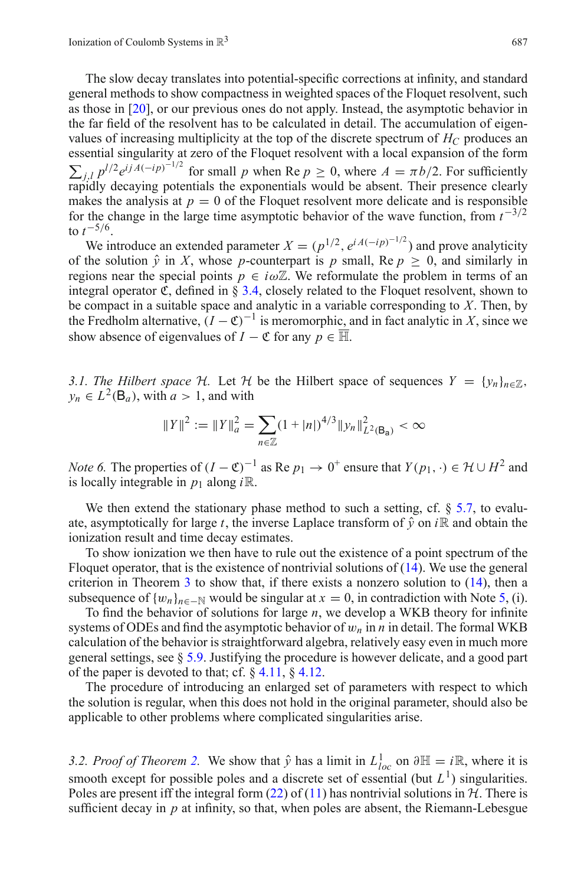The slow decay translates into potential-specific corrections at infinity, and standard general methods to show compactness in weighted spaces of the Floquet resolvent, such as those in [20], or our previous ones do not apply. Instead, the asymptotic behavior in the far field of the resolvent has to be calculated in detail. The accumulation of eigenvalues of increasing multiplicity at the top of the discrete spectrum of $H_C$ produces an essential singularity at zero of the Floquet resolvent with a local expansion of the form $\sum_{j,l} p^{l/2} e^{ijA(-ip)^{-1/2}}$ for small $p$ when $\operatorname{Re} p \geq 0$, where $A = \pi b/2$. For sufficiently rapidly decaying potentials the exponentials would be absent. Their presence clearly makes the analysis at $p = 0$ of the Floquet resolvent more delicate and is responsible for the change in the large time asymptotic behavior of the wave function, from $t^{-3/2}$ to $t^{-5/6}$.

We introduce an extended parameter $X = (p^{1/2}, e^{iA(-ip)^{-1/2}})$ and prove analyticity of the solution $\hat{y}$ in $X$, whose $p$-counterpart is $p$ small, $\operatorname{Re} p \geq 0$, and similarly in regions near the special points $p \in i\omega\mathbb{Z}$. We reformulate the problem in terms of an integral operator $\mathfrak{C}$, defined in § 3.4, closely related to the Floquet resolvent, shown to be compact in a suitable space and analytic in a variable corresponding to $X$. Then, by the Fredholm alternative, $(I - \mathfrak{C})^{-1}$ is meromorphic, and in fact analytic in $X$, since we show absence of eigenvalues of $I - \mathfrak{C}$ for any $p \in \overline{\mathbb{H}}$.

*3.1. The Hilbert space $\mathcal{H}$.* Let $\mathcal{H}$ be the Hilbert space of sequences $Y = \{y_n\}_{n \in \mathbb{Z}}$, $y_n \in L^2(\mathsf{B}_a)$, with $a > 1$, and with

$$\|Y\|^2 := \|Y\|_a^2 = \sum_{n \in \mathbb{Z}} (1 + |n|)^{4/3} \|y_n\|^2_{L^2(\mathsf{B_a})} < \infty$$

*Note 6.* The properties of $(I - \mathfrak{C})^{-1}$ as $\operatorname{Re} p_1 \to 0^+$ ensure that $Y(p_1, \cdot) \in \mathcal{H} \cup H^2$ and is locally integrable in $p_1$ along $i\mathbb{R}$.

We then extend the stationary phase method to such a setting, cf. § 5.7, to evaluate, asymptotically for large $t$, the inverse Laplace transform of $\hat{y}$ on $i\mathbb{R}$ and obtain the ionization result and time decay estimates.

To show ionization we then have to rule out the existence of a point spectrum of the Floquet operator, that is the existence of nontrivial solutions of (14). We use the general criterion in Theorem 3 to show that, if there exists a nonzero solution to (14), then a subsequence of $\{w_n\}_{n \in -\mathbb{N}}$ would be singular at $x = 0$, in contradiction with Note 5, (i).

To find the behavior of solutions for large $n$, we develop a WKB theory for infinite systems of ODEs and find the asymptotic behavior of $w_n$ in $n$ in detail. The formal WKB calculation of the behavior is straightforward algebra, relatively easy even in much more general settings, see § 5.9. Justifying the procedure is however delicate, and a good part of the paper is devoted to that; cf. § 4.11, § 4.12.

The procedure of introducing an enlarged set of parameters with respect to which the solution is regular, when this does not hold in the original parameter, should also be applicable to other problems where complicated singularities arise.

*3.2. Proof of Theorem 2.* We show that $\hat{y}$ has a limit in $L^1_{loc}$ on $\partial\mathbb{H} = i\mathbb{R}$, where it is smooth except for possible poles and a discrete set of essential (but $L^1$) singularities. Poles are present iff the integral form (22) of (11) has nontrivial solutions in $\mathcal{H}$. There is sufficient decay in $p$ at infinity, so that, when poles are absent, the Riemann-Lebesgue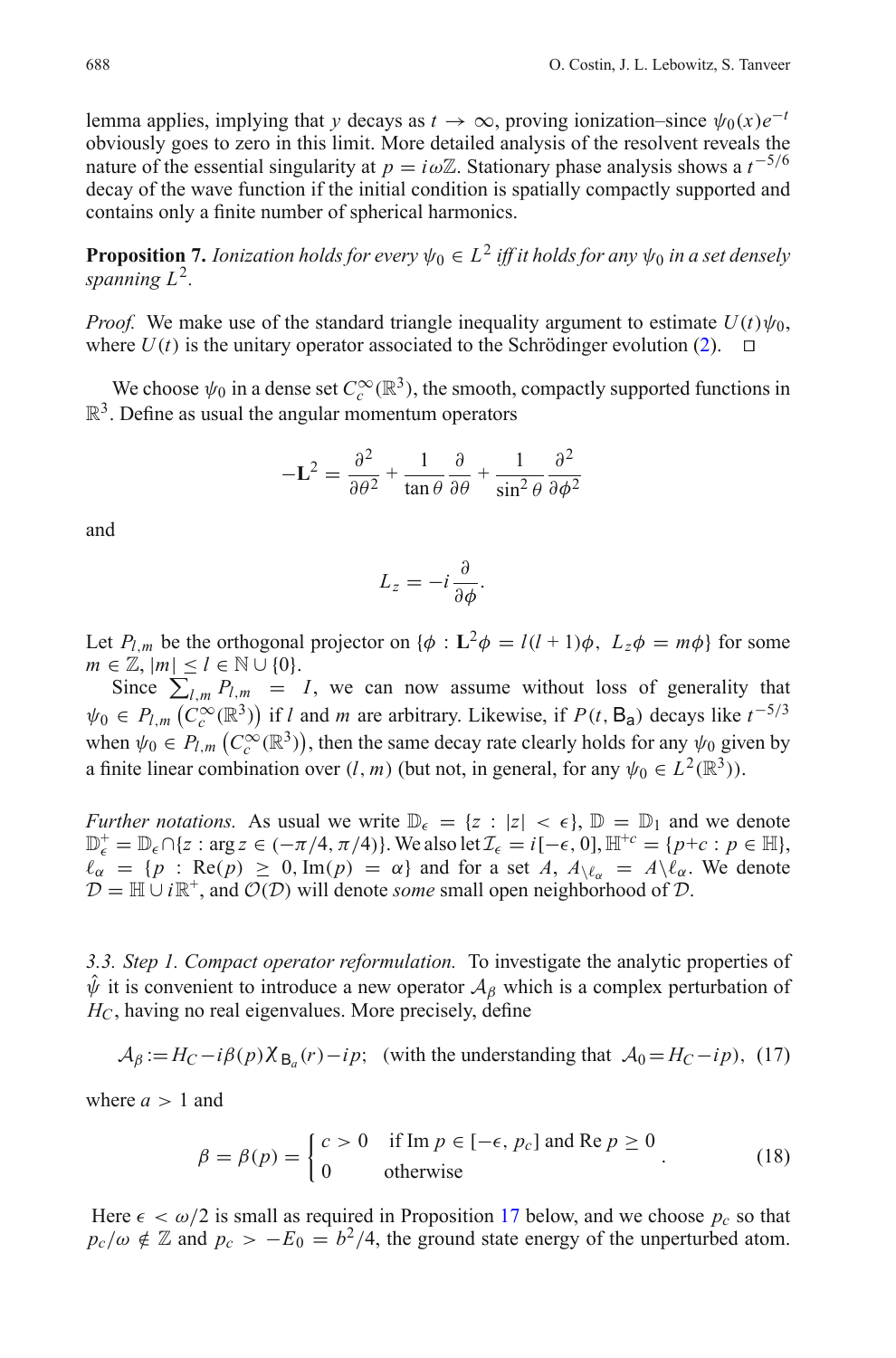lemma applies, implying that $y$ decays as $t \to \infty$, proving ionization–since $\psi_0(x)e^{-t}$ obviously goes to zero in this limit. More detailed analysis of the resolvent reveals the nature of the essential singularity at $p = i\omega\mathbb{Z}$. Stationary phase analysis shows a $t^{-5/6}$ decay of the wave function if the initial condition is spatially compactly supported and contains only a finite number of spherical harmonics.

**Proposition 7.** *Ionization holds for every $\psi_0 \in L^2$ iff it holds for any $\psi_0$ in a set densely spanning $L^2$.*

*Proof.* We make use of the standard triangle inequality argument to estimate $U(t)\psi_0$, where $U(t)$ is the unitary operator associated to the Schrödinger evolution (2). $\square$

We choose $\psi_0$ in a dense set $C_c^\infty(\mathbb{R}^3)$, the smooth, compactly supported functions in $\mathbb{R}^3$. Define as usual the angular momentum operators

$$-\mathbf{L}^2 = \frac{\partial^2}{\partial\theta^2} + \frac{1}{\tan\theta}\frac{\partial}{\partial\theta} + \frac{1}{\sin^2\theta}\frac{\partial^2}{\partial\phi^2}$$

and

$$L_z = -i\frac{\partial}{\partial\phi}.$$

Let $P_{l,m}$ be the orthogonal projector on $\{\phi : \mathbf{L}^2\phi = l(l+1)\phi,\ L_z\phi = m\phi\}$ for some $m \in \mathbb{Z}$, $|m| \le l \in \mathbb{N}\cup\{0\}$.

Since $\sum_{l,m} P_{l,m} = I$, we can now assume without loss of generality that $\psi_0 \in P_{l,m}\left(C_c^\infty(\mathbb{R}^3)\right)$ if $l$ and $m$ are arbitrary. Likewise, if $P(t,\mathsf{B_a})$ decays like $t^{-5/3}$ when $\psi_0 \in P_{l,m}\left(C_c^\infty(\mathbb{R}^3)\right)$, then the same decay rate clearly holds for any $\psi_0$ given by a finite linear combination over $(l,m)$ (but not, in general, for any $\psi_0 \in L^2(\mathbb{R}^3)$).

*Further notations.* As usual we write $\mathbb{D}_\epsilon = \{z : |z| < \epsilon\}$, $\mathbb{D} = \mathbb{D}_1$ and we denote $\mathbb{D}_\epsilon^+ = \mathbb{D}_\epsilon \cap \{z : \arg z \in (-\pi/4, \pi/4)\}$. We also let $\mathcal{I}_\epsilon = i[-\epsilon, 0]$, $\mathbb{H}^{+c} = \{p+c : p \in \mathbb{H}\}$, $\ell_\alpha = \{p : \mathrm{Re}(p) \ge 0, \mathrm{Im}(p) = \alpha\}$ and for a set $A$, $A_{\setminus\ell_\alpha} = A\setminus\ell_\alpha$. We denote $\mathcal{D} = \mathbb{H}\cup i\mathbb{R}^+$, and $\mathcal{O}(\mathcal{D})$ will denote *some* small open neighborhood of $\mathcal{D}$.

### 3.3. Step 1. Compact operator reformulation.

To investigate the analytic properties of $\hat{\psi}$ it is convenient to introduce a new operator $\mathcal{A}_\beta$ which is a complex perturbation of $H_C$, having no real eigenvalues. More precisely, define

$$\mathcal{A}_\beta := H_C - i\beta(p)\chi_{\mathsf{B}_a}(r) - ip; \quad \text{(with the understanding that } \mathcal{A}_0 = H_C - ip), \tag{17}$$

where $a > 1$ and

$$\beta = \beta(p) = \begin{cases} c > 0 & \text{if } \mathrm{Im}\, p \in [-\epsilon, p_c] \text{ and } \mathrm{Re}\, p \ge 0 \\ 0 & \text{otherwise} \end{cases}. \tag{18}$$

Here $\epsilon < \omega/2$ is small as required in Proposition 17 below, and we choose $p_c$ so that $p_c/\omega \notin \mathbb{Z}$ and $p_c > -E_0 = b^2/4$, the ground state energy of the unperturbed atom.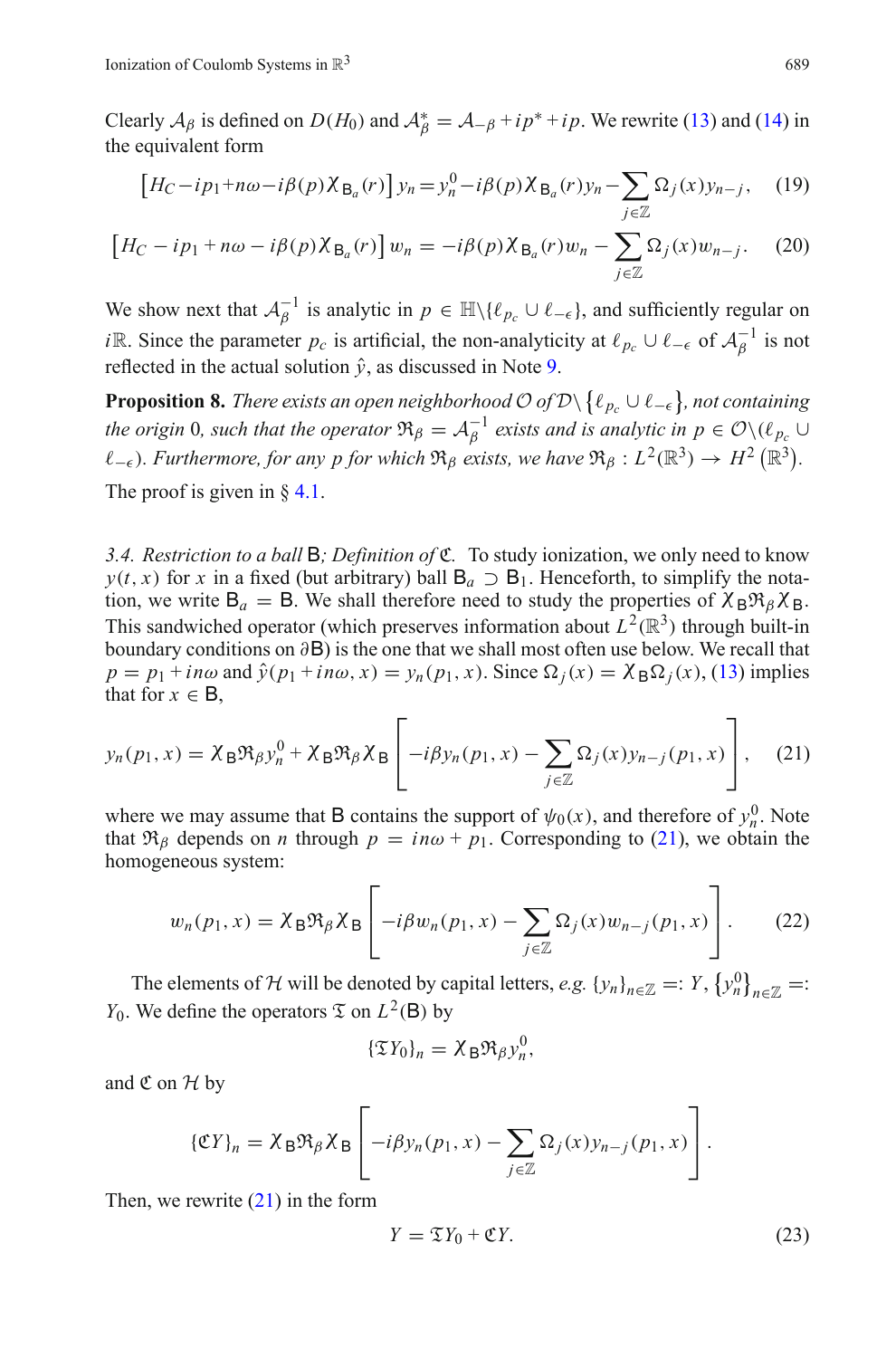Clearly $\mathcal{A}_\beta$ is defined on $D(H_0)$ and $\mathcal{A}_\beta^* = \mathcal{A}_{-\beta} + ip^* + ip$. We rewrite (13) and (14) in the equivalent form

$$\left[H_C - ip_1 + n\omega - i\beta(p)\chi_{\mathsf{B}_a}(r)\right] y_n = y_n^0 - i\beta(p)\chi_{\mathsf{B}_a}(r) y_n - \sum_{j\in\mathbb{Z}} \Omega_j(x) y_{n-j}, \quad (19)$$

$$\left[H_C - ip_1 + n\omega - i\beta(p)\chi_{\mathsf{B}_a}(r)\right] w_n = -i\beta(p)\chi_{\mathsf{B}_a}(r) w_n - \sum_{j\in\mathbb{Z}} \Omega_j(x) w_{n-j}. \quad (20)$$

We show next that $\mathcal{A}_\beta^{-1}$ is analytic in $p \in \mathbb{H}\backslash\{\ell_{p_c} \cup \ell_{-\epsilon}\}$, and sufficiently regular on $i\mathbb{R}$. Since the parameter $p_c$ is artificial, the non-analyticity at $\ell_{p_c} \cup \ell_{-\epsilon}$ of $\mathcal{A}_\beta^{-1}$ is not reflected in the actual solution $\hat{y}$, as discussed in Note 9.

**Proposition 8.** *There exists an open neighborhood $\mathcal{O}$ of $\mathcal{D}\backslash\left\{\ell_{p_c} \cup \ell_{-\epsilon}\right\}$, not containing the origin 0, such that the operator $\mathfrak{R}_\beta = \mathcal{A}_\beta^{-1}$ exists and is analytic in $p \in \mathcal{O}\backslash(\ell_{p_c} \cup \ell_{-\epsilon})$. Furthermore, for any $p$ for which $\mathfrak{R}_\beta$ exists, we have $\mathfrak{R}_\beta : L^2(\mathbb{R}^3) \to H^2\left(\mathbb{R}^3\right)$.*

The proof is given in § 4.1.

*3.4. Restriction to a ball $\mathsf{B}$; Definition of $\mathfrak{C}$.* To study ionization, we only need to know $y(t, x)$ for $x$ in a fixed (but arbitrary) ball $\mathsf{B}_a \supset \mathsf{B}_1$. Henceforth, to simplify the notation, we write $\mathsf{B}_a = \mathsf{B}$. We shall therefore need to study the properties of $\chi_{\mathsf{B}}\mathfrak{R}_\beta\chi_{\mathsf{B}}$. This sandwiched operator (which preserves information about $L^2(\mathbb{R}^3)$ through built-in boundary conditions on $\partial\mathsf{B}$) is the one that we shall most often use below. We recall that $p = p_1 + in\omega$ and $\hat{y}(p_1 + in\omega, x) = y_n(p_1, x)$. Since $\Omega_j(x) = \chi_{\mathsf{B}}\Omega_j(x)$, (13) implies that for $x \in \mathsf{B}$,

$$y_n(p_1, x) = \chi_{\mathsf{B}}\mathfrak{R}_\beta y_n^0 + \chi_{\mathsf{B}}\mathfrak{R}_\beta\chi_{\mathsf{B}}\left[-i\beta y_n(p_1, x) - \sum_{j\in\mathbb{Z}} \Omega_j(x) y_{n-j}(p_1, x)\right], \quad (21)$$

where we may assume that $\mathsf{B}$ contains the support of $\psi_0(x)$, and therefore of $y_n^0$. Note that $\mathfrak{R}_\beta$ depends on $n$ through $p = in\omega + p_1$. Corresponding to (21), we obtain the homogeneous system:

$$w_n(p_1, x) = \chi_{\mathsf{B}}\mathfrak{R}_\beta\chi_{\mathsf{B}}\left[-i\beta w_n(p_1, x) - \sum_{j\in\mathbb{Z}} \Omega_j(x) w_{n-j}(p_1, x)\right]. \quad (22)$$

The elements of $\mathcal{H}$ will be denoted by capital letters, *e.g.* $\{y_n\}_{n\in\mathbb{Z}} =: Y$, $\left\{y_n^0\right\}_{n\in\mathbb{Z}} =: Y_0$. We define the operators $\mathfrak{T}$ on $L^2(\mathsf{B})$ by

$$\{\mathfrak{T}Y_0\}_n = \chi_{\mathsf{B}}\mathfrak{R}_\beta y_n^0,$$

and $\mathfrak{C}$ on $\mathcal{H}$ by

$$\{\mathfrak{C}Y\}_n = \chi_{\mathsf{B}}\mathfrak{R}_\beta\chi_{\mathsf{B}}\left[-i\beta y_n(p_1, x) - \sum_{j\in\mathbb{Z}} \Omega_j(x) y_{n-j}(p_1, x)\right].$$

Then, we rewrite (21) in the form

$$Y = \mathfrak{T}Y_0 + \mathfrak{C}Y. \quad (23)$$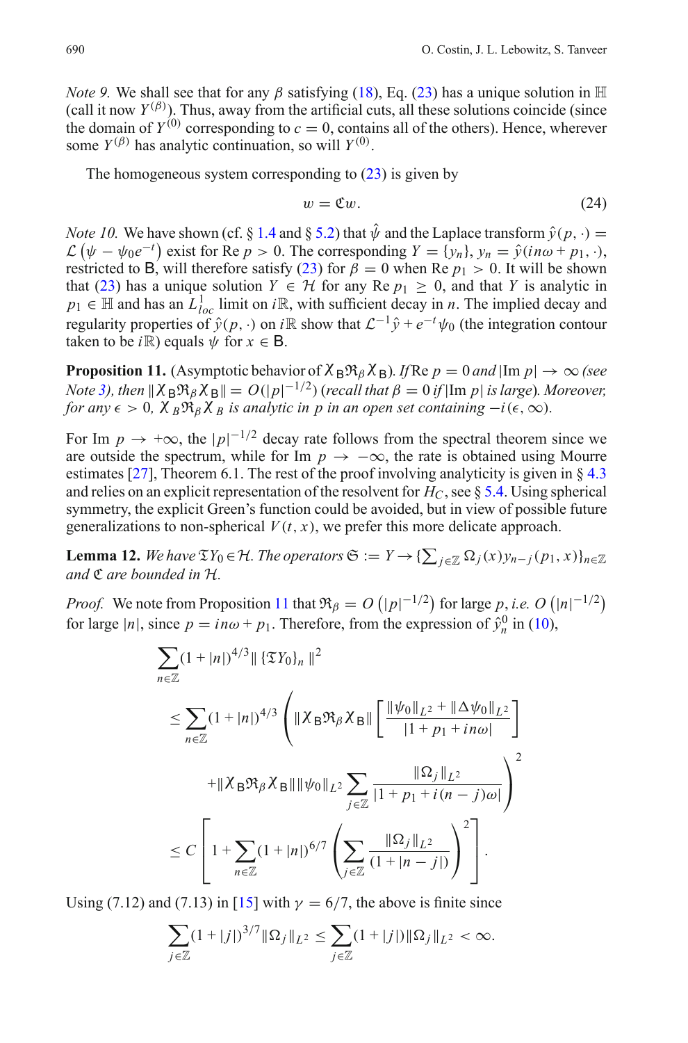*Note 9.* We shall see that for any $\beta$ satisfying (18), Eq. (23) has a unique solution in $\mathbb{H}$ (call it now $Y^{(\beta)}$). Thus, away from the artificial cuts, all these solutions coincide (since the domain of $Y^{(0)}$ corresponding to $c = 0$, contains all of the others). Hence, wherever some $Y^{(\beta)}$ has analytic continuation, so will $Y^{(0)}$.

The homogeneous system corresponding to (23) is given by

$$w = \mathfrak{C}w. \tag{24}$$

*Note 10.* We have shown (cf. § 1.4 and § 5.2) that $\hat{\psi}$ and the Laplace transform $\hat{y}(p, \cdot) = \mathcal{L}\left(\psi - \psi_0 e^{-t}\right)$ exist for Re $p > 0$. The corresponding $Y = \{y_n\}$, $y_n = \hat{y}(in\omega + p_1, \cdot)$, restricted to $\mathsf{B}$, will therefore satisfy (23) for $\beta = 0$ when Re $p_1 > 0$. It will be shown that (23) has a unique solution $Y \in \mathcal{H}$ for any Re $p_1 \geq 0$, and that $Y$ is analytic in $p_1 \in \mathbb{H}$ and has an $L^1_{loc}$ limit on $i\mathbb{R}$, with sufficient decay in $n$. The implied decay and regularity properties of $\hat{y}(p, \cdot)$ on $i\mathbb{R}$ show that $\mathcal{L}^{-1}\hat{y} + e^{-t}\psi_0$ (the integration contour taken to be $i\mathbb{R}$) equals $\psi$ for $x \in \mathsf{B}$.

**Proposition 11.** (Asymptotic behavior of $\chi_{\mathsf{B}}\mathfrak{R}_\beta\chi_{\mathsf{B}}$). *If* Re $p = 0$ *and* $|\text{Im}\, p| \to \infty$ *(see Note 3), then* $\|\chi_{\mathsf{B}}\mathfrak{R}_\beta\chi_{\mathsf{B}}\| = O(|p|^{-1/2})$ *(recall that* $\beta = 0$ *if* $|\text{Im}\, p|$ *is large). Moreover, for any* $\epsilon > 0$, $\chi_B\mathfrak{R}_\beta\chi_B$ *is analytic in* $p$ *in an open set containing* $-i(\epsilon, \infty)$.

For Im $p \to +\infty$, the $|p|^{-1/2}$ decay rate follows from the spectral theorem since we are outside the spectrum, while for Im $p \to -\infty$, the rate is obtained using Mourre estimates [27], Theorem 6.1. The rest of the proof involving analyticity is given in § 4.3 and relies on an explicit representation of the resolvent for $H_C$, see § 5.4. Using spherical symmetry, the explicit Green's function could be avoided, but in view of possible future generalizations to non-spherical $V(t, x)$, we prefer this more delicate approach.

**Lemma 12.** *We have* $\mathfrak{T}Y_0 \in \mathcal{H}$. *The operators* $\mathfrak{S} := Y \to \{\sum_{j\in\mathbb{Z}} \Omega_j(x) y_{n-j}(p_1, x)\}_{n\in\mathbb{Z}}$ *and* $\mathfrak{C}$ *are bounded in* $\mathcal{H}$.

*Proof.* We note from Proposition 11 that $\mathfrak{R}_\beta = O\left(|p|^{-1/2}\right)$ for large $p$, *i.e.* $O\left(|n|^{-1/2}\right)$ for large $|n|$, since $p = in\omega + p_1$. Therefore, from the expression of $\hat{y}^0_n$ in (10),

$$\sum_{n\in\mathbb{Z}} (1 + |n|)^{4/3} \|\{\mathfrak{T}Y_0\}_n\|^2$$

$$\leq \sum_{n\in\mathbb{Z}} (1 + |n|)^{4/3} \left( \|\chi_{\mathsf{B}}\mathfrak{R}_\beta\chi_{\mathsf{B}}\| \left[ \frac{\|\psi_0\|_{L^2} + \|\Delta\psi_0\|_{L^2}}{|1 + p_1 + in\omega|} \right] \right.$$

$$\left. + \|\chi_{\mathsf{B}}\mathfrak{R}_\beta\chi_{\mathsf{B}}\| \|\psi_0\|_{L^2} \sum_{j\in\mathbb{Z}} \frac{\|\Omega_j\|_{L^2}}{|1 + p_1 + i(n-j)\omega|} \right)^2$$

$$\leq C\left[ 1 + \sum_{n\in\mathbb{Z}} (1 + |n|)^{6/7} \left( \sum_{j\in\mathbb{Z}} \frac{\|\Omega_j\|_{L^2}}{(1 + |n - j|)} \right)^2 \right].$$

Using (7.12) and (7.13) in [15] with $\gamma = 6/7$, the above is finite since

$$\sum_{j\in\mathbb{Z}} (1 + |j|)^{3/7} \|\Omega_j\|_{L^2} \leq \sum_{j\in\mathbb{Z}} (1 + |j|) \|\Omega_j\|_{L^2} < \infty.$$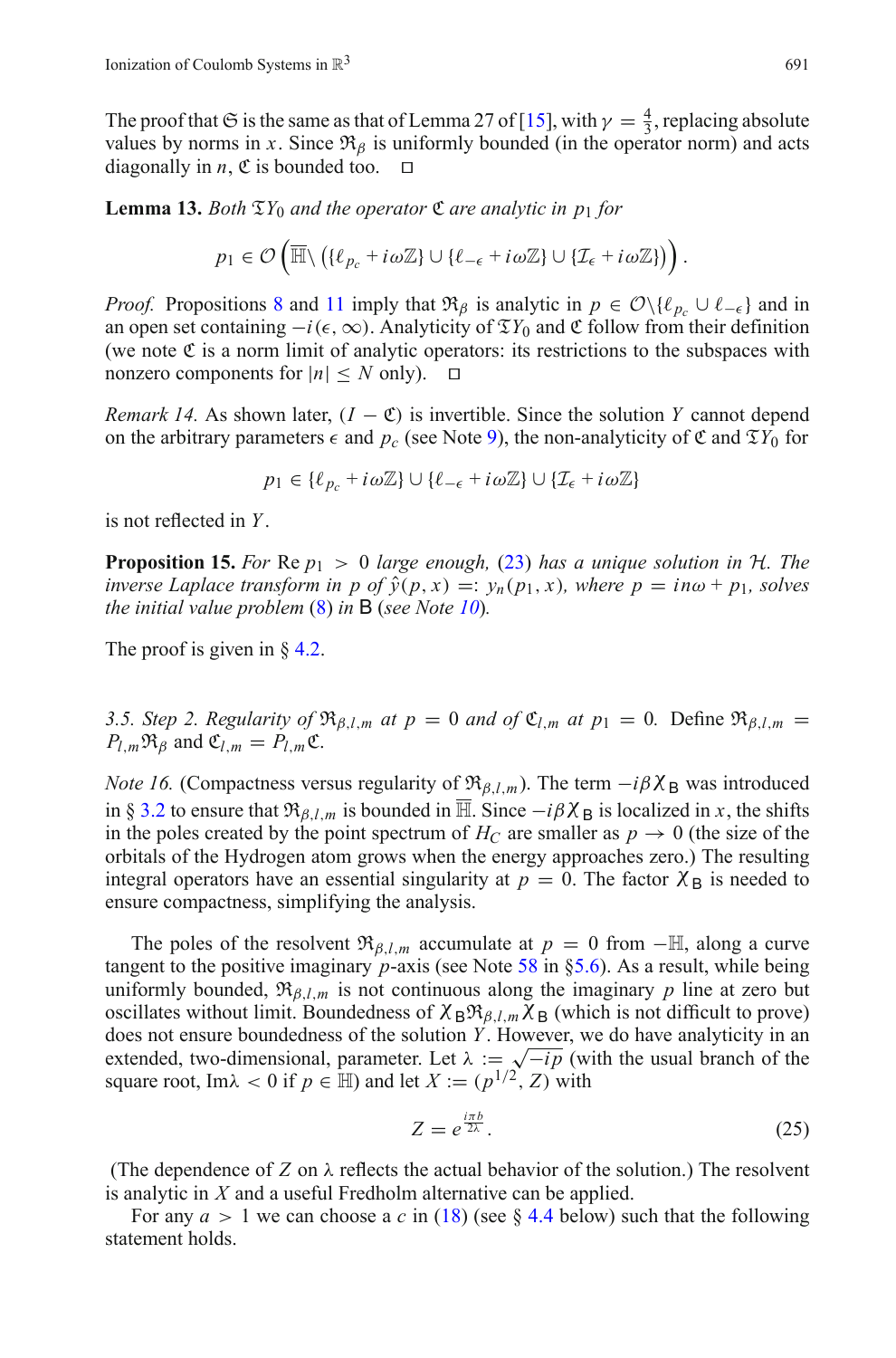The proof that $\mathfrak{S}$ is the same as that of Lemma 27 of [15], with $\gamma = \frac{4}{3}$, replacing absolute values by norms in $x$. Since $\mathfrak{R}_\beta$ is uniformly bounded (in the operator norm) and acts diagonally in $n$, $\mathfrak{C}$ is bounded too. $\square$

**Lemma 13.** *Both $\mathfrak{T}Y_0$ and the operator $\mathfrak{C}$ are analytic in $p_1$ for*

$$p_1 \in \mathcal{O}\left(\overline{\mathbb{H}} \setminus \left(\{\ell_{p_c} + i\omega\mathbb{Z}\} \cup \{\ell_{-\epsilon} + i\omega\mathbb{Z}\} \cup \{\mathcal{I}_\epsilon + i\omega\mathbb{Z}\}\right)\right).$$

*Proof.* Propositions 8 and 11 imply that $\mathfrak{R}_\beta$ is analytic in $p \in \mathcal{O}\setminus\{\ell_{p_c} \cup \ell_{-\epsilon}\}$ and in an open set containing $-i(\epsilon, \infty)$. Analyticity of $\mathfrak{T}Y_0$ and $\mathfrak{C}$ follow from their definition (we note $\mathfrak{C}$ is a norm limit of analytic operators: its restrictions to the subspaces with nonzero components for $|n| \le N$ only). $\square$

*Remark 14.* As shown later, $(I - \mathfrak{C})$ is invertible. Since the solution $Y$ cannot depend on the arbitrary parameters $\epsilon$ and $p_c$ (see Note 9), the non-analyticity of $\mathfrak{C}$ and $\mathfrak{T}Y_0$ for

$$p_1 \in \{\ell_{p_c} + i\omega\mathbb{Z}\} \cup \{\ell_{-\epsilon} + i\omega\mathbb{Z}\} \cup \{\mathcal{I}_\epsilon + i\omega\mathbb{Z}\}$$

is not reflected in $Y$.

**Proposition 15.** *For* $\operatorname{Re} p_1 > 0$ *large enough,* (23) *has a unique solution in $\mathcal{H}$. The inverse Laplace transform in $p$ of $\hat{y}(p, x) =: y_n(p_1, x)$, where $p = in\omega + p_1$, solves the initial value problem* (8) *in* $\mathsf{B}$ (*see Note 10*).

The proof is given in § 4.2.

*3.5. Step 2. Regularity of $\mathfrak{R}_{\beta,l,m}$ at $p = 0$ and of $\mathfrak{C}_{l,m}$ at $p_1 = 0$.* Define $\mathfrak{R}_{\beta,l,m} = P_{l,m}\mathfrak{R}_\beta$ and $\mathfrak{C}_{l,m} = P_{l,m}\mathfrak{C}$.

*Note 16.* (Compactness versus regularity of $\mathfrak{R}_{\beta,l,m}$). The term $-i\beta\chi_{\mathsf{B}}$ was introduced in § 3.2 to ensure that $\mathfrak{R}_{\beta,l,m}$ is bounded in $\overline{\mathbb{H}}$. Since $-i\beta\chi_{\mathsf{B}}$ is localized in $x$, the shifts in the poles created by the point spectrum of $H_C$ are smaller as $p \to 0$ (the size of the orbitals of the Hydrogen atom grows when the energy approaches zero.) The resulting integral operators have an essential singularity at $p = 0$. The factor $\chi_{\mathsf{B}}$ is needed to ensure compactness, simplifying the analysis.

The poles of the resolvent $\mathfrak{R}_{\beta,l,m}$ accumulate at $p = 0$ from $-\mathbb{H}$, along a curve tangent to the positive imaginary $p$-axis (see Note 58 in §5.6). As a result, while being uniformly bounded, $\mathfrak{R}_{\beta,l,m}$ is not continuous along the imaginary $p$ line at zero but oscillates without limit. Boundedness of $\chi_{\mathsf{B}}\mathfrak{R}_{\beta,l,m}\chi_{\mathsf{B}}$ (which is not difficult to prove) does not ensure boundedness of the solution $Y$. However, we do have analyticity in an extended, two-dimensional, parameter. Let $\lambda := \sqrt{-ip}$ (with the usual branch of the square root, $\operatorname{Im}\lambda < 0$ if $p \in \mathbb{H}$) and let $X := (p^{1/2}, Z)$ with

$$Z = e^{\frac{i\pi b}{2\lambda}}. \tag{25}$$

(The dependence of $Z$ on $\lambda$ reflects the actual behavior of the solution.) The resolvent is analytic in $X$ and a useful Fredholm alternative can be applied.

For any $a > 1$ we can choose a $c$ in (18) (see § 4.4 below) such that the following statement holds.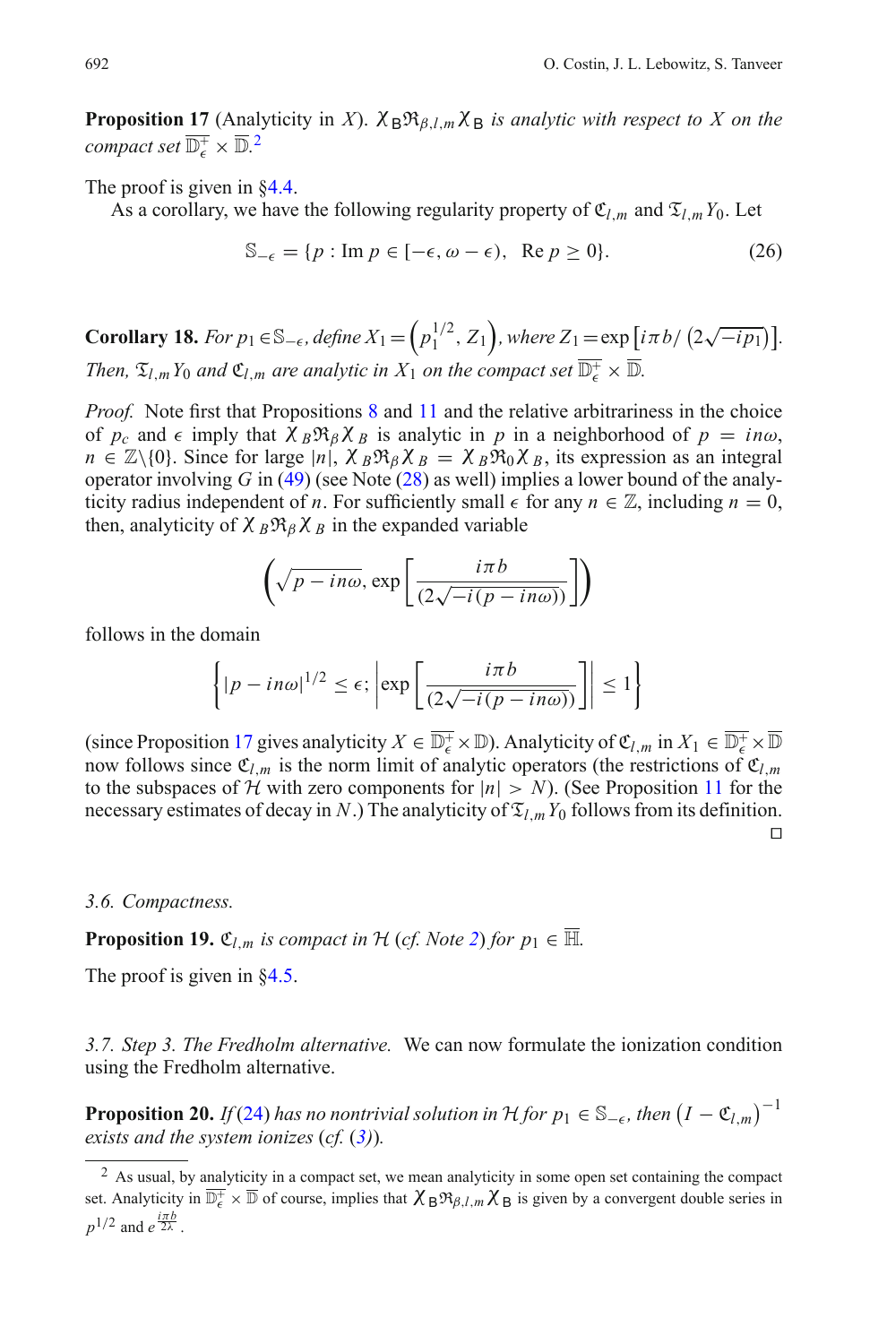**Proposition 17** (Analyticity in $X$). *$\chi_{\mathsf{B}}\mathfrak{R}_{\beta,l,m}\chi_{\mathsf{B}}$ is analytic with respect to $X$ on the compact set $\overline{\mathbb{D}_\epsilon^+} \times \overline{\mathbb{D}}$.*[2]

The proof is given in §4.4.

As a corollary, we have the following regularity property of $\mathfrak{C}_{l,m}$ and $\mathfrak{T}_{l,m}Y_0$. Let

$$\mathbb{S}_{-\epsilon} = \{p : \operatorname{Im} p \in [-\epsilon, \omega - \epsilon), \ \operatorname{Re} p \geq 0\}. \tag{26}$$

**Corollary 18.** *For $p_1 \in \mathbb{S}_{-\epsilon}$, define $X_1 = \left(p_1^{1/2}, Z_1\right)$, where $Z_1 = \exp\left[i\pi b/\left(2\sqrt{-ip_1}\right)\right]$. Then, $\mathfrak{T}_{l,m}Y_0$ and $\mathfrak{C}_{l,m}$ are analytic in $X_1$ on the compact set $\overline{\mathbb{D}_\epsilon^+} \times \overline{\mathbb{D}}$.*

*Proof.* Note first that Propositions 8 and 11 and the relative arbitrariness in the choice of $p_c$ and $\epsilon$ imply that $\chi_B\mathfrak{R}_\beta\chi_B$ is analytic in $p$ in a neighborhood of $p = in\omega$, $n \in \mathbb{Z}\backslash\{0\}$. Since for large $|n|$, $\chi_B\mathfrak{R}_\beta\chi_B = \chi_B\mathfrak{R}_0\chi_B$, its expression as an integral operator involving $G$ in (49) (see Note (28) as well) implies a lower bound of the analyticity radius independent of $n$. For sufficiently small $\epsilon$ for any $n \in \mathbb{Z}$, including $n = 0$, then, analyticity of $\chi_B\mathfrak{R}_\beta\chi_B$ in the expanded variable

$$\left(\sqrt{p - in\omega}, \exp\left[\frac{i\pi b}{(2\sqrt{-i(p - in\omega)})}\right]\right)$$

follows in the domain

$$\left\{|p - in\omega|^{1/2} \leq \epsilon; \left|\exp\left[\frac{i\pi b}{(2\sqrt{-i(p - in\omega)})}\right]\right| \leq 1\right\}$$

(since Proposition 17 gives analyticity $X \in \overline{\mathbb{D}_\epsilon^+} \times \mathbb{D}$). Analyticity of $\mathfrak{C}_{l,m}$ in $X_1 \in \overline{\mathbb{D}_\epsilon^+} \times \overline{\mathbb{D}}$ now follows since $\mathfrak{C}_{l,m}$ is the norm limit of analytic operators (the restrictions of $\mathfrak{C}_{l,m}$ to the subspaces of $\mathcal{H}$ with zero components for $|n| > N$). (See Proposition 11 for the necessary estimates of decay in $N$.) The analyticity of $\mathfrak{T}_{l,m}Y_0$ follows from its definition. $\square$

*3.6. Compactness.*

**Proposition 19.** *$\mathfrak{C}_{l,m}$ is compact in $\mathcal{H}$ (cf. Note 2) for $p_1 \in \overline{\mathbb{H}}$.*

The proof is given in §4.5.

*3.7. Step 3. The Fredholm alternative.* We can now formulate the ionization condition using the Fredholm alternative.

**Proposition 20.** *If (24) has no nontrivial solution in $\mathcal{H}$ for $p_1 \in \mathbb{S}_{-\epsilon}$, then $\left(I - \mathfrak{C}_{l,m}\right)^{-1}$ exists and the system ionizes (cf. (3)).*

---

[2] As usual, by analyticity in a compact set, we mean analyticity in some open set containing the compact set. Analyticity in $\overline{\mathbb{D}_\epsilon^+} \times \overline{\mathbb{D}}$ of course, implies that $\chi_{\mathsf{B}}\mathfrak{R}_{\beta,l,m}\chi_{\mathsf{B}}$ is given by a convergent double series in $p^{1/2}$ and $e^{\frac{i\pi b}{2\lambda}}$.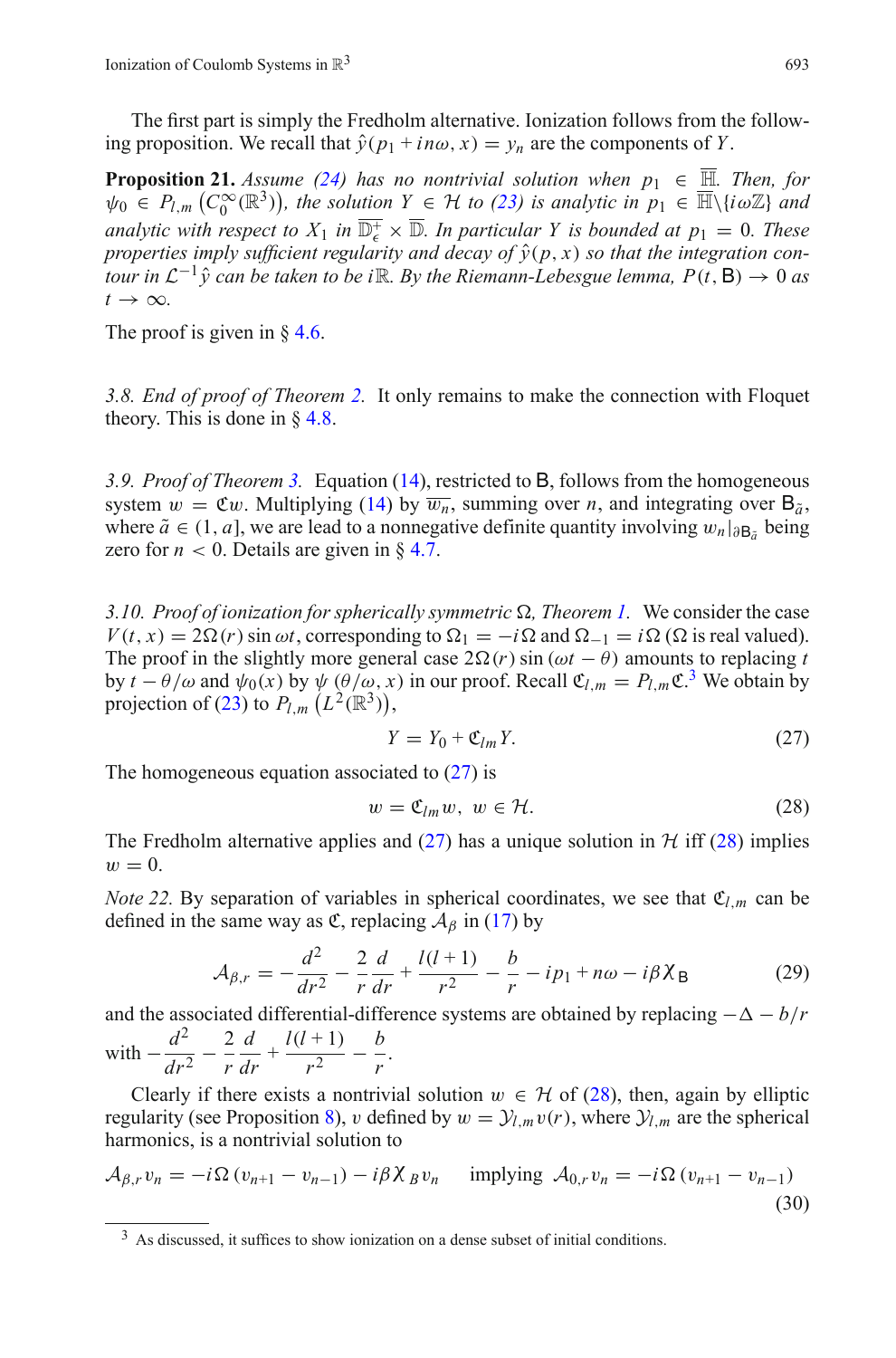The first part is simply the Fredholm alternative. Ionization follows from the following proposition. We recall that $\hat{y}(p_1 + in\omega, x) = y_n$ are the components of $Y$.

**Proposition 21.** *Assume (24) has no nontrivial solution when $p_1 \in \overline{\mathbb{H}}$. Then, for $\psi_0 \in P_{l,m}\left(C_0^\infty(\mathbb{R}^3)\right)$, the solution $Y \in \mathcal{H}$ to (23) is analytic in $p_1 \in \overline{\mathbb{H}} \backslash \{i\omega\mathbb{Z}\}$ and analytic with respect to $X_1$ in $\overline{\mathbb{D}_\epsilon^+} \times \overline{\mathbb{D}}$. In particular $Y$ is bounded at $p_1 = 0$. These properties imply sufficient regularity and decay of $\hat{y}(p, x)$ so that the integration contour in $\mathcal{L}^{-1}\hat{y}$ can be taken to be $i\mathbb{R}$. By the Riemann-Lebesgue lemma, $P(t, \mathsf{B}) \to 0$ as $t \to \infty$.*

The proof is given in § 4.6.

*3.8. End of proof of Theorem 2.* It only remains to make the connection with Floquet theory. This is done in § 4.8.

*3.9. Proof of Theorem 3.* Equation (14), restricted to $\mathsf{B}$, follows from the homogeneous system $w = \mathfrak{C}w$. Multiplying (14) by $\overline{w_n}$, summing over $n$, and integrating over $\mathsf{B}_{\tilde{a}}$, where $\tilde{a} \in (1, a]$, we are lead to a nonnegative definite quantity involving $w_n|_{\partial \mathsf{B}_{\tilde{a}}}$ being zero for $n < 0$. Details are given in § 4.7.

*3.10. Proof of ionization for spherically symmetric $\Omega$, Theorem 1.* We consider the case $V(t, x) = 2\Omega(r)\sin\omega t$, corresponding to $\Omega_1 = -i\Omega$ and $\Omega_{-1} = i\Omega$ ($\Omega$ is real valued). The proof in the slightly more general case $2\Omega(r)\sin(\omega t - \theta)$ amounts to replacing $t$ by $t - \theta/\omega$ and $\psi_0(x)$ by $\psi(\theta/\omega, x)$ in our proof. Recall $\mathfrak{C}_{l,m} = P_{l,m}\mathfrak{C}$.[3] We obtain by projection of (23) to $P_{l,m}\left(L^2(\mathbb{R}^3)\right)$,

$$Y = Y_0 + \mathfrak{C}_{lm}Y. \tag{27}$$

The homogeneous equation associated to (27) is

$$w = \mathfrak{C}_{lm}w,\ \ w \in \mathcal{H}. \tag{28}$$

The Fredholm alternative applies and (27) has a unique solution in $\mathcal{H}$ iff (28) implies $w = 0$.

*Note 22.* By separation of variables in spherical coordinates, we see that $\mathfrak{C}_{l,m}$ can be defined in the same way as $\mathfrak{C}$, replacing $\mathcal{A}_\beta$ in (17) by

$$\mathcal{A}_{\beta,r} = -\frac{d^2}{dr^2} - \frac{2}{r}\frac{d}{dr} + \frac{l(l+1)}{r^2} - \frac{b}{r} - ip_1 + n\omega - i\beta\chi_{\mathsf{B}} \tag{29}$$

and the associated differential-difference systems are obtained by replacing $-\Delta - b/r$ with $-\dfrac{d^2}{dr^2} - \dfrac{2}{r}\dfrac{d}{dr} + \dfrac{l(l+1)}{r^2} - \dfrac{b}{r}$.

Clearly if there exists a nontrivial solution $w \in \mathcal{H}$ of (28), then, again by elliptic regularity (see Proposition 8), $v$ defined by $w = \mathcal{Y}_{l,m}v(r)$, where $\mathcal{Y}_{l,m}$ are the spherical harmonics, is a nontrivial solution to

$$\mathcal{A}_{\beta,r}v_n = -i\Omega\,(v_{n+1} - v_{n-1}) - i\beta\chi_{B}v_n \quad \text{ implying } \ \mathcal{A}_{0,r}v_n = -i\Omega\,(v_{n+1} - v_{n-1}) \tag{30}$$

---

[3] As discussed, it suffices to show ionization on a dense subset of initial conditions.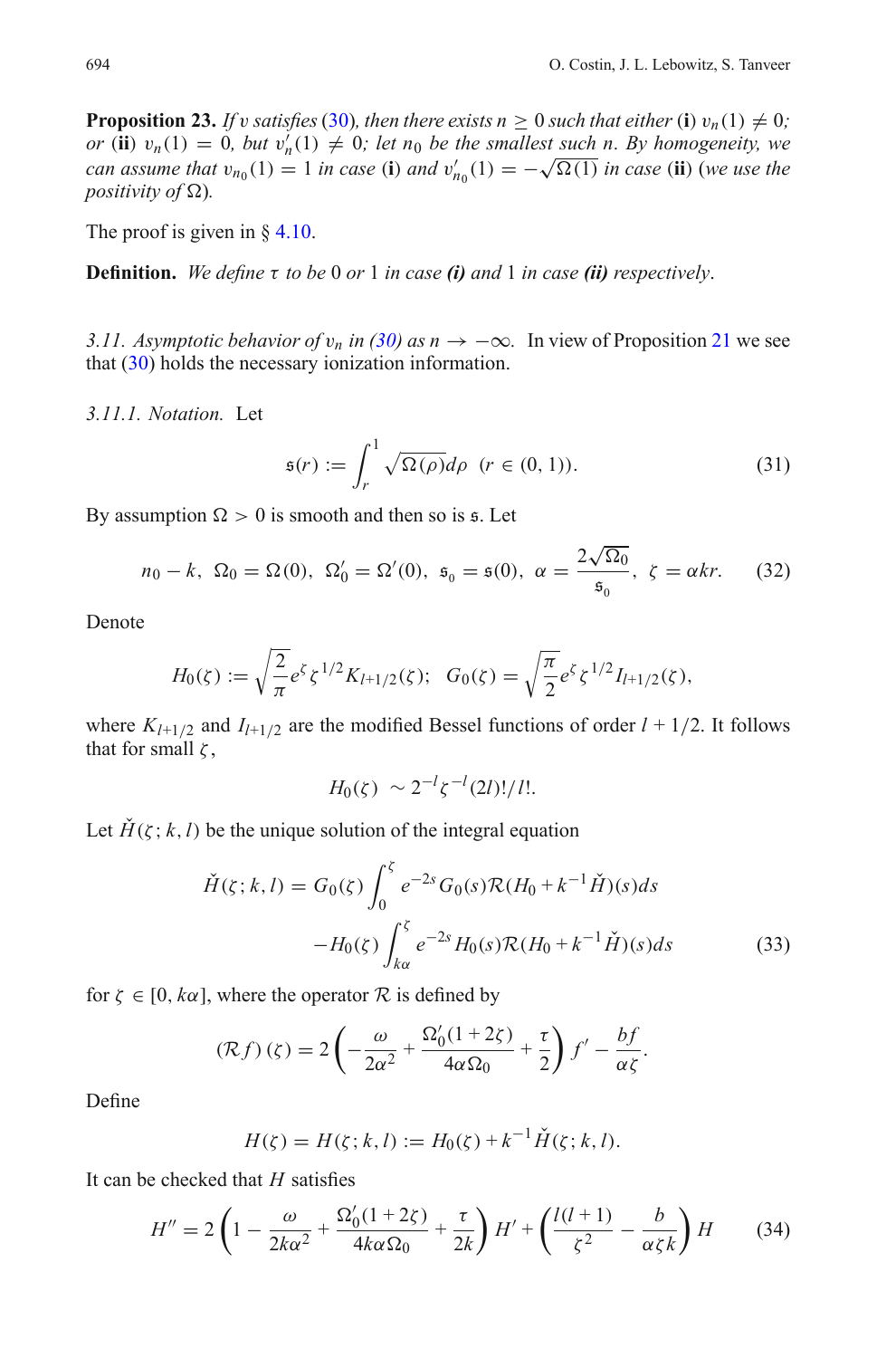**Proposition 23.** *If $v$ satisfies (30), then there exists $n \geq 0$ such that either* (**i**) $v_n(1) \neq 0$*; or* (**ii**) $v_n(1) = 0$*, but $v_n'(1) \neq 0$; let $n_0$ be the smallest such $n$. By homogeneity, we can assume that $v_{n_0}(1) = 1$ in case* (**i**) *and $v_{n_0}'(1) = -\sqrt{\Omega(1)}$ in case* (**ii**) *(we use the positivity of $\Omega$).*

The proof is given in § 4.10.

**Definition.** *We define $\tau$ to be 0 or 1 in case **(i)** and 1 in case **(ii)** respectively.*

*3.11. Asymptotic behavior of $v_n$ in (30) as $n \to -\infty$.* In view of Proposition 21 we see that (30) holds the necessary ionization information.

*3.11.1. Notation.* Let

$$\mathfrak{s}(r) := \int_r^1 \sqrt{\Omega(\rho)} d\rho \quad (r \in (0, 1)). \tag{31}$$

By assumption $\Omega > 0$ is smooth and then so is $\mathfrak{s}$. Let

$$n_0 - k, \; \Omega_0 = \Omega(0), \; \Omega_0' = \Omega'(0), \; \mathfrak{s}_0 = \mathfrak{s}(0), \; \alpha = \frac{2\sqrt{\Omega_0}}{\mathfrak{s}_0}, \; \zeta = \alpha k r. \tag{32}$$

Denote

$$H_0(\zeta) := \sqrt{\frac{2}{\pi}} e^{\zeta} \zeta^{1/2} K_{l+1/2}(\zeta); \quad G_0(\zeta) = \sqrt{\frac{\pi}{2}} e^{\zeta} \zeta^{1/2} I_{l+1/2}(\zeta),$$

where $K_{l+1/2}$ and $I_{l+1/2}$ are the modified Bessel functions of order $l + 1/2$. It follows that for small $\zeta$,

$$H_0(\zeta) \sim 2^{-l} \zeta^{-l} (2l)!/l!.$$

Let $\check{H}(\zeta; k, l)$ be the unique solution of the integral equation

$$\begin{aligned}\check{H}(\zeta; k, l) = {} & G_0(\zeta) \int_0^{\zeta} e^{-2s} G_0(s) \mathcal{R}(H_0 + k^{-1} \check{H})(s) ds \\ & - H_0(\zeta) \int_{k\alpha}^{\zeta} e^{-2s} H_0(s) \mathcal{R}(H_0 + k^{-1} \check{H})(s) ds\end{aligned} \tag{33}$$

for $\zeta \in [0, k\alpha]$, where the operator $\mathcal{R}$ is defined by

$$(\mathcal{R} f)(\zeta) = 2 \left( -\frac{\omega}{2\alpha^2} + \frac{\Omega_0'(1 + 2\zeta)}{4\alpha\Omega_0} + \frac{\tau}{2} \right) f' - \frac{bf}{\alpha\zeta}.$$

Define

$$H(\zeta) = H(\zeta; k, l) := H_0(\zeta) + k^{-1} \check{H}(\zeta; k, l).$$

It can be checked that $H$ satisfies

$$H'' = 2 \left( 1 - \frac{\omega}{2k\alpha^2} + \frac{\Omega_0'(1 + 2\zeta)}{4k\alpha\Omega_0} + \frac{\tau}{2k} \right) H' + \left( \frac{l(l+1)}{\zeta^2} - \frac{b}{\alpha\zeta k} \right) H \tag{34}$$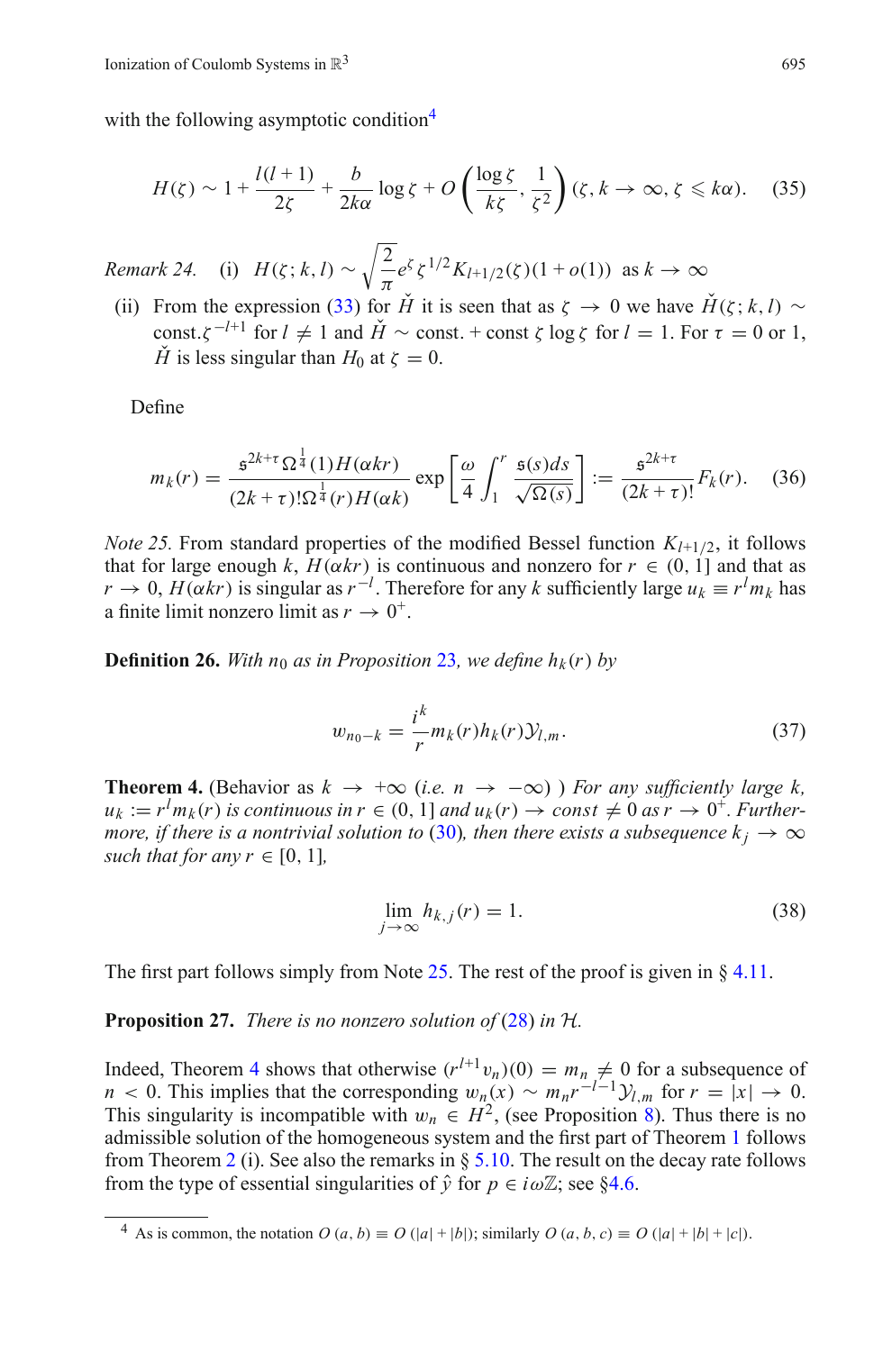with the following asymptotic condition[4]

$$H(\zeta) \sim 1 + \frac{l(l+1)}{2\zeta} + \frac{b}{2k\alpha}\log\zeta + O\left(\frac{\log\zeta}{k\zeta}, \frac{1}{\zeta^2}\right)(\zeta, k \to \infty, \zeta \leqslant k\alpha). \quad (35)$$

*Remark 24.* (i) $H(\zeta; k, l) \sim \sqrt{\frac{2}{\pi}} e^{\zeta} \zeta^{1/2} K_{l+1/2}(\zeta)(1 + o(1))$ as $k \to \infty$

(ii) From the expression (33) for $\check{H}$ it is seen that as $\zeta \to 0$ we have $\check{H}(\zeta; k, l) \sim$ const.$\zeta^{-l+1}$ for $l \neq 1$ and $\check{H} \sim$ const. + const $\zeta \log\zeta$ for $l = 1$. For $\tau = 0$ or 1, $\check{H}$ is less singular than $H_0$ at $\zeta = 0$.

Define

$$m_k(r) = \frac{\mathfrak{s}^{2k+\tau}\Omega^{\frac{1}{4}}(1)H(\alpha kr)}{(2k+\tau)!\Omega^{\frac{1}{4}}(r)H(\alpha k)} \exp\left[\frac{\omega}{4}\int_1^r \frac{\mathfrak{s}(s)ds}{\sqrt{\Omega(s)}}\right] := \frac{\mathfrak{s}^{2k+\tau}}{(2k+\tau)!}F_k(r). \quad (36)$$

*Note 25.* From standard properties of the modified Bessel function $K_{l+1/2}$, it follows that for large enough $k$, $H(\alpha kr)$ is continuous and nonzero for $r \in (0, 1]$ and that as $r \to 0$, $H(\alpha kr)$ is singular as $r^{-l}$. Therefore for any $k$ sufficiently large $u_k \equiv r^l m_k$ has a finite limit nonzero limit as $r \to 0^+$.

**Definition 26.** *With $n_0$ as in Proposition 23, we define $h_k(r)$ by*

$$w_{n_0-k} = \frac{i^k}{r} m_k(r) h_k(r) \mathcal{Y}_{l,m}. \quad (37)$$

**Theorem 4.** (Behavior as $k \to +\infty$ (*i.e.* $n \to -\infty$) ) *For any sufficiently large $k$, $u_k := r^l m_k(r)$ is continuous in $r \in (0, 1]$ and $u_k(r) \to const \neq 0$ as $r \to 0^+$. Furthermore, if there is a nontrivial solution to* (30)*, then there exists a subsequence $k_j \to \infty$ such that for any $r \in [0, 1]$,*

$$\lim_{j \to \infty} h_{k,j}(r) = 1. \quad (38)$$

The first part follows simply from Note 25. The rest of the proof is given in § 4.11.

**Proposition 27.** *There is no nonzero solution of* (28) *in $\mathcal{H}$.*

Indeed, Theorem 4 shows that otherwise $(r^{l+1}v_n)(0) = m_n \neq 0$ for a subsequence of $n < 0$. This implies that the corresponding $w_n(x) \sim m_n r^{-l-1}\mathcal{Y}_{l,m}$ for $r = |x| \to 0$. This singularity is incompatible with $w_n \in H^2$, (see Proposition 8). Thus there is no admissible solution of the homogeneous system and the first part of Theorem 1 follows from Theorem 2 (i). See also the remarks in § 5.10. The result on the decay rate follows from the type of essential singularities of $\hat{y}$ for $p \in i\omega\mathbb{Z}$; see §4.6.

[4] As is common, the notation $O(a, b) \equiv O(|a| + |b|)$; similarly $O(a, b, c) \equiv O(|a| + |b| + |c|)$.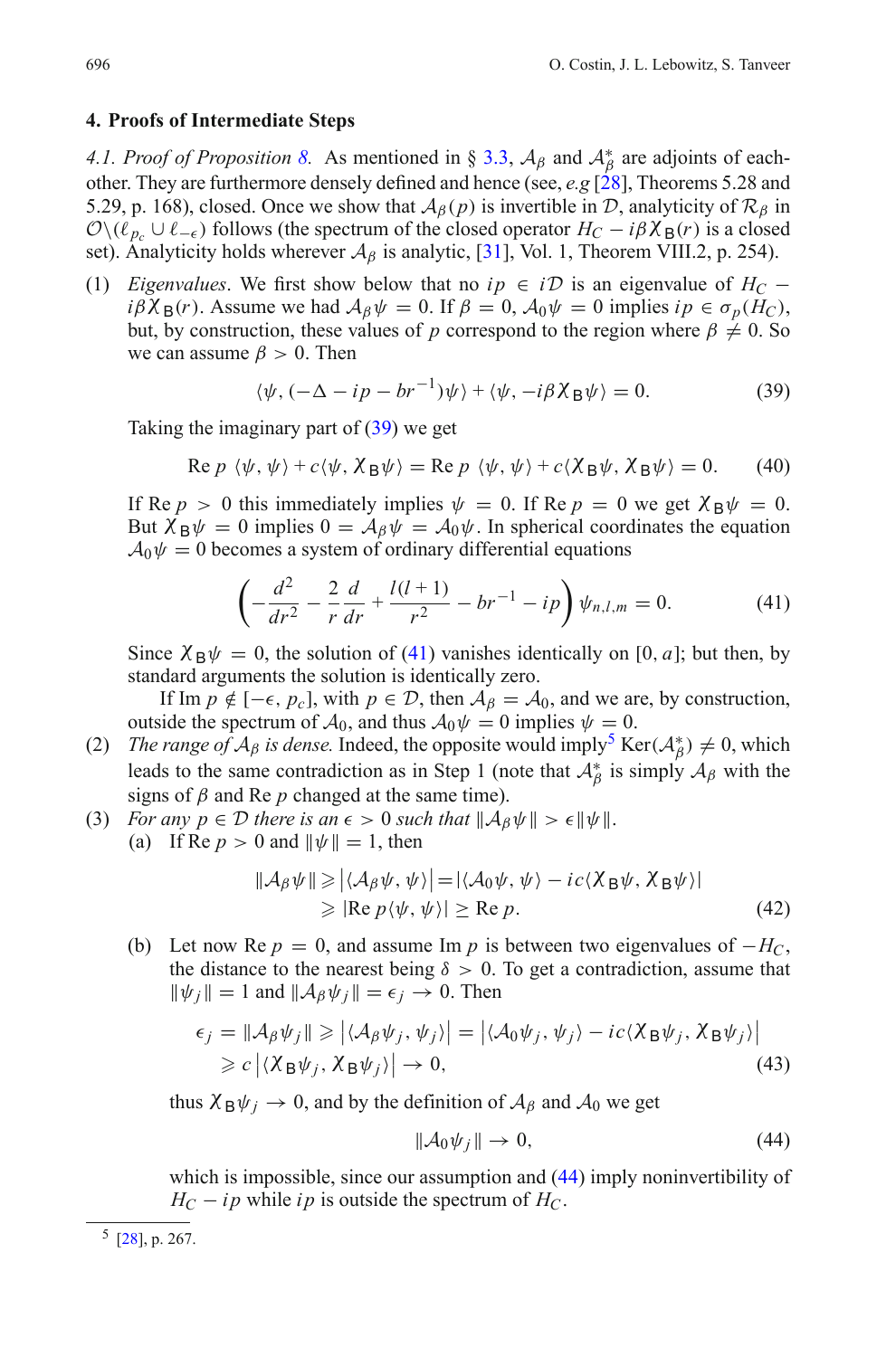## 4. Proofs of Intermediate Steps

*4.1. Proof of Proposition 8.* As mentioned in § 3.3, $\mathcal{A}_\beta$ and $\mathcal{A}_\beta^*$ are adjoints of each-other. They are furthermore densely defined and hence (see, *e.g* [28], Theorems 5.28 and 5.29, p. 168), closed. Once we show that $\mathcal{A}_\beta(p)$ is invertible in $\mathcal{D}$, analyticity of $\mathcal{R}_\beta$ in $\mathcal{O}\backslash(\ell_{p_c} \cup \ell_{-\epsilon})$ follows (the spectrum of the closed operator $H_C - i\beta\chi_{\mathsf{B}}(r)$ is a closed set). Analyticity holds wherever $\mathcal{A}_\beta$ is analytic, [31], Vol. 1, Theorem VIII.2, p. 254).

(1) *Eigenvalues*. We first show below that no $ip \in i\mathcal{D}$ is an eigenvalue of $H_C - i\beta\chi_{\mathsf{B}}(r)$. Assume we had $\mathcal{A}_\beta\psi = 0$. If $\beta = 0$, $\mathcal{A}_0\psi = 0$ implies $ip \in \sigma_p(H_C)$, but, by construction, these values of $p$ correspond to the region where $\beta \neq 0$. So we can assume $\beta > 0$. Then

$$\langle \psi, (-\Delta - ip - br^{-1})\psi\rangle + \langle \psi, -i\beta\chi_{\mathsf{B}}\psi\rangle = 0. \tag{39}$$

Taking the imaginary part of (39) we get

$$\mathrm{Re}\, p\ \langle \psi, \psi\rangle + c\langle \psi, \chi_{\mathsf{B}}\psi\rangle = \mathrm{Re}\, p\ \langle \psi, \psi\rangle + c\langle \chi_{\mathsf{B}}\psi, \chi_{\mathsf{B}}\psi\rangle = 0. \tag{40}$$

If $\mathrm{Re}\, p > 0$ this immediately implies $\psi = 0$. If $\mathrm{Re}\, p = 0$ we get $\chi_{\mathsf{B}}\psi = 0$. But $\chi_{\mathsf{B}}\psi = 0$ implies $0 = \mathcal{A}_\beta\psi = \mathcal{A}_0\psi$. In spherical coordinates the equation $\mathcal{A}_0\psi = 0$ becomes a system of ordinary differential equations

$$\left(-\frac{d^2}{dr^2} - \frac{2}{r}\frac{d}{dr} + \frac{l(l+1)}{r^2} - br^{-1} - ip\right)\psi_{n,l,m} = 0. \tag{41}$$

Since $\chi_{\mathsf{B}}\psi = 0$, the solution of (41) vanishes identically on $[0, a]$; but then, by standard arguments the solution is identically zero.

If $\mathrm{Im}\, p \notin [-\epsilon, p_c]$, with $p \in \mathcal{D}$, then $\mathcal{A}_\beta = \mathcal{A}_0$, and we are, by construction, outside the spectrum of $\mathcal{A}_0$, and thus $\mathcal{A}_0\psi = 0$ implies $\psi = 0$.

(2) *The range of $\mathcal{A}_\beta$ is dense.* Indeed, the opposite would imply[5] $\mathrm{Ker}(\mathcal{A}_\beta^*) \neq 0$, which leads to the same contradiction as in Step 1 (note that $\mathcal{A}_\beta^*$ is simply $\mathcal{A}_\beta$ with the signs of $\beta$ and $\mathrm{Re}\, p$ changed at the same time).

(3) *For any $p \in \mathcal{D}$ there is an $\epsilon > 0$ such that $\|\mathcal{A}_\beta\psi\| > \epsilon\|\psi\|$.*

(a) If $\mathrm{Re}\, p > 0$ and $\|\psi\| = 1$, then

$$\begin{aligned}\|\mathcal{A}_\beta\psi\| &\geqslant \left|\langle \mathcal{A}_\beta\psi, \psi\rangle\right| = |\langle \mathcal{A}_0\psi, \psi\rangle - ic\langle \chi_{\mathsf{B}}\psi, \chi_{\mathsf{B}}\psi\rangle| \\ &\geqslant |\mathrm{Re}\, p\langle \psi, \psi\rangle| \geq \mathrm{Re}\, p.\end{aligned} \tag{42}$$

(b) Let now $\mathrm{Re}\, p = 0$, and assume $\mathrm{Im}\, p$ is between two eigenvalues of $-H_C$, the distance to the nearest being $\delta > 0$. To get a contradiction, assume that $\|\psi_j\| = 1$ and $\|\mathcal{A}_\beta\psi_j\| = \epsilon_j \to 0$. Then

$$\begin{aligned}\epsilon_j = \|\mathcal{A}_\beta\psi_j\| &\geqslant \left|\langle \mathcal{A}_\beta\psi_j, \psi_j\rangle\right| = \left|\langle \mathcal{A}_0\psi_j, \psi_j\rangle - ic\langle \chi_{\mathsf{B}}\psi_j, \chi_{\mathsf{B}}\psi_j\rangle\right| \\ &\geqslant c\left|\langle \chi_{\mathsf{B}}\psi_j, \chi_{\mathsf{B}}\psi_j\rangle\right| \to 0,\end{aligned} \tag{43}$$

thus $\chi_{\mathsf{B}}\psi_j \to 0$, and by the definition of $\mathcal{A}_\beta$ and $\mathcal{A}_0$ we get

$$\|\mathcal{A}_0\psi_j\| \to 0, \tag{44}$$

which is impossible, since our assumption and (44) imply noninvertibility of $H_C - ip$ while $ip$ is outside the spectrum of $H_C$.

[5] [28], p. 267.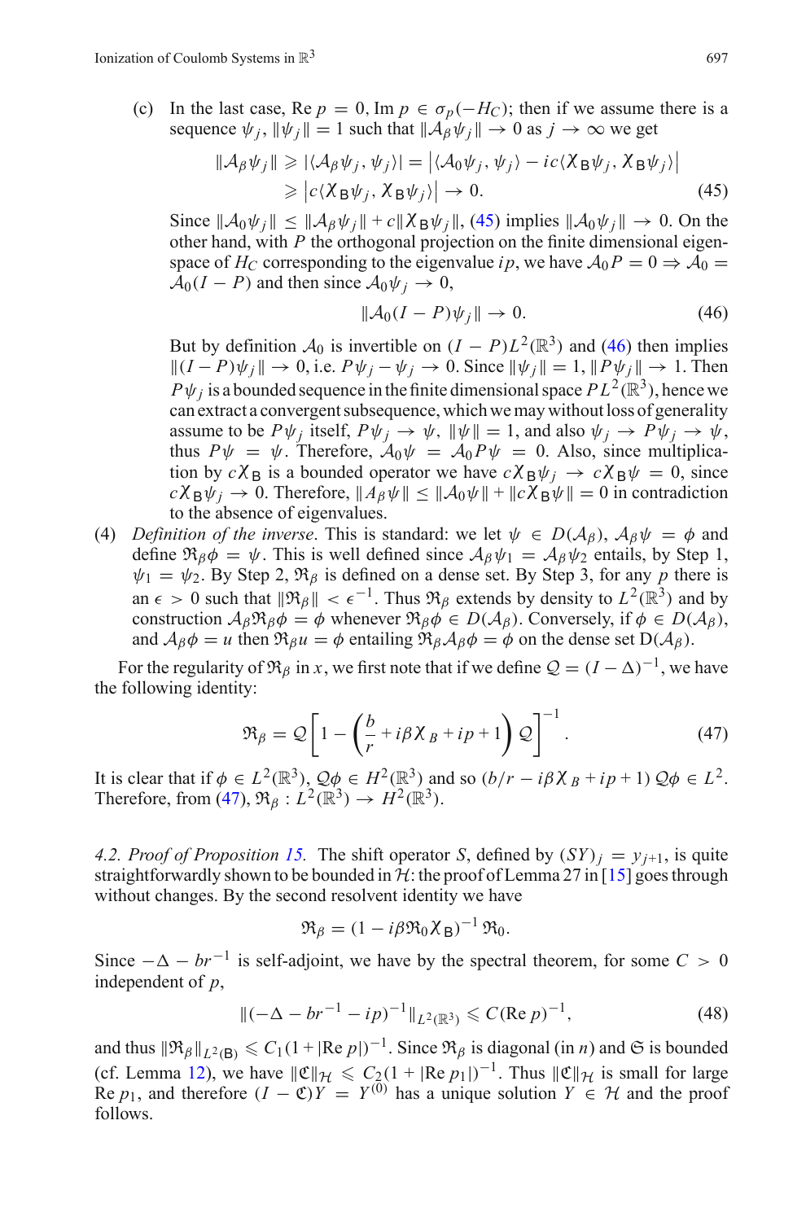(c) In the last case, $\operatorname{Re} p = 0$, $\operatorname{Im} p \in \sigma_p(-H_C)$; then if we assume there is a sequence $\psi_j$, $\|\psi_j\| = 1$ such that $\|\mathcal{A}_\beta \psi_j\| \to 0$ as $j \to \infty$ we get

$$\begin{aligned} \|\mathcal{A}_\beta \psi_j\| &\geqslant |\langle \mathcal{A}_\beta \psi_j, \psi_j \rangle| = \left| \langle \mathcal{A}_0 \psi_j, \psi_j \rangle - ic \langle \chi_{\mathsf{B}} \psi_j, \chi_{\mathsf{B}} \psi_j \rangle \right| \\ &\geqslant \left| c \langle \chi_{\mathsf{B}} \psi_j, \chi_{\mathsf{B}} \psi_j \rangle \right| \to 0. \end{aligned} \tag{45}$$

Since $\|\mathcal{A}_0 \psi_j\| \leq \|\mathcal{A}_\beta \psi_j\| + c\|\chi_{\mathsf{B}} \psi_j\|$, (45) implies $\|\mathcal{A}_0 \psi_j\| \to 0$. On the other hand, with $P$ the orthogonal projection on the finite dimensional eigenspace of $H_C$ corresponding to the eigenvalue $ip$, we have $\mathcal{A}_0 P = 0 \Rightarrow \mathcal{A}_0 = \mathcal{A}_0(I - P)$ and then since $\mathcal{A}_0 \psi_j \to 0$,

$$\|\mathcal{A}_0 (I - P) \psi_j\| \to 0. \tag{46}$$

But by definition $\mathcal{A}_0$ is invertible on $(I - P)L^2(\mathbb{R}^3)$ and (46) then implies $\|(I - P)\psi_j\| \to 0$, i.e. $P\psi_j - \psi_j \to 0$. Since $\|\psi_j\| = 1$, $\|P\psi_j\| \to 1$. Then $P\psi_j$ is a bounded sequence in the finite dimensional space $PL^2(\mathbb{R}^3)$, hence we can extract a convergent subsequence, which we may without loss of generality assume to be $P\psi_j$ itself, $P\psi_j \to \psi$, $\|\psi\| = 1$, and also $\psi_j \to P\psi_j \to \psi$, thus $P\psi = \psi$. Therefore, $\mathcal{A}_0 \psi = \mathcal{A}_0 P \psi = 0$. Also, since multiplication by $c\chi_{\mathsf{B}}$ is a bounded operator we have $c\chi_{\mathsf{B}} \psi_j \to c\chi_{\mathsf{B}} \psi = 0$, since $c\chi_{\mathsf{B}} \psi_j \to 0$. Therefore, $\|A_\beta \psi\| \leq \|\mathcal{A}_0 \psi\| + \|c\chi_{\mathsf{B}} \psi\| = 0$ in contradiction to the absence of eigenvalues.

(4) *Definition of the inverse*. This is standard: we let $\psi \in D(\mathcal{A}_\beta)$, $\mathcal{A}_\beta \psi = \phi$ and define $\mathfrak{R}_\beta \phi = \psi$. This is well defined since $\mathcal{A}_\beta \psi_1 = \mathcal{A}_\beta \psi_2$ entails, by Step 1, $\psi_1 = \psi_2$. By Step 2, $\mathfrak{R}_\beta$ is defined on a dense set. By Step 3, for any $p$ there is an $\epsilon > 0$ such that $\|\mathfrak{R}_\beta\| < \epsilon^{-1}$. Thus $\mathfrak{R}_\beta$ extends by density to $L^2(\mathbb{R}^3)$ and by construction $\mathcal{A}_\beta \mathfrak{R}_\beta \phi = \phi$ whenever $\mathfrak{R}_\beta \phi \in D(\mathcal{A}_\beta)$. Conversely, if $\phi \in D(\mathcal{A}_\beta)$, and $\mathcal{A}_\beta \phi = u$ then $\mathfrak{R}_\beta u = \phi$ entailing $\mathfrak{R}_\beta \mathcal{A}_\beta \phi = \phi$ on the dense set $D(\mathcal{A}_\beta)$.

For the regularity of $\mathfrak{R}_\beta$ in $x$, we first note that if we define $\mathcal{Q} = (I - \Delta)^{-1}$, we have the following identity:

$$\mathfrak{R}_\beta = \mathcal{Q}\left[1 - \left(\frac{b}{r} + i\beta\chi_B + ip + 1\right)\mathcal{Q}\right]^{-1}. \tag{47}$$

It is clear that if $\phi \in L^2(\mathbb{R}^3)$, $\mathcal{Q}\phi \in H^2(\mathbb{R}^3)$ and so $(b/r - i\beta\chi_B + ip + 1)\mathcal{Q}\phi \in L^2$. Therefore, from (47), $\mathfrak{R}_\beta : L^2(\mathbb{R}^3) \to H^2(\mathbb{R}^3)$.

*4.2. Proof of Proposition 15.* The shift operator $S$, defined by $(SY)_j = y_{j+1}$, is quite straightforwardly shown to be bounded in $\mathcal{H}$: the proof of Lemma 27 in [15] goes through without changes. By the second resolvent identity we have

$$\mathfrak{R}_\beta = (1 - i\beta\mathfrak{R}_0\chi_{\mathsf{B}})^{-1}\mathfrak{R}_0.$$

Since $-\Delta - br^{-1}$ is self-adjoint, we have by the spectral theorem, for some $C > 0$ independent of $p$,

$$\|(-\Delta - br^{-1} - ip)^{-1}\|_{L^2(\mathbb{R}^3)} \leqslant C(\operatorname{Re} p)^{-1}, \tag{48}$$

and thus $\|\mathfrak{R}_\beta\|_{L^2(\mathsf{B})} \leqslant C_1(1 + |\operatorname{Re} p|)^{-1}$. Since $\mathfrak{R}_\beta$ is diagonal (in $n$) and $\mathfrak{S}$ is bounded (cf. Lemma 12), we have $\|\mathfrak{C}\|_{\mathcal{H}} \leqslant C_2(1 + |\operatorname{Re} p_1|)^{-1}$. Thus $\|\mathfrak{C}\|_{\mathcal{H}}$ is small for large $\operatorname{Re} p_1$, and therefore $(I - \mathfrak{C})Y = Y^{(0)}$ has a unique solution $Y \in \mathcal{H}$ and the proof follows.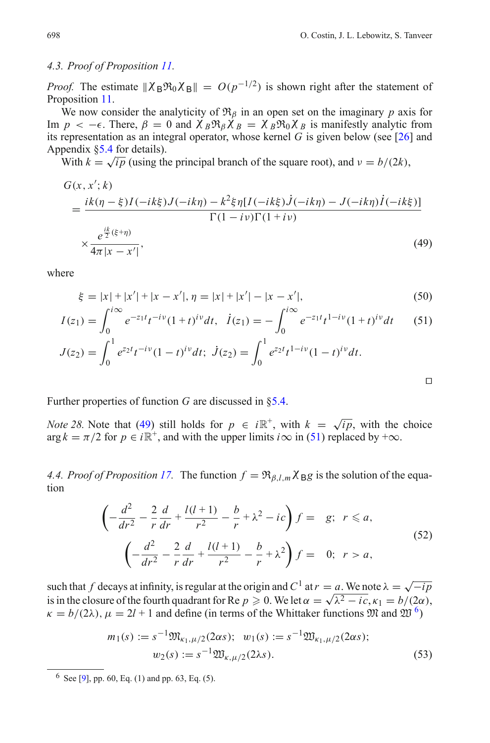*4.3. Proof of Proposition 11.*

*Proof.* The estimate $\|\chi_{\mathsf{B}}\mathfrak{R}_0\chi_{\mathsf{B}}\| = O(p^{-1/2})$ is shown right after the statement of Proposition 11.

We now consider the analyticity of $\mathfrak{R}_\beta$ in an open set on the imaginary $p$ axis for $\mathrm{Im}\ p < -\epsilon$. There, $\beta = 0$ and $\chi_B\mathfrak{R}_\beta\chi_B = \chi_B\mathfrak{R}_0\chi_B$ is manifestly analytic from its representation as an integral operator, whose kernel $G$ is given below (see [26] and Appendix §5.4 for details).

With $k = \sqrt{ip}$ (using the principal branch of the square root), and $\nu = b/(2k)$,

$$
\begin{aligned}
&G(x, x'; k) \\
&= \frac{ik(\eta-\xi)I(-ik\xi)J(-ik\eta) - k^2\xi\eta[I(-ik\xi)\dot{J}(-ik\eta) - J(-ik\eta)\dot{I}(-ik\xi)]}{\Gamma(1-i\nu)\Gamma(1+i\nu)} \\
&\times \frac{e^{\frac{ik}{2}(\xi+\eta)}}{4\pi|x-x'|},
\end{aligned}
\tag{49}
$$

where

$$
\xi = |x| + |x'| + |x - x'|, \eta = |x| + |x'| - |x - x'|, \tag{50}
$$

$$
I(z_1) = \int_0^{i\infty} e^{-z_1 t} t^{-i\nu}(1+t)^{i\nu} dt, \quad \dot{I}(z_1) = -\int_0^{i\infty} e^{-z_1 t} t^{1-i\nu}(1+t)^{i\nu} dt \tag{51}
$$

$$
J(z_2) = \int_0^1 e^{z_2 t} t^{-i\nu}(1-t)^{i\nu} dt; \ \dot{J}(z_2) = \int_0^1 e^{z_2 t} t^{1-i\nu}(1-t)^{i\nu} dt.
$$

□

Further properties of function $G$ are discussed in §5.4.

*Note 28.* Note that (49) still holds for $p \in i\mathbb{R}^+$, with $k = \sqrt{ip}$, with the choice $\arg k = \pi/2$ for $p \in i\mathbb{R}^+$, and with the upper limits $i\infty$ in (51) replaced by $+\infty$.

*4.4. Proof of Proposition 17.* The function $f = \mathfrak{R}_{\beta,l,m}\chi_{\mathsf{B}}g$ is the solution of the equation

$$
\begin{aligned}
\left(-\frac{d^2}{dr^2} - \frac{2}{r}\frac{d}{dr} + \frac{l(l+1)}{r^2} - \frac{b}{r} + \lambda^2 - ic\right) f &= \ g; \ \ r \leqslant a, \\
\left(-\frac{d^2}{dr^2} - \frac{2}{r}\frac{d}{dr} + \frac{l(l+1)}{r^2} - \frac{b}{r} + \lambda^2\right) f &= \ 0; \ \ r > a,
\end{aligned}
\tag{52}
$$

such that $f$ decays at infinity, is regular at the origin and $C^1$ at $r = a$. We note $\lambda = \sqrt{-ip}$ is in the closure of the fourth quadrant for $\mathrm{Re}\ p \geqslant 0$. We let $\alpha = \sqrt{\lambda^2 - ic}, \kappa_1 = b/(2\alpha)$, $\kappa = b/(2\lambda)$, $\mu = 2l + 1$ and define (in terms of the Whittaker functions $\mathfrak{M}$ and $\mathfrak{W}$ [6])

$$
\begin{aligned}
m_1(s) &:= s^{-1}\mathfrak{M}_{\kappa_1,\mu/2}(2\alpha s); \quad w_1(s) := s^{-1}\mathfrak{W}_{\kappa_1,\mu/2}(2\alpha s); \\
&\qquad w_2(s) := s^{-1}\mathfrak{W}_{\kappa,\mu/2}(2\lambda s).
\end{aligned}
\tag{53}
$$

[6] See [9], pp. 60, Eq. (1) and pp. 63, Eq. (5).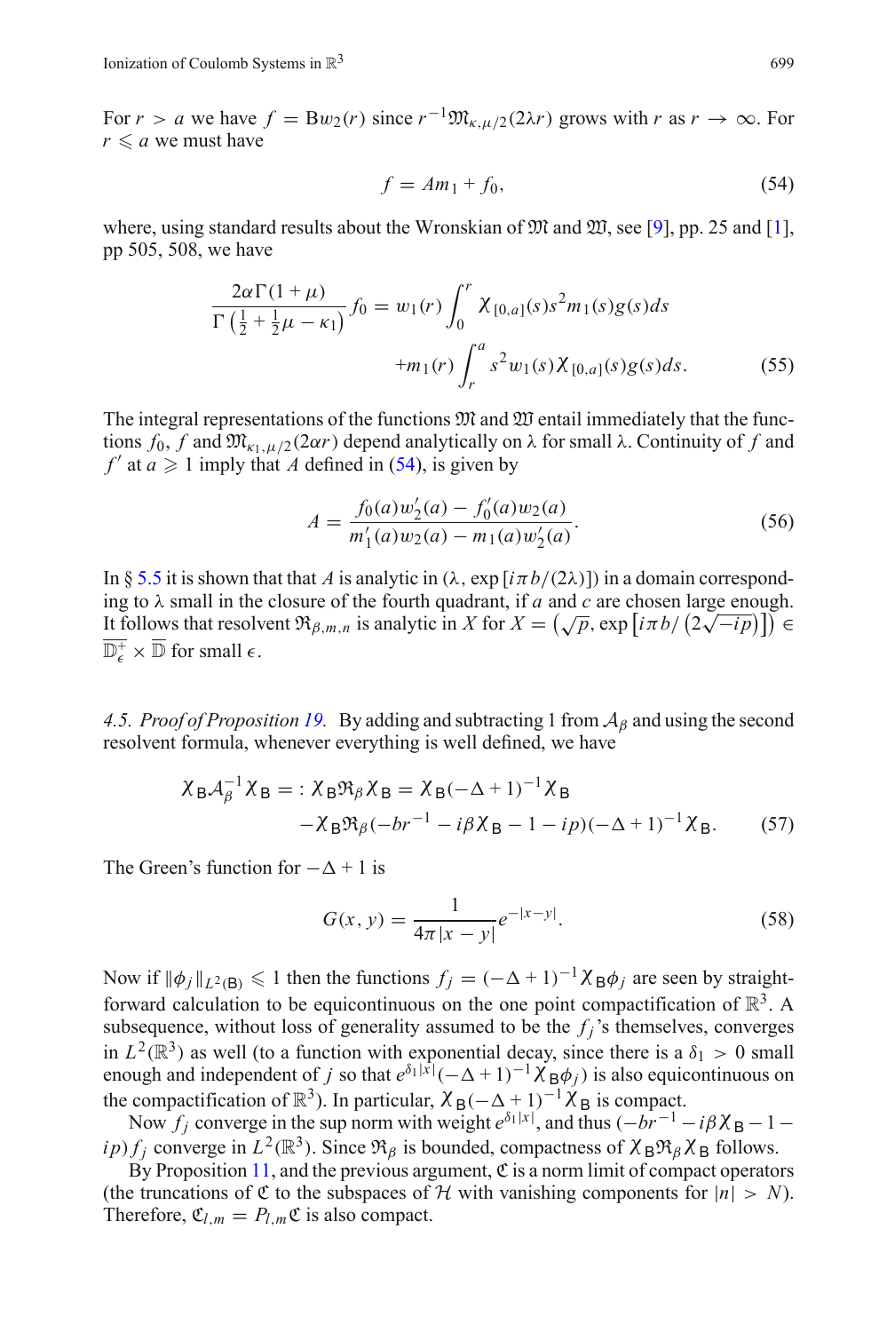For $r > a$ we have $f = \mathrm{B}w_2(r)$ since $r^{-1}\mathfrak{M}_{\kappa,\mu/2}(2\lambda r)$ grows with $r$ as $r \to \infty$. For $r \leqslant a$ we must have

$$f = Am_1 + f_0, \tag{54}$$

where, using standard results about the Wronskian of $\mathfrak{M}$ and $\mathfrak{W}$, see [9], pp. 25 and [1], pp 505, 508, we have

$$\frac{2\alpha\Gamma(1+\mu)}{\Gamma\left(\frac{1}{2}+\frac{1}{2}\mu-\kappa_1\right)} f_0 = w_1(r)\int_0^r \chi_{[0,a]}(s)s^2 m_1(s)g(s)ds$$
$$+m_1(r)\int_r^a s^2 w_1(s)\chi_{[0,a]}(s)g(s)ds. \tag{55}$$

The integral representations of the functions $\mathfrak{M}$ and $\mathfrak{W}$ entail immediately that the functions $f_0$, $f$ and $\mathfrak{M}_{\kappa_1,\mu/2}(2\alpha r)$ depend analytically on $\lambda$ for small $\lambda$. Continuity of $f$ and $f'$ at $a \geqslant 1$ imply that $A$ defined in (54), is given by

$$A = \frac{f_0(a)w_2'(a) - f_0'(a)w_2(a)}{m_1'(a)w_2(a) - m_1(a)w_2'(a)}. \tag{56}$$

In § 5.5 it is shown that that $A$ is analytic in $(\lambda, \exp[i\pi b/(2\lambda)])$ in a domain corresponding to $\lambda$ small in the closure of the fourth quadrant, if $a$ and $c$ are chosen large enough. It follows that resolvent $\mathfrak{R}_{\beta,m,n}$ is analytic in $X$ for $X = \left(\sqrt{p}, \exp\left[i\pi b/\left(2\sqrt{-ip}\right)\right]\right) \in \overline{\mathbb{D}_\epsilon^+} \times \overline{\mathbb{D}}$ for small $\epsilon$.

*4.5. Proof of Proposition 19.* By adding and subtracting 1 from $\mathcal{A}_\beta$ and using the second resolvent formula, whenever everything is well defined, we have

$$\chi_{\mathsf{B}}\mathcal{A}_\beta^{-1}\chi_{\mathsf{B}} =: \chi_{\mathsf{B}}\mathfrak{R}_\beta\chi_{\mathsf{B}} = \chi_{\mathsf{B}}(-\Delta+1)^{-1}\chi_{\mathsf{B}}$$
$$-\chi_{\mathsf{B}}\mathfrak{R}_\beta(-br^{-1} - i\beta\chi_{\mathsf{B}} - 1 - ip)(-\Delta+1)^{-1}\chi_{\mathsf{B}}. \tag{57}$$

The Green's function for $-\Delta + 1$ is

$$G(x, y) = \frac{1}{4\pi|x-y|}e^{-|x-y|}. \tag{58}$$

Now if $\|\phi_j\|_{L^2(\mathsf{B})} \leqslant 1$ then the functions $f_j = (-\Delta+1)^{-1}\chi_{\mathsf{B}}\phi_j$ are seen by straightforward calculation to be equicontinuous on the one point compactification of $\mathbb{R}^3$. A subsequence, without loss of generality assumed to be the $f_j$'s themselves, converges in $L^2(\mathbb{R}^3)$ as well (to a function with exponential decay, since there is a $\delta_1 > 0$ small enough and independent of $j$ so that $e^{\delta_1|x|}(-\Delta+1)^{-1}\chi_{\mathsf{B}}\phi_j)$ is also equicontinuous on the compactification of $\mathbb{R}^3$). In particular, $\chi_{\mathsf{B}}(-\Delta+1)^{-1}\chi_{\mathsf{B}}$ is compact.

Now $f_j$ converge in the sup norm with weight $e^{\delta_1|x|}$, and thus $(-br^{-1} - i\beta\chi_{\mathsf{B}} - 1 - ip)f_j$ converge in $L^2(\mathbb{R}^3)$. Since $\mathfrak{R}_\beta$ is bounded, compactness of $\chi_{\mathsf{B}}\mathfrak{R}_\beta\chi_{\mathsf{B}}$ follows.

By Proposition 11, and the previous argument, $\mathfrak{C}$ is a norm limit of compact operators (the truncations of $\mathfrak{C}$ to the subspaces of $\mathcal{H}$ with vanishing components for $|n| > N$). Therefore, $\mathfrak{C}_{l,m} = P_{l,m}\mathfrak{C}$ is also compact.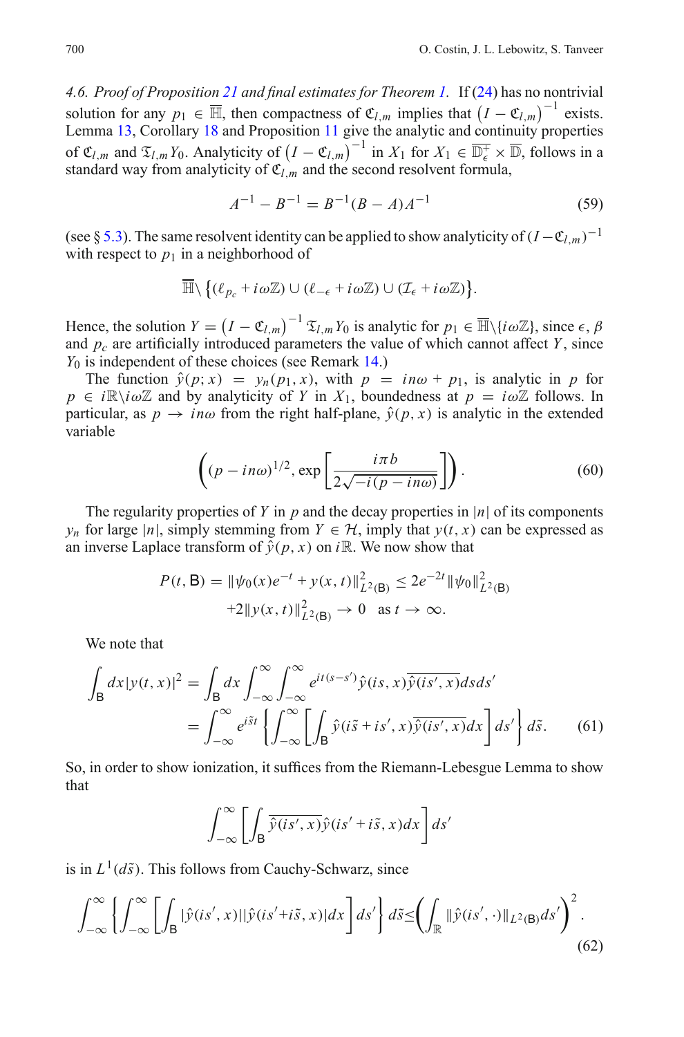*4.6. Proof of Proposition 21 and final estimates for Theorem 1.* If (24) has no nontrivial solution for any $p_1 \in \overline{\mathbb{H}}$, then compactness of $\mathfrak{C}_{l,m}$ implies that $\left(I - \mathfrak{C}_{l,m}\right)^{-1}$ exists. Lemma 13, Corollary 18 and Proposition 11 give the analytic and continuity properties of $\mathfrak{C}_{l,m}$ and $\mathfrak{T}_{l,m} Y_0$. Analyticity of $\left(I - \mathfrak{C}_{l,m}\right)^{-1}$ in $X_1$ for $X_1 \in \overline{\mathbb{D}_\epsilon^+} \times \overline{\mathbb{D}}$, follows in a standard way from analyticity of $\mathfrak{C}_{l,m}$ and the second resolvent formula,

$$A^{-1} - B^{-1} = B^{-1}(B - A)A^{-1} \tag{59}$$

(see § 5.3). The same resolvent identity can be applied to show analyticity of $(I - \mathfrak{C}_{l,m})^{-1}$ with respect to $p_1$ in a neighborhood of

$$\overline{\mathbb{H}} \setminus \left\{ (\ell_{p_c} + i\omega\mathbb{Z}) \cup (\ell_{-\epsilon} + i\omega\mathbb{Z}) \cup (\mathcal{I}_\epsilon + i\omega\mathbb{Z}) \right\}.$$

Hence, the solution $Y = \left(I - \mathfrak{C}_{l,m}\right)^{-1} \mathfrak{T}_{l,m} Y_0$ is analytic for $p_1 \in \overline{\mathbb{H}} \setminus \{i\omega\mathbb{Z}\}$, since $\epsilon$, $\beta$ and $p_c$ are artificially introduced parameters the value of which cannot affect $Y$, since $Y_0$ is independent of these choices (see Remark 14.)

The function $\hat{y}(p; x) = y_n(p_1, x)$, with $p = in\omega + p_1$, is analytic in $p$ for $p \in i\mathbb{R} \setminus i\omega\mathbb{Z}$ and by analyticity of $Y$ in $X_1$, boundedness at $p = i\omega\mathbb{Z}$ follows. In particular, as $p \to in\omega$ from the right half-plane, $\hat{y}(p, x)$ is analytic in the extended variable

$$\left( (p - in\omega)^{1/2}, \exp\left[ \frac{i\pi b}{2\sqrt{-i(p - in\omega)}} \right] \right). \tag{60}$$

The regularity properties of $Y$ in $p$ and the decay properties in $|n|$ of its components $y_n$ for large $|n|$, simply stemming from $Y \in \mathcal{H}$, imply that $y(t, x)$ can be expressed as an inverse Laplace transform of $\hat{y}(p, x)$ on $i\mathbb{R}$. We now show that

$$\begin{aligned} P(t, \mathsf{B}) = \|\psi_0(x)e^{-t} + y(x,t)\|^2_{L^2(\mathsf{B})} &\le 2e^{-2t}\|\psi_0\|^2_{L^2(\mathsf{B})} \\ &+ 2\|y(x,t)\|^2_{L^2(\mathsf{B})} \to 0 \quad \text{as } t \to \infty. \end{aligned}$$

We note that

$$\begin{aligned} \int_\mathsf{B} dx |y(t,x)|^2 &= \int_\mathsf{B} dx \int_{-\infty}^{\infty} \int_{-\infty}^{\infty} e^{it(s-s')} \hat{y}(is, x)\overline{\hat{y}(is', x)} ds ds' \\ &= \int_{-\infty}^{\infty} e^{i\tilde{s}t} \left\{ \int_{-\infty}^{\infty} \left[ \int_\mathsf{B} \hat{y}(i\tilde{s} + is', x)\overline{\hat{y}(is', x)} dx \right] ds' \right\} d\tilde{s}. \end{aligned} \tag{61}$$

So, in order to show ionization, it suffices from the Riemann-Lebesgue Lemma to show that

$$\int_{-\infty}^{\infty} \left[ \int_\mathsf{B} \overline{\hat{y}(is', x)} \hat{y}(is' + i\tilde{s}, x) dx \right] ds'$$

is in $L^1(d\tilde{s})$. This follows from Cauchy-Schwarz, since

$$\int_{-\infty}^{\infty} \left\{ \int_{-\infty}^{\infty} \left[ \int_\mathsf{B} |\hat{y}(is', x)||\hat{y}(is' + i\tilde{s}, x)| dx \right] ds' \right\} d\tilde{s} \le \left( \int_\mathbb{R} \|\hat{y}(is', \cdot)\|_{L^2(\mathsf{B})} ds' \right)^2. \tag{62}$$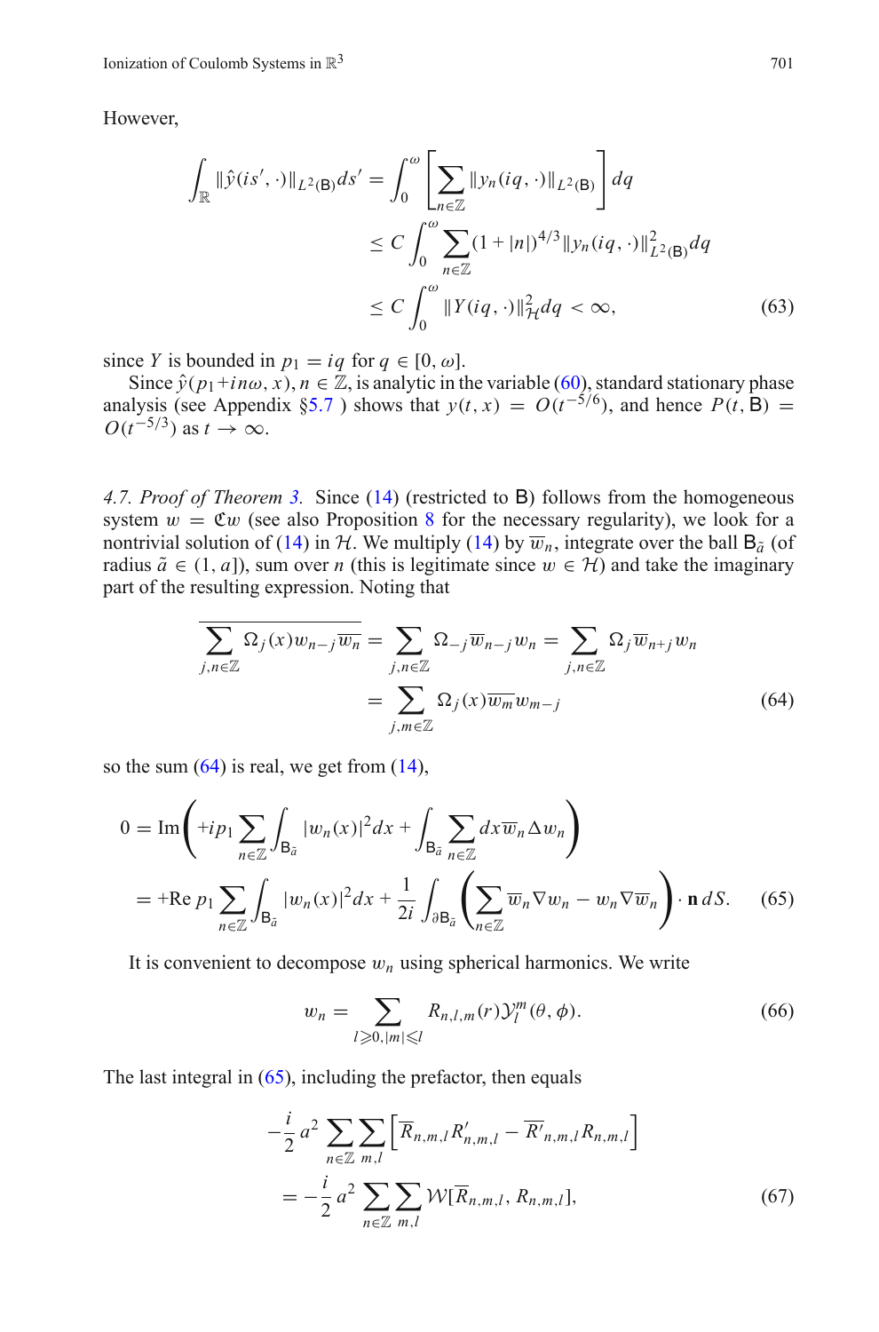However,

$$\int_{\mathbb{R}} \|\hat{y}(is', \cdot)\|_{L^2(\mathsf{B})} ds' = \int_0^{\omega} \left[ \sum_{n \in \mathbb{Z}} \|y_n(iq, \cdot)\|_{L^2(\mathsf{B})} \right] dq$$
$$\leq C \int_0^{\omega} \sum_{n \in \mathbb{Z}} (1 + |n|)^{4/3} \|y_n(iq, \cdot)\|^2_{L^2(\mathsf{B})} dq$$
$$\leq C \int_0^{\omega} \|Y(iq, \cdot)\|^2_{\mathcal{H}} dq < \infty, \tag{63}$$

since $Y$ is bounded in $p_1 = iq$ for $q \in [0, \omega]$.

Since $\hat{y}(p_1 + in\omega, x), n \in \mathbb{Z}$, is analytic in the variable (60), standard stationary phase analysis (see Appendix §5.7 ) shows that $y(t, x) = O(t^{-5/6})$, and hence $P(t, \mathsf{B}) = O(t^{-5/3})$ as $t \to \infty$.

*4.7. Proof of Theorem 3.* Since (14) (restricted to $\mathsf{B}$) follows from the homogeneous system $w = \mathfrak{C}w$ (see also Proposition 8 for the necessary regularity), we look for a nontrivial solution of (14) in $\mathcal{H}$. We multiply (14) by $\overline{w}_n$, integrate over the ball $\mathsf{B}_{\tilde{a}}$ (of radius $\tilde{a} \in (1, a]$), sum over $n$ (this is legitimate since $w \in \mathcal{H}$) and take the imaginary part of the resulting expression. Noting that

$$\overline{\sum_{j,n \in \mathbb{Z}} \Omega_j(x) w_{n-j} \overline{w_n}} = \sum_{j,n \in \mathbb{Z}} \Omega_{-j} \overline{w}_{n-j} w_n = \sum_{j,n \in \mathbb{Z}} \Omega_j \overline{w}_{n+j} w_n$$
$$= \sum_{j,m \in \mathbb{Z}} \Omega_j(x) \overline{w_m} w_{m-j} \tag{64}$$

so the sum (64) is real, we get from (14),

$$0 = \text{Im}\left( +ip_1 \sum_{n \in \mathbb{Z}} \int_{\mathsf{B}_{\tilde{a}}} |w_n(x)|^2 dx + \int_{\mathsf{B}_{\tilde{a}}} \sum_{n \in \mathbb{Z}} dx \overline{w}_n \Delta w_n \right)$$
$$= +\text{Re}\, p_1 \sum_{n \in \mathbb{Z}} \int_{\mathsf{B}_{\tilde{a}}} |w_n(x)|^2 dx + \frac{1}{2i} \int_{\partial \mathsf{B}_{\tilde{a}}} \left( \sum_{n \in \mathbb{Z}} \overline{w}_n \nabla w_n - w_n \nabla \overline{w}_n \right) \cdot \mathbf{n}\, dS. \tag{65}$$

It is convenient to decompose $w_n$ using spherical harmonics. We write

$$w_n = \sum_{l \geqslant 0, |m| \leqslant l} R_{n,l,m}(r) \mathcal{Y}_l^m(\theta, \phi). \tag{66}$$

The last integral in (65), including the prefactor, then equals

$$-\frac{i}{2} a^2 \sum_{n \in \mathbb{Z}} \sum_{m,l} \left[ \overline{R}_{n,m,l} R'_{n,m,l} - \overline{R'}_{n,m,l} R_{n,m,l} \right]$$
$$= -\frac{i}{2} a^2 \sum_{n \in \mathbb{Z}} \sum_{m,l} \mathcal{W}[\overline{R}_{n,m,l}, R_{n,m,l}], \tag{67}$$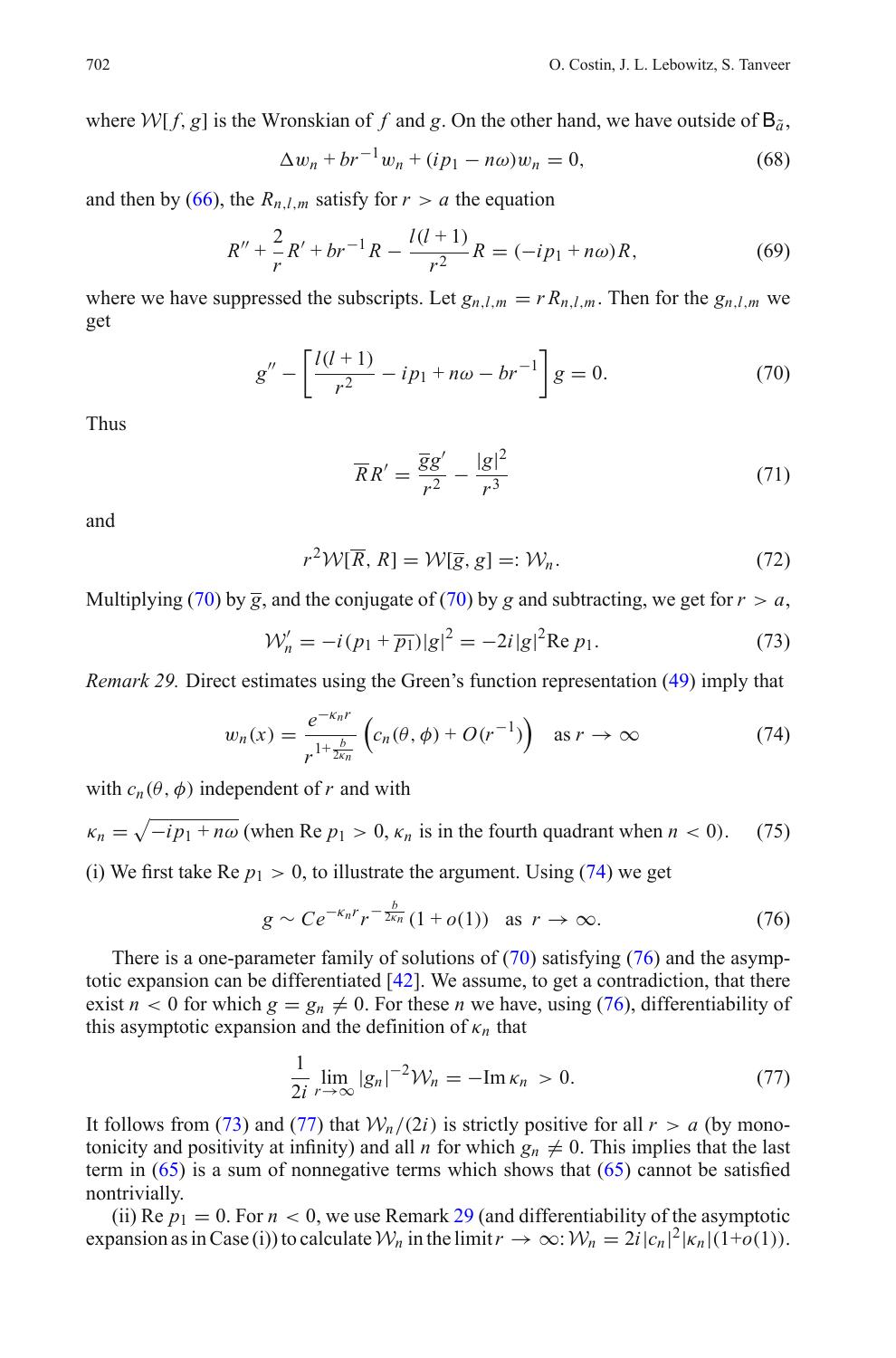where $\mathcal{W}[f, g]$ is the Wronskian of $f$ and $g$. On the other hand, we have outside of $\mathsf{B}_{\tilde{a}}$,

$$\Delta w_n + br^{-1} w_n + (ip_1 - n\omega) w_n = 0, \tag{68}$$

and then by (66), the $R_{n,l,m}$ satisfy for $r > a$ the equation

$$R'' + \frac{2}{r} R' + br^{-1} R - \frac{l(l+1)}{r^2} R = (-ip_1 + n\omega) R, \tag{69}$$

where we have suppressed the subscripts. Let $g_{n,l,m} = rR_{n,l,m}$. Then for the $g_{n,l,m}$ we get

$$g'' - \left[ \frac{l(l+1)}{r^2} - ip_1 + n\omega - br^{-1} \right] g = 0. \tag{70}$$

Thus

$$\overline{R} R' = \frac{\overline{g} g'}{r^2} - \frac{|g|^2}{r^3} \tag{71}$$

and

$$r^2 \mathcal{W}[\overline{R}, R] = \mathcal{W}[\overline{g}, g] =: \mathcal{W}_n. \tag{72}$$

Multiplying (70) by $\overline{g}$, and the conjugate of (70) by $g$ and subtracting, we get for $r > a$,

$$\mathcal{W}_n' = -i(p_1 + \overline{p_1})|g|^2 = -2i|g|^2 \mathrm{Re}\, p_1. \tag{73}$$

*Remark 29.* Direct estimates using the Green's function representation (49) imply that

$$w_n(x) = \frac{e^{-\kappa_n r}}{r^{1+\frac{b}{2\kappa_n}}} \left( c_n(\theta, \phi) + O(r^{-1}) \right) \quad \text{as } r \to \infty \tag{74}$$

with $c_n(\theta, \phi)$ independent of $r$ and with

$$\kappa_n = \sqrt{-ip_1 + n\omega} \text{ (when Re } p_1 > 0, \kappa_n \text{ is in the fourth quadrant when } n < 0). \tag{75}$$

(i) We first take $\mathrm{Re}\, p_1 > 0$, to illustrate the argument. Using (74) we get

$$g \sim Ce^{-\kappa_n r} r^{-\frac{b}{2\kappa_n}} (1 + o(1)) \quad \text{as } r \to \infty. \tag{76}$$

There is a one-parameter family of solutions of (70) satisfying (76) and the asymptotic expansion can be differentiated [42]. We assume, to get a contradiction, that there exist $n < 0$ for which $g = g_n \neq 0$. For these $n$ we have, using (76), differentiability of this asymptotic expansion and the definition of $\kappa_n$ that

$$\frac{1}{2i} \lim_{r \to \infty} |g_n|^{-2} \mathcal{W}_n = -\mathrm{Im}\, \kappa_n > 0. \tag{77}$$

It follows from (73) and (77) that $\mathcal{W}_n/(2i)$ is strictly positive for all $r > a$ (by monotonicity and positivity at infinity) and all $n$ for which $g_n \neq 0$. This implies that the last term in (65) is a sum of nonnegative terms which shows that (65) cannot be satisfied nontrivially.

(ii) $\mathrm{Re}\, p_1 = 0$. For $n < 0$, we use Remark 29 (and differentiability of the asymptotic expansion as in Case (i)) to calculate $\mathcal{W}_n$ in the limit $r \to \infty$: $\mathcal{W}_n = 2i|c_n|^2|\kappa_n|(1+o(1))$.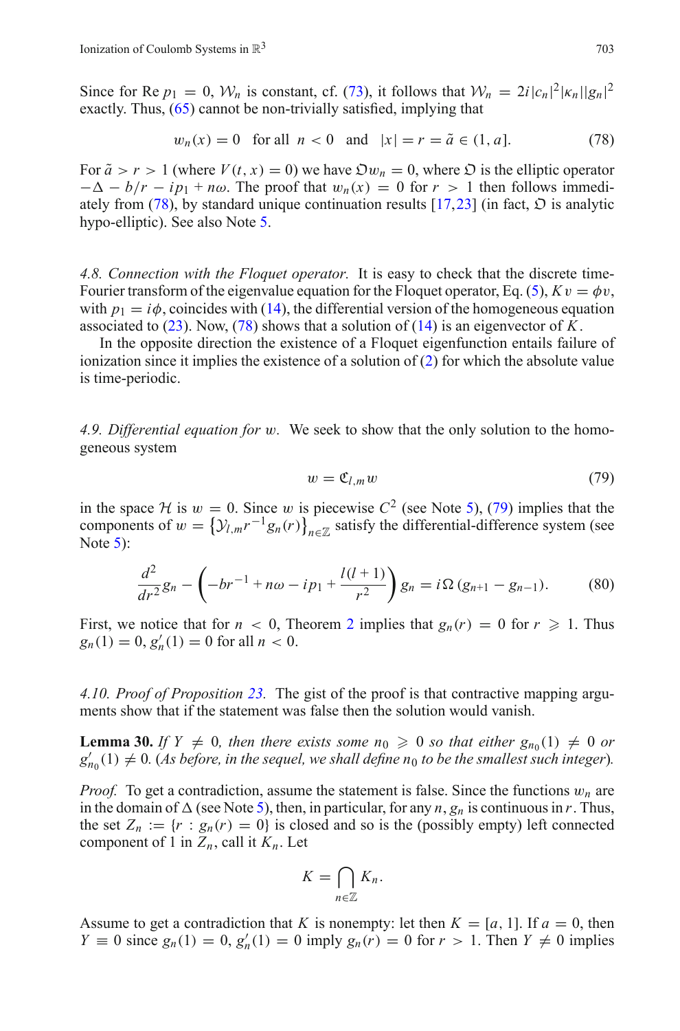Since for Re $p_1 = 0$, $\mathcal{W}_n$ is constant, cf. (73), it follows that $\mathcal{W}_n = 2i|c_n|^2|\kappa_n||g_n|^2$ exactly. Thus, (65) cannot be non-trivially satisfied, implying that

$$w_n(x) = 0 \quad \text{for all} \quad n < 0 \quad \text{and} \quad |x| = r = \tilde{a} \in (1, a]. \tag{78}$$

For $\tilde{a} > r > 1$ (where $V(t,x) = 0$) we have $\mathfrak{O} w_n = 0$, where $\mathfrak{O}$ is the elliptic operator $-\Delta - b/r - ip_1 + n\omega$. The proof that $w_n(x) = 0$ for $r > 1$ then follows immediately from (78), by standard unique continuation results [17,23] (in fact, $\mathfrak{O}$ is analytic hypo-elliptic). See also Note 5.

*4.8. Connection with the Floquet operator.* It is easy to check that the discrete time-Fourier transform of the eigenvalue equation for the Floquet operator, Eq. (5), $Kv = \phi v$, with $p_1 = i\phi$, coincides with (14), the differential version of the homogeneous equation associated to (23). Now, (78) shows that a solution of (14) is an eigenvector of $K$.

In the opposite direction the existence of a Floquet eigenfunction entails failure of ionization since it implies the existence of a solution of (2) for which the absolute value is time-periodic.

*4.9. Differential equation for w.* We seek to show that the only solution to the homogeneous system

$$w = \mathfrak{C}_{l,m} w \tag{79}$$

in the space $\mathcal{H}$ is $w = 0$. Since $w$ is piecewise $C^2$ (see Note 5), (79) implies that the components of $w = \left\{\mathcal{Y}_{l,m} r^{-1} g_n(r)\right\}_{n\in\mathbb{Z}}$ satisfy the differential-difference system (see Note 5):

$$\frac{d^2}{dr^2} g_n - \left(-br^{-1} + n\omega - ip_1 + \frac{l(l+1)}{r^2}\right) g_n = i\Omega\,(g_{n+1} - g_{n-1}). \tag{80}$$

First, we notice that for $n < 0$, Theorem 2 implies that $g_n(r) = 0$ for $r \geqslant 1$. Thus $g_n(1) = 0$, $g_n'(1) = 0$ for all $n < 0$.

*4.10. Proof of Proposition 23.* The gist of the proof is that contractive mapping arguments show that if the statement was false then the solution would vanish.

**Lemma 30.** *If $Y \neq 0$, then there exists some $n_0 \geqslant 0$ so that either $g_{n_0}(1) \neq 0$ or $g_{n_0}'(1) \neq 0$. (As before, in the sequel, we shall define $n_0$ to be the smallest such integer).*

*Proof.* To get a contradiction, assume the statement is false. Since the functions $w_n$ are in the domain of $\Delta$ (see Note 5), then, in particular, for any $n$, $g_n$ is continuous in $r$. Thus, the set $Z_n := \{r : g_n(r) = 0\}$ is closed and so is the (possibly empty) left connected component of 1 in $Z_n$, call it $K_n$. Let

$$K = \bigcap_{n\in\mathbb{Z}} K_n.$$

Assume to get a contradiction that $K$ is nonempty: let then $K = [a, 1]$. If $a = 0$, then $Y \equiv 0$ since $g_n(1) = 0$, $g_n'(1) = 0$ imply $g_n(r) = 0$ for $r > 1$. Then $Y \neq 0$ implies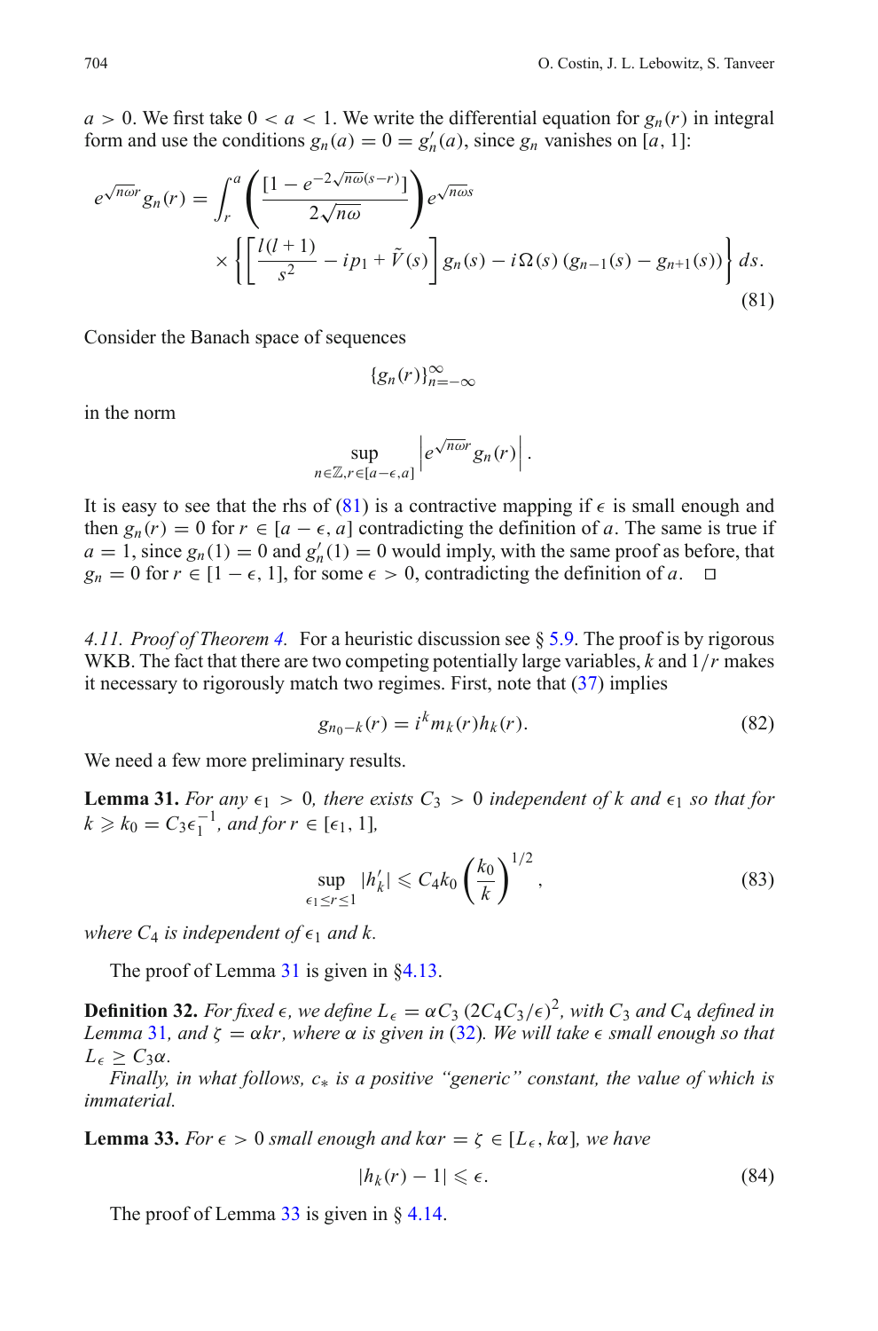$a > 0$. We first take $0 < a < 1$. We write the differential equation for $g_n(r)$ in integral form and use the conditions $g_n(a) = 0 = g_n'(a)$, since $g_n$ vanishes on $[a, 1]$:

$$e^{\sqrt{n\omega}r} g_n(r) = \int_r^a \left( \frac{[1 - e^{-2\sqrt{n\omega}(s-r)}]}{2\sqrt{n\omega}} \right) e^{\sqrt{n\omega}s} \times \left\{ \left[ \frac{l(l+1)}{s^2} - ip_1 + \tilde{V}(s) \right] g_n(s) - i\Omega(s)\,(g_{n-1}(s) - g_{n+1}(s)) \right\} ds. \tag{81}$$

Consider the Banach space of sequences

$$\{g_n(r)\}_{n=-\infty}^{\infty}$$

in the norm

$$\sup_{n\in\mathbb{Z}, r\in[a-\epsilon,a]} \left| e^{\sqrt{n\omega}r} g_n(r) \right|.$$

It is easy to see that the rhs of (81) is a contractive mapping if $\epsilon$ is small enough and then $g_n(r) = 0$ for $r \in [a - \epsilon, a]$ contradicting the definition of $a$. The same is true if $a = 1$, since $g_n(1) = 0$ and $g_n'(1) = 0$ would imply, with the same proof as before, that $g_n = 0$ for $r \in [1 - \epsilon, 1]$, for some $\epsilon > 0$, contradicting the definition of $a$. $\square$

*4.11. Proof of Theorem 4.* For a heuristic discussion see § 5.9. The proof is by rigorous WKB. The fact that there are two competing potentially large variables, $k$ and $1/r$ makes it necessary to rigorously match two regimes. First, note that (37) implies

$$g_{n_0-k}(r) = i^k m_k(r) h_k(r). \tag{82}$$

We need a few more preliminary results.

**Lemma 31.** *For any $\epsilon_1 > 0$, there exists $C_3 > 0$ independent of $k$ and $\epsilon_1$ so that for $k \geqslant k_0 = C_3\epsilon_1^{-1}$, and for $r \in [\epsilon_1, 1]$,*

$$\sup_{\epsilon_1 \le r \le 1} |h_k'| \leqslant C_4 k_0 \left( \frac{k_0}{k} \right)^{1/2}, \tag{83}$$

*where $C_4$ is independent of $\epsilon_1$ and $k$.*

The proof of Lemma 31 is given in §4.13.

**Definition 32.** *For fixed $\epsilon$, we define $L_\epsilon = \alpha C_3\,(2C_4C_3/\epsilon)^2$, with $C_3$ and $C_4$ defined in Lemma 31, and $\zeta = \alpha k r$, where $\alpha$ is given in (32). We will take $\epsilon$ small enough so that $L_\epsilon \geq C_3\alpha$.*

*Finally, in what follows, $c_*$ is a positive "generic" constant, the value of which is immaterial.*

**Lemma 33.** *For $\epsilon > 0$ small enough and $k\alpha r = \zeta \in [L_\epsilon, k\alpha]$, we have*

$$|h_k(r) - 1| \leqslant \epsilon. \tag{84}$$

The proof of Lemma 33 is given in § 4.14.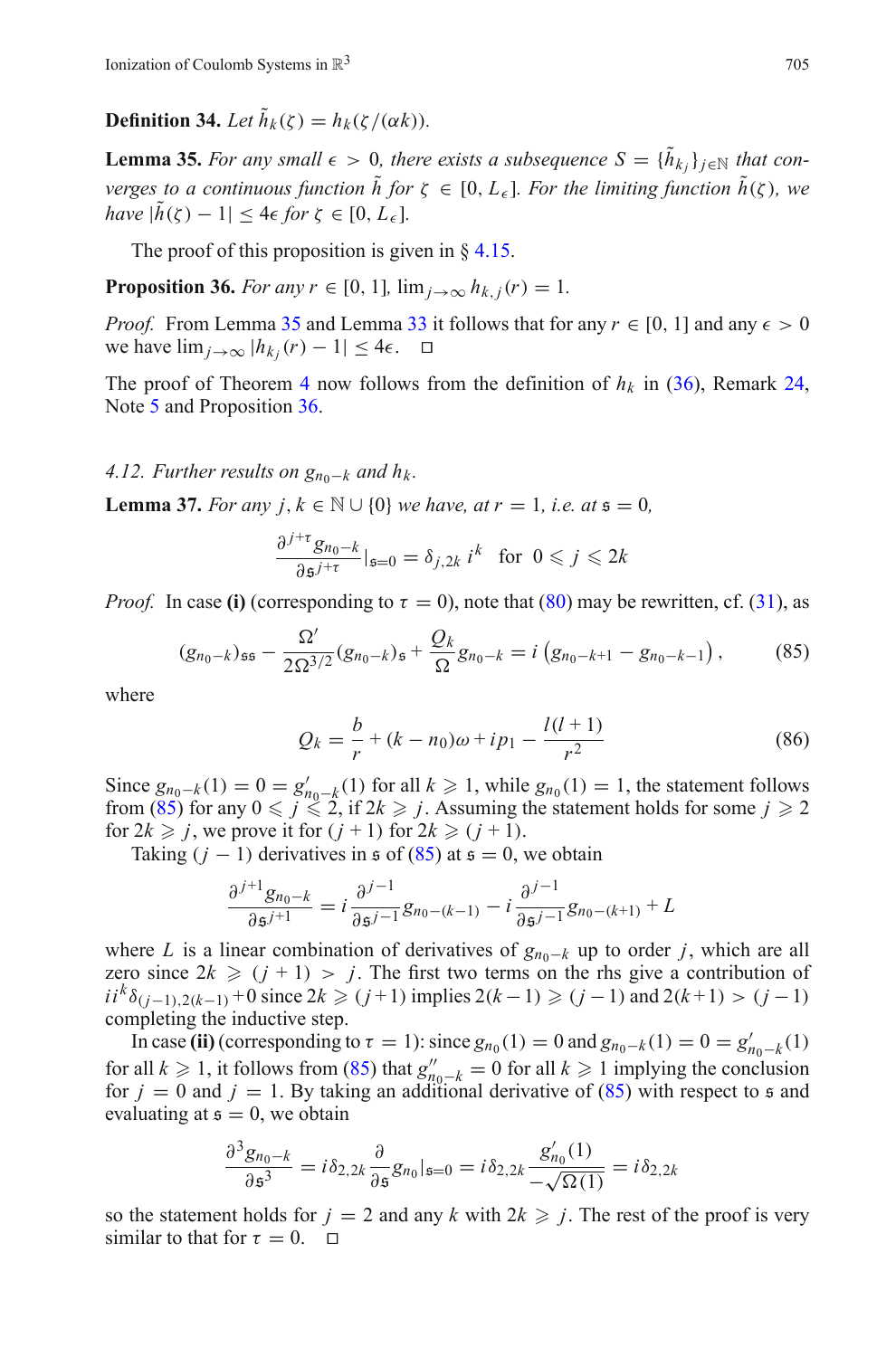**Definition 34.** *Let* $\tilde{h}_k(\zeta) = h_k(\zeta/(\alpha k))$.

**Lemma 35.** *For any small* $\epsilon > 0$, *there exists a subsequence* $S = \{\tilde{h}_{k_j}\}_{j\in\mathbb{N}}$ *that converges to a continuous function* $\tilde{h}$ *for* $\zeta \in [0, L_\epsilon]$. *For the limiting function* $\tilde{h}(\zeta)$, *we have* $|\tilde{h}(\zeta) - 1| \le 4\epsilon$ *for* $\zeta \in [0, L_\epsilon]$.

The proof of this proposition is given in § 4.15.

**Proposition 36.** *For any* $r \in [0, 1]$, $\lim_{j\to\infty} h_{k,j}(r) = 1$.

*Proof.* From Lemma 35 and Lemma 33 it follows that for any $r \in [0, 1]$ and any $\epsilon > 0$ we have $\lim_{j\to\infty} |h_{k_j}(r) - 1| \le 4\epsilon$. □

The proof of Theorem 4 now follows from the definition of $h_k$ in (36), Remark 24, Note 5 and Proposition 36.

### *4.12. Further results on* $g_{n_0-k}$ *and* $h_k$.

**Lemma 37.** *For any* $j, k \in \mathbb{N} \cup \{0\}$ *we have, at* $r = 1$, *i.e. at* $\mathfrak{s} = 0$,

$$\frac{\partial^{j+\tau} g_{n_0-k}}{\partial \mathfrak{s}^{j+\tau}}|_{\mathfrak{s}=0} = \delta_{j,2k}\, i^k \quad \text{for} \quad 0 \leqslant j \leqslant 2k$$

*Proof.* In case **(i)** (corresponding to $\tau = 0$), note that (80) may be rewritten, cf. (31), as

$$(g_{n_0-k})_{\mathfrak{s}\mathfrak{s}} - \frac{\Omega'}{2\Omega^{3/2}}(g_{n_0-k})_{\mathfrak{s}} + \frac{Q_k}{\Omega} g_{n_0-k} = i\left(g_{n_0-k+1} - g_{n_0-k-1}\right), \tag{85}$$

where

$$Q_k = \frac{b}{r} + (k - n_0)\omega + ip_1 - \frac{l(l+1)}{r^2} \tag{86}$$

Since $g_{n_0-k}(1) = 0 = g'_{n_0-k}(1)$ for all $k \geqslant 1$, while $g_{n_0}(1) = 1$, the statement follows from (85) for any $0 \leqslant j \leqslant 2$, if $2k \geqslant j$. Assuming the statement holds for some $j \geqslant 2$ for $2k \geqslant j$, we prove it for $(j+1)$ for $2k \geqslant (j+1)$.

Taking $(j-1)$ derivatives in $\mathfrak{s}$ of (85) at $\mathfrak{s} = 0$, we obtain

$$\frac{\partial^{j+1} g_{n_0-k}}{\partial \mathfrak{s}^{j+1}} = i\frac{\partial^{j-1}}{\partial \mathfrak{s}^{j-1}} g_{n_0-(k-1)} - i\frac{\partial^{j-1}}{\partial \mathfrak{s}^{j-1}} g_{n_0-(k+1)} + L$$

where $L$ is a linear combination of derivatives of $g_{n_0-k}$ up to order $j$, which are all zero since $2k \geqslant (j+1) > j$. The first two terms on the rhs give a contribution of $i i^k \delta_{(j-1),2(k-1)} + 0$ since $2k \geqslant (j+1)$ implies $2(k-1) \geqslant (j-1)$ and $2(k+1) > (j-1)$ completing the inductive step.

In case **(ii)** (corresponding to $\tau = 1$): since $g_{n_0}(1) = 0$ and $g_{n_0-k}(1) = 0 = g'_{n_0-k}(1)$ for all $k \geqslant 1$, it follows from (85) that $g''_{n_0-k} = 0$ for all $k \geqslant 1$ implying the conclusion for $j = 0$ and $j = 1$. By taking an additional derivative of (85) with respect to $\mathfrak{s}$ and evaluating at $\mathfrak{s} = 0$, we obtain

$$\frac{\partial^3 g_{n_0-k}}{\partial \mathfrak{s}^3} = i\delta_{2,2k}\frac{\partial}{\partial \mathfrak{s}} g_{n_0}|_{\mathfrak{s}=0} = i\delta_{2,2k}\frac{g'_{n_0}(1)}{-\sqrt{\Omega(1)}} = i\delta_{2,2k}$$

so the statement holds for $j = 2$ and any $k$ with $2k \geqslant j$. The rest of the proof is very similar to that for $\tau = 0$. □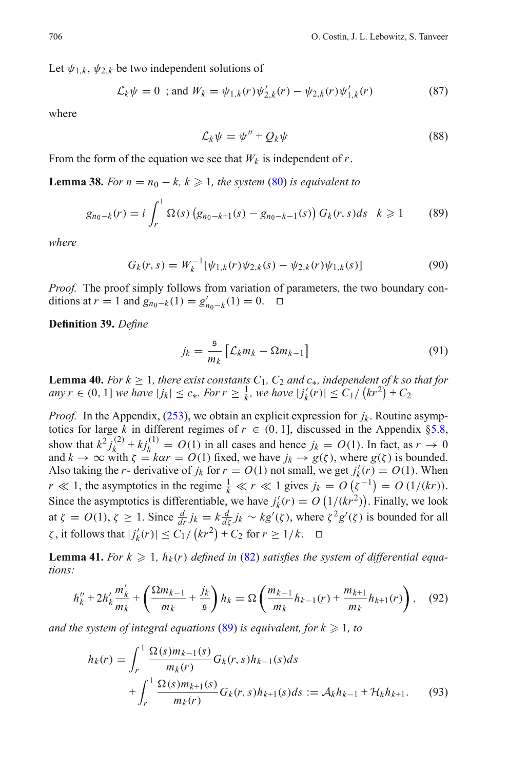Let $\psi_{1,k}$, $\psi_{2,k}$ be two independent solutions of

$$\mathcal{L}_k \psi = 0 \;\; \text{; and } W_k = \psi_{1,k}(r)\psi_{2,k}'(r) - \psi_{2,k}(r)\psi_{1,k}'(r) \tag{87}$$

where

$$\mathcal{L}_k \psi = \psi'' + Q_k \psi \tag{88}$$

From the form of the equation we see that $W_k$ is independent of $r$.

**Lemma 38.** *For $n = n_0 - k$, $k \geqslant 1$, the system (80) is equivalent to*

$$g_{n_0-k}(r) = i \int_r^1 \Omega(s) \left( g_{n_0-k+1}(s) - g_{n_0-k-1}(s) \right) G_k(r,s) ds \quad k \geqslant 1 \tag{89}$$

*where*

$$G_k(r,s) = W_k^{-1} [\psi_{1,k}(r)\psi_{2,k}(s) - \psi_{2,k}(r)\psi_{1,k}(s)] \tag{90}$$

*Proof.* The proof simply follows from variation of parameters, the two boundary conditions at $r = 1$ and $g_{n_0-k}(1) = g_{n_0-k}'(1) = 0$. $\square$

**Definition 39.** *Define*

$$j_k = \frac{\mathfrak{s}}{m_k} \left[ \mathcal{L}_k m_k - \Omega m_{k-1} \right] \tag{91}$$

**Lemma 40.** *For $k \geq 1$, there exist constants $C_1$, $C_2$ and $c_*$, independent of $k$ so that for any $r \in (0, 1]$ we have $|j_k| \leq c_*$. For $r \geq \frac{1}{k}$, we have $|j_k'(r)| \leq C_1 / \left(kr^2\right) + C_2$*

*Proof.* In the Appendix, (253), we obtain an explicit expression for $j_k$. Routine asymptotics for large $k$ in different regimes of $r \in (0, 1]$, discussed in the Appendix §5.8, show that $k^2 j_k^{(2)} + k j_k^{(1)} = O(1)$ in all cases and hence $j_k = O(1)$. In fact, as $r \to 0$ and $k \to \infty$ with $\zeta = k\alpha r = O(1)$ fixed, we have $j_k \to g(\zeta)$, where $g(\zeta)$ is bounded. Also taking the $r$- derivative of $j_k$ for $r = O(1)$ not small, we get $j_k'(r) = O(1)$. When $r \ll 1$, the asymptotics in the regime $\frac{1}{k} \ll r \ll 1$ gives $j_k = O\left(\zeta^{-1}\right) = O\left(1/(kr)\right)$. Since the asymptotics is differentiable, we have $j_k'(r) = O\left(1/(kr^2)\right)$. Finally, we look at $\zeta = O(1)$, $\zeta \geq 1$. Since $\frac{d}{dr} j_k = k \frac{d}{d\zeta} j_k \sim k g'(\zeta)$, where $\zeta^2 g'(\zeta)$ is bounded for all $\zeta$, it follows that $|j_k'(r)| \leq C_1 / \left(kr^2\right) + C_2$ for $r \geq 1/k$. $\square$

**Lemma 41.** *For $k \geqslant 1$, $h_k(r)$ defined in (82) satisfies the system of differential equations:*

$$h_k'' + 2h_k' \frac{m_k'}{m_k} + \left( \frac{\Omega m_{k-1}}{m_k} + \frac{j_k}{\mathfrak{s}} \right) h_k = \Omega \left( \frac{m_{k-1}}{m_k} h_{k-1}(r) + \frac{m_{k+1}}{m_k} h_{k+1}(r) \right), \tag{92}$$

*and the system of integral equations (89) is equivalent, for $k \geqslant 1$, to*

$$h_k(r) = \int_r^1 \frac{\Omega(s) m_{k-1}(s)}{m_k(r)} G_k(r,s) h_{k-1}(s) ds + \int_r^1 \frac{\Omega(s) m_{k+1}(s)}{m_k(r)} G_k(r,s) h_{k+1}(s) ds := \mathcal{A}_k h_{k-1} + \mathcal{H}_k h_{k+1}. \tag{93}$$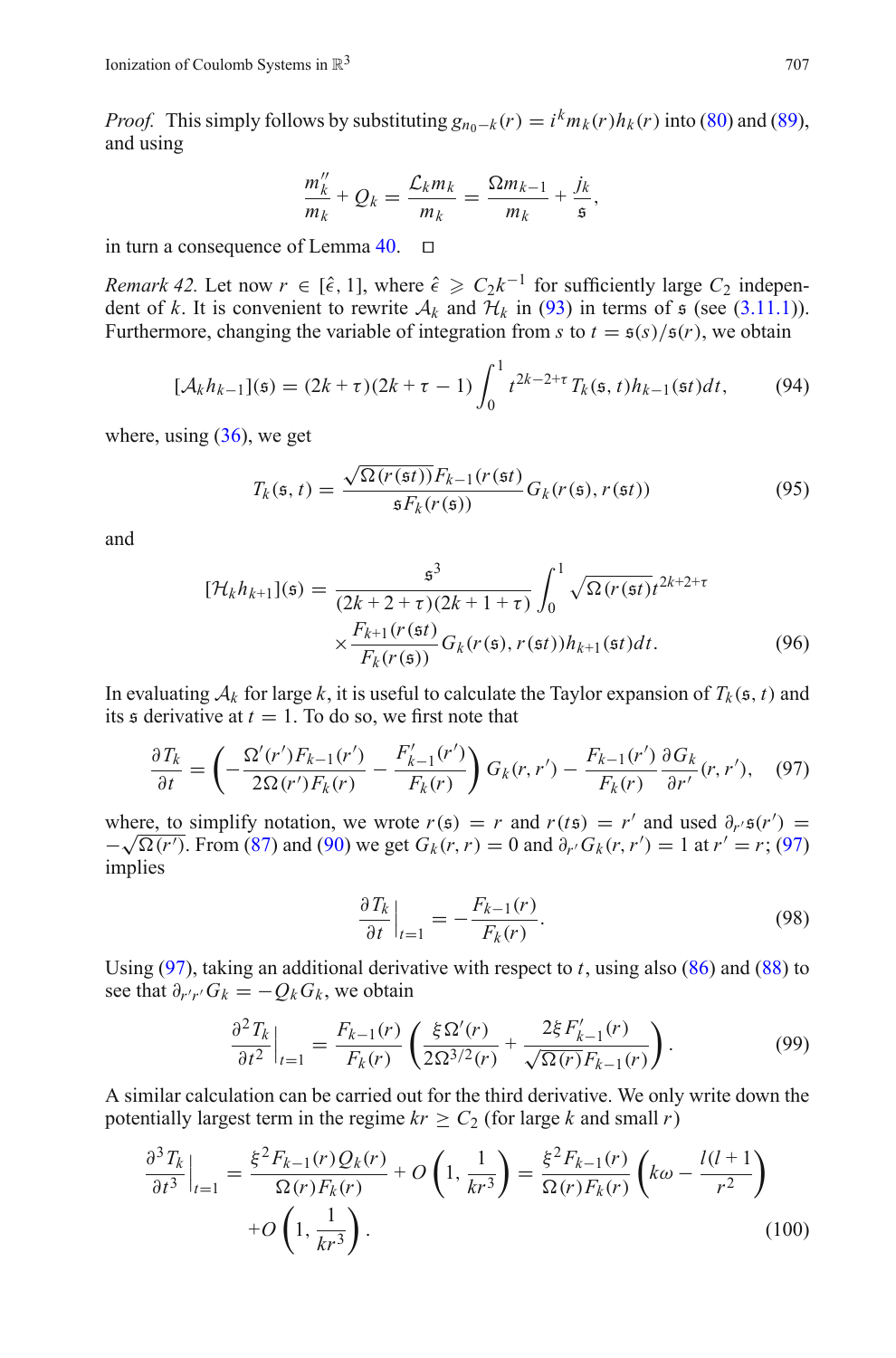*Proof.* This simply follows by substituting $g_{n_0-k}(r) = i^k m_k(r) h_k(r)$ into (80) and (89), and using

$$\frac{m_k''}{m_k} + Q_k = \frac{\mathcal{L}_k m_k}{m_k} = \frac{\Omega m_{k-1}}{m_k} + \frac{j_k}{\mathfrak{s}},$$

in turn a consequence of Lemma 40. □

*Remark 42.* Let now $r \in [\hat{\epsilon}, 1]$, where $\hat{\epsilon} \geqslant C_2 k^{-1}$ for sufficiently large $C_2$ independent of $k$. It is convenient to rewrite $\mathcal{A}_k$ and $\mathcal{H}_k$ in (93) in terms of $\mathfrak{s}$ (see (3.11.1)). Furthermore, changing the variable of integration from $s$ to $t = \mathfrak{s}(s)/\mathfrak{s}(r)$, we obtain

$$[\mathcal{A}_k h_{k-1}](\mathfrak{s}) = (2k+\tau)(2k+\tau-1)\int_0^1 t^{2k-2+\tau} T_k(\mathfrak{s},t) h_{k-1}(\mathfrak{s}t)dt, \tag{94}$$

where, using (36), we get

$$T_k(\mathfrak{s},t) = \frac{\sqrt{\Omega(r(\mathfrak{s}t))}F_{k-1}(r(\mathfrak{s}t))}{\mathfrak{s}F_k(r(\mathfrak{s}))} G_k(r(\mathfrak{s}), r(\mathfrak{s}t)) \tag{95}$$

and

$$\begin{aligned}[\mathcal{H}_k h_{k+1}](\mathfrak{s}) = {} & \frac{\mathfrak{s}^3}{(2k+2+\tau)(2k+1+\tau)}\int_0^1 \sqrt{\Omega(r(\mathfrak{s}t)}t^{2k+2+\tau} \\ & \times \frac{F_{k+1}(r(\mathfrak{s}t)}{F_k(r(\mathfrak{s}))} G_k(r(\mathfrak{s}), r(\mathfrak{s}t)) h_{k+1}(\mathfrak{s}t)dt. \end{aligned} \tag{96}$$

In evaluating $\mathcal{A}_k$ for large $k$, it is useful to calculate the Taylor expansion of $T_k(\mathfrak{s}, t)$ and its $\mathfrak{s}$ derivative at $t = 1$. To do so, we first note that

$$\frac{\partial T_k}{\partial t} = \left(-\frac{\Omega'(r')F_{k-1}(r')}{2\Omega(r')F_k(r)} - \frac{F_{k-1}'(r')}{F_k(r)}\right) G_k(r,r') - \frac{F_{k-1}(r')}{F_k(r)}\frac{\partial G_k}{\partial r'}(r,r'), \tag{97}$$

where, to simplify notation, we wrote $r(\mathfrak{s}) = r$ and $r(t\mathfrak{s}) = r'$ and used $\partial_{r'}\mathfrak{s}(r') = -\sqrt{\Omega(r')}$. From (87) and (90) we get $G_k(r,r) = 0$ and $\partial_{r'} G_k(r,r') = 1$ at $r' = r$; (97) implies

$$\left.\frac{\partial T_k}{\partial t}\right|_{t=1} = -\frac{F_{k-1}(r)}{F_k(r)}. \tag{98}$$

Using (97), taking an additional derivative with respect to $t$, using also (86) and (88) to see that $\partial_{r'r'} G_k = -Q_k G_k$, we obtain

$$\left.\frac{\partial^2 T_k}{\partial t^2}\right|_{t=1} = \frac{F_{k-1}(r)}{F_k(r)}\left(\frac{\xi\Omega'(r)}{2\Omega^{3/2}(r)} + \frac{2\xi F_{k-1}'(r)}{\sqrt{\Omega(r)}F_{k-1}(r)}\right). \tag{99}$$

A similar calculation can be carried out for the third derivative. We only write down the potentially largest term in the regime $kr \geq C_2$ (for large $k$ and small $r$)

$$\begin{aligned}\left.\frac{\partial^3 T_k}{\partial t^3}\right|_{t=1} = {} & \frac{\xi^2 F_{k-1}(r)Q_k(r)}{\Omega(r)F_k(r)} + O\left(1, \frac{1}{kr^3}\right) = \frac{\xi^2 F_{k-1}(r)}{\Omega(r)F_k(r)}\left(k\omega - \frac{l(l+1)}{r^2}\right) \\ & + O\left(1, \frac{1}{kr^3}\right). \end{aligned} \tag{100}$$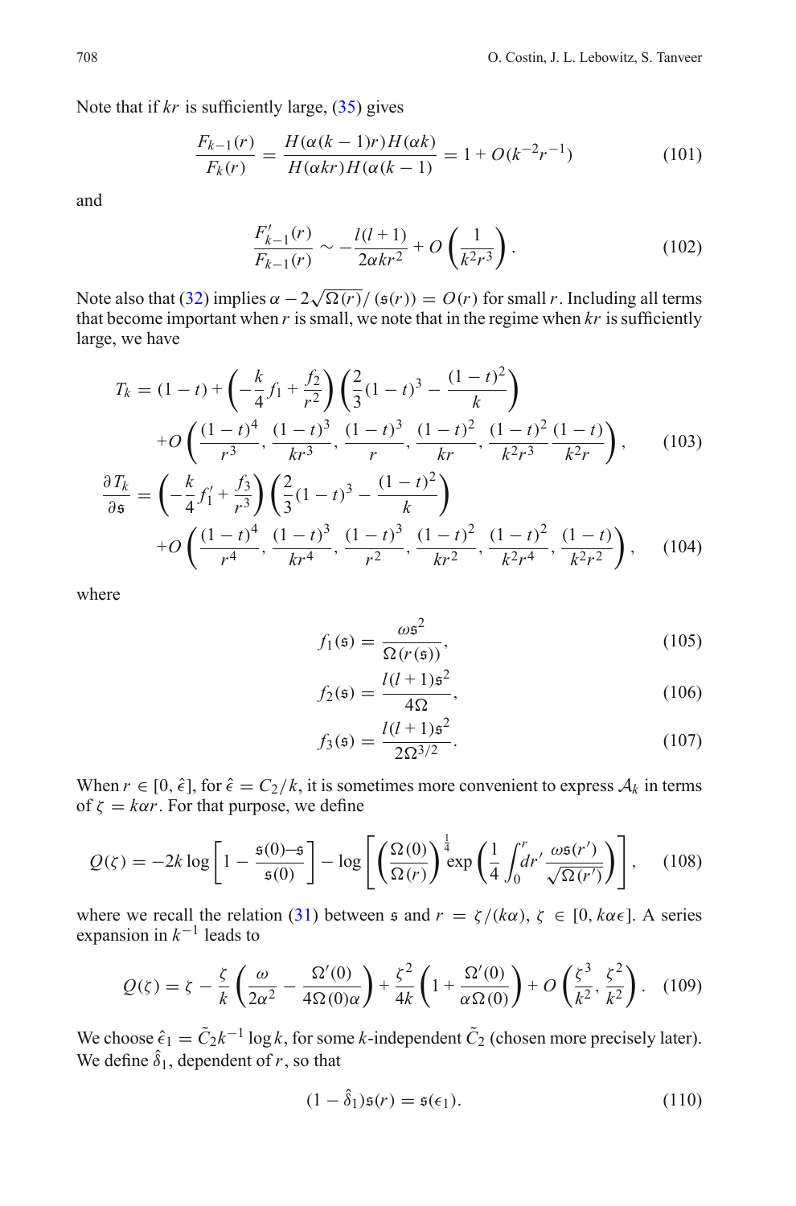Note that if $kr$ is sufficiently large, (35) gives

$$\frac{F_{k-1}(r)}{F_k(r)} = \frac{H(\alpha(k-1)r)H(\alpha k)}{H(\alpha kr)H(\alpha(k-1)} = 1 + O(k^{-2}r^{-1}) \tag{101}$$

and

$$\frac{F'_{k-1}(r)}{F_{k-1}(r)} \sim -\frac{l(l+1)}{2\alpha kr^2} + O\left(\frac{1}{k^2r^3}\right). \tag{102}$$

Note also that (32) implies $\alpha - 2\sqrt{\Omega(r)}/(\mathfrak{s}(r)) = O(r)$ for small $r$. Including all terms that become important when $r$ is small, we note that in the regime when $kr$ is sufficiently large, we have

$$\begin{aligned}
T_k &= (1-t) + \left(-\frac{k}{4}f_1 + \frac{f_2}{r^2}\right)\left(\frac{2}{3}(1-t)^3 - \frac{(1-t)^2}{k}\right) \\
&\quad + O\left(\frac{(1-t)^4}{r^3}, \frac{(1-t)^3}{kr^3}, \frac{(1-t)^3}{r}, \frac{(1-t)^2}{kr}, \frac{(1-t)^2}{k^2r^3}\frac{(1-t)}{k^2r}\right), \qquad (103) \\
\frac{\partial T_k}{\partial \mathfrak{s}} &= \left(-\frac{k}{4}f'_1 + \frac{f_3}{r^3}\right)\left(\frac{2}{3}(1-t)^3 - \frac{(1-t)^2}{k}\right) \\
&\quad + O\left(\frac{(1-t)^4}{r^4}, \frac{(1-t)^3}{kr^4}, \frac{(1-t)^3}{r^2}, \frac{(1-t)^2}{kr^2}, \frac{(1-t)^2}{k^2r^4}, \frac{(1-t)}{k^2r^2}\right), \qquad (104)
\end{aligned}$$

where

$$f_1(\mathfrak{s}) = \frac{\omega \mathfrak{s}^2}{\Omega(r(\mathfrak{s}))}, \tag{105}$$

$$f_2(\mathfrak{s}) = \frac{l(l+1)\mathfrak{s}^2}{4\Omega}, \tag{106}$$

$$f_3(\mathfrak{s}) = \frac{l(l+1)\mathfrak{s}^2}{2\Omega^{3/2}}. \tag{107}$$

When $r \in [0, \hat{\epsilon}]$, for $\hat{\epsilon} = C_2/k$, it is sometimes more convenient to express $\mathcal{A}_k$ in terms of $\zeta = k\alpha r$. For that purpose, we define

$$Q(\zeta) = -2k\log\left[1 - \frac{\mathfrak{s}(0)-\mathfrak{s}}{\mathfrak{s}(0)}\right] - \log\left[\left(\frac{\Omega(0)}{\Omega(r)}\right)^{\frac{1}{4}}\exp\left(\frac{1}{4}\int_0^r dr'\frac{\omega\mathfrak{s}(r')}{\sqrt{\Omega(r')}}\right)\right], \tag{108}$$

where we recall the relation (31) between $\mathfrak{s}$ and $r = \zeta/(k\alpha)$, $\zeta \in [0, k\alpha\epsilon]$. A series expansion in $k^{-1}$ leads to

$$Q(\zeta) = \zeta - \frac{\zeta}{k}\left(\frac{\omega}{2\alpha^2} - \frac{\Omega'(0)}{4\Omega(0)\alpha}\right) + \frac{\zeta^2}{4k}\left(1 + \frac{\Omega'(0)}{\alpha\Omega(0)}\right) + O\left(\frac{\zeta^3}{k^2}, \frac{\zeta^2}{k^2}\right). \tag{109}$$

We choose $\hat{\epsilon}_1 = \tilde{C}_2 k^{-1}\log k$, for some $k$-independent $\tilde{C}_2$ (chosen more precisely later). We define $\hat{\delta}_1$, dependent of $r$, so that

$$(1 - \hat{\delta}_1)\mathfrak{s}(r) = \mathfrak{s}(\epsilon_1). \tag{110}$$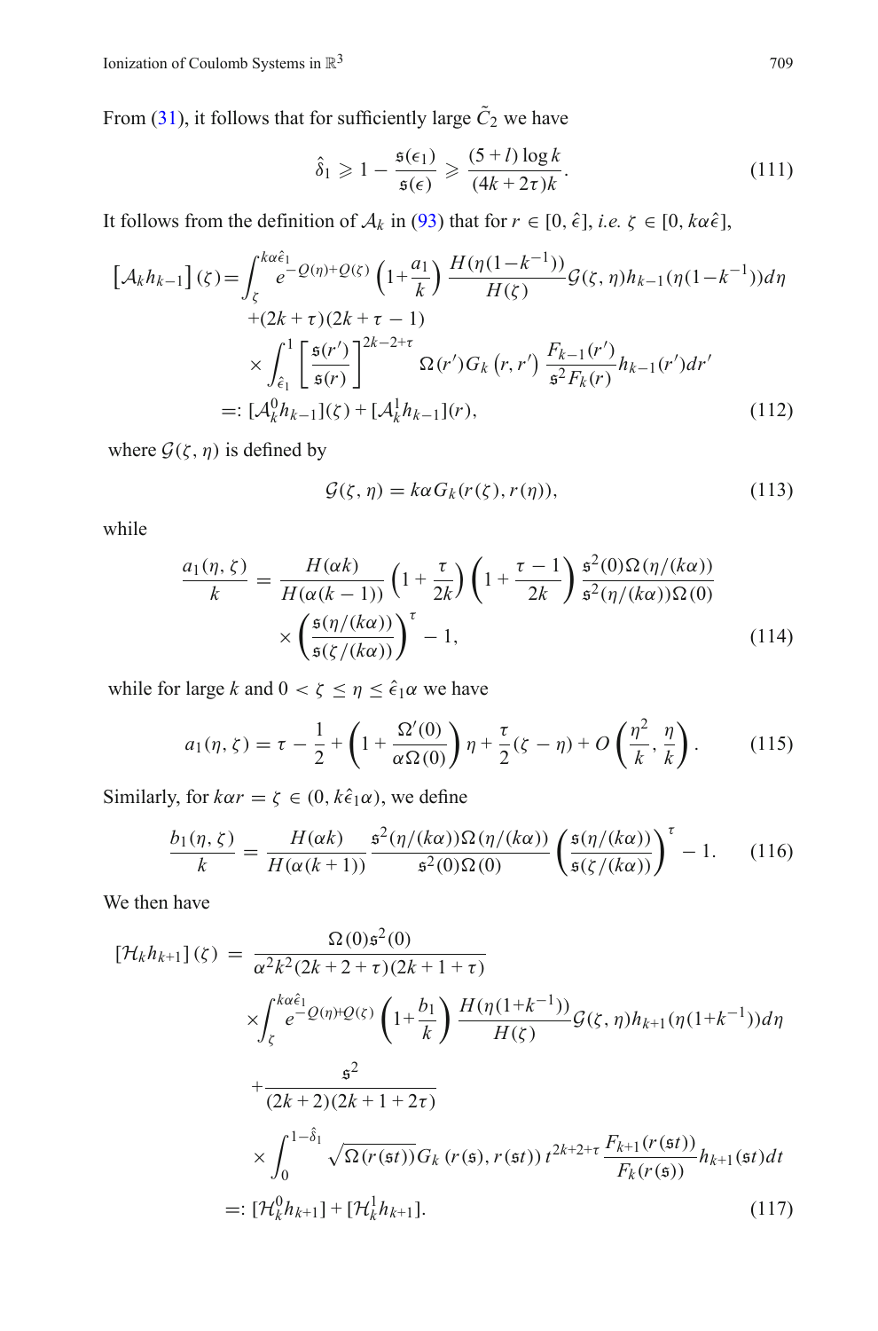From (31), it follows that for sufficiently large $\tilde{C}_2$ we have

$$\hat{\delta}_1 \geqslant 1 - \frac{\mathfrak{s}(\epsilon_1)}{\mathfrak{s}(\epsilon)} \geqslant \frac{(5+l)\log k}{(4k+2\tau)k}. \tag{111}$$

It follows from the definition of $\mathcal{A}_k$ in (93) that for $r \in [0, \hat{\epsilon}]$, *i.e.* $\zeta \in [0, k\alpha\hat{\epsilon}]$,

$$\begin{aligned}
\left[\mathcal{A}_k h_{k-1}\right](\zeta) = & \int_\zeta^{k\alpha\hat{\epsilon}_1} e^{-Q(\eta)+Q(\zeta)} \left(1+\frac{a_1}{k}\right) \frac{H(\eta(1-k^{-1}))}{H(\zeta)} \mathcal{G}(\zeta,\eta) h_{k-1}(\eta(1-k^{-1}))d\eta \\
& + (2k+\tau)(2k+\tau-1) \\
& \times \int_{\hat{\epsilon}_1}^1 \left[\frac{\mathfrak{s}(r')}{\mathfrak{s}(r)}\right]^{2k-2+\tau} \Omega(r') G_k\left(r,r'\right) \frac{F_{k-1}(r')}{\mathfrak{s}^2 F_k(r)} h_{k-1}(r')dr' \\
=: & [\mathcal{A}_k^0 h_{k-1}](\zeta) + [\mathcal{A}_k^1 h_{k-1}](r),
\end{aligned} \tag{112}$$

where $\mathcal{G}(\zeta,\eta)$ is defined by

$$\mathcal{G}(\zeta,\eta) = k\alpha G_k(r(\zeta), r(\eta)), \tag{113}$$

while

$$\begin{aligned}
\frac{a_1(\eta,\zeta)}{k} = & \frac{H(\alpha k)}{H(\alpha(k-1))} \left(1+\frac{\tau}{2k}\right)\left(1+\frac{\tau-1}{2k}\right) \frac{\mathfrak{s}^2(0)\Omega(\eta/(k\alpha))}{\mathfrak{s}^2(\eta/(k\alpha))\Omega(0)} \\
& \times \left(\frac{\mathfrak{s}(\eta/(k\alpha))}{\mathfrak{s}(\zeta/(k\alpha))}\right)^\tau - 1,
\end{aligned} \tag{114}$$

while for large $k$ and $0 < \zeta \leq \eta \leq \hat{\epsilon}_1\alpha$ we have

$$a_1(\eta,\zeta) = \tau - \frac{1}{2} + \left(1 + \frac{\Omega'(0)}{\alpha\Omega(0)}\right)\eta + \frac{\tau}{2}(\zeta - \eta) + O\left(\frac{\eta^2}{k}, \frac{\eta}{k}\right). \tag{115}$$

Similarly, for $k\alpha r = \zeta \in (0, k\hat{\epsilon}_1\alpha)$, we define

$$\frac{b_1(\eta,\zeta)}{k} = \frac{H(\alpha k)}{H(\alpha(k+1))} \frac{\mathfrak{s}^2(\eta/(k\alpha))\Omega(\eta/(k\alpha))}{\mathfrak{s}^2(0)\Omega(0)} \left(\frac{\mathfrak{s}(\eta/(k\alpha))}{\mathfrak{s}(\zeta/(k\alpha))}\right)^\tau - 1. \tag{116}$$

We then have

$$\begin{aligned}
\left[\mathcal{H}_k h_{k+1}\right](\zeta) = & \frac{\Omega(0)\mathfrak{s}^2(0)}{\alpha^2 k^2 (2k+2+\tau)(2k+1+\tau)} \\
& \times \int_\zeta^{k\alpha\hat{\epsilon}_1} e^{-Q(\eta)+Q(\zeta)} \left(1+\frac{b_1}{k}\right) \frac{H(\eta(1+k^{-1}))}{H(\zeta)} \mathcal{G}(\zeta,\eta) h_{k+1}(\eta(1+k^{-1}))d\eta \\
& + \frac{\mathfrak{s}^2}{(2k+2)(2k+1+2\tau)} \\
& \times \int_0^{1-\hat{\delta}_1} \sqrt{\Omega(r(\mathfrak{s}t))} G_k\left(r(\mathfrak{s}), r(\mathfrak{s}t)\right) t^{2k+2+\tau} \frac{F_{k+1}(r(\mathfrak{s}t))}{F_k(r(\mathfrak{s}))} h_{k+1}(\mathfrak{s}t)dt \\
=: & [\mathcal{H}_k^0 h_{k+1}] + [\mathcal{H}_k^1 h_{k+1}].
\end{aligned} \tag{117}$$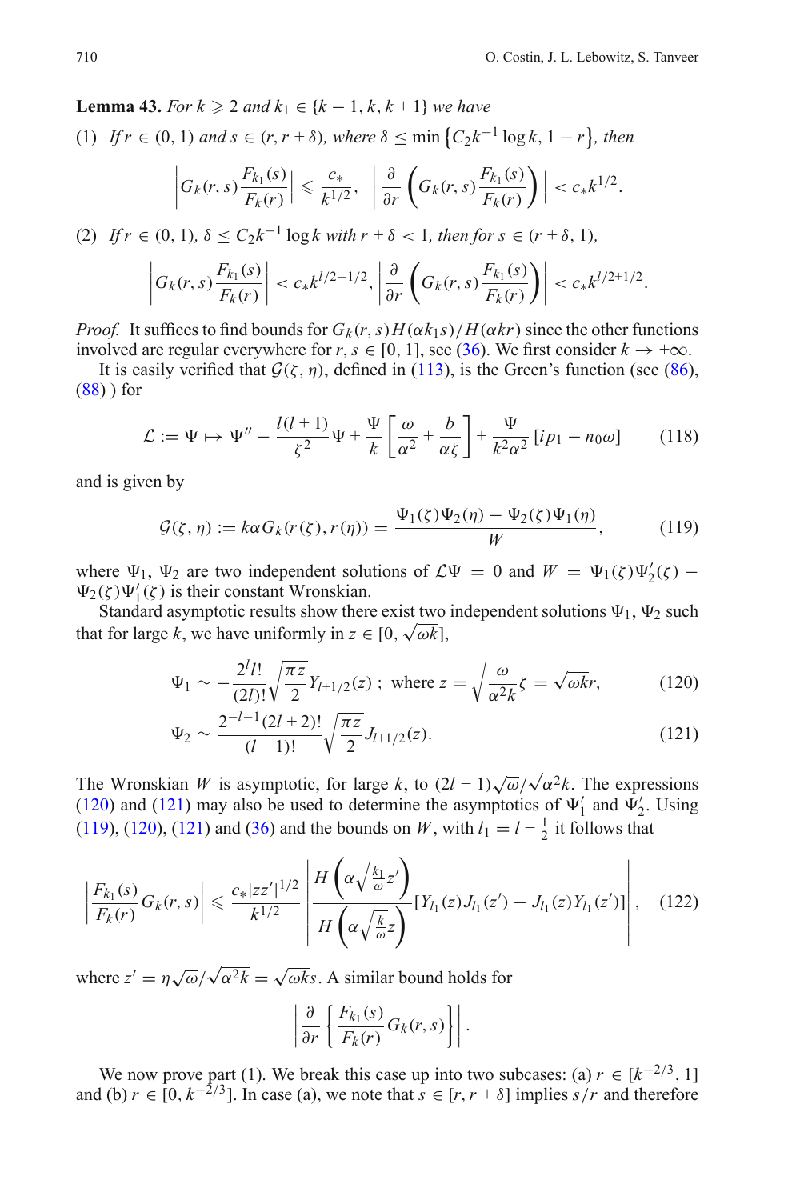**Lemma 43.** *For $k \geqslant 2$ and $k_1 \in \{k-1, k, k+1\}$ we have*

(1) *If $r \in (0,1)$ and $s \in (r, r+\delta)$, where $\delta \leq \min\{C_2 k^{-1}\log k, 1-r\}$, then*

$$\left| G_k(r,s)\frac{F_{k_1}(s)}{F_k(r)} \right| \leqslant \frac{c_*}{k^{1/2}}, \quad \left| \frac{\partial}{\partial r}\left( G_k(r,s)\frac{F_{k_1}(s)}{F_k(r)} \right) \right| < c_* k^{1/2}.$$

(2) *If $r \in (0,1)$, $\delta \leq C_2 k^{-1}\log k$ with $r+\delta < 1$, then for $s \in (r+\delta, 1)$,*

$$\left| G_k(r,s)\frac{F_{k_1}(s)}{F_k(r)} \right| < c_* k^{l/2-1/2}, \left| \frac{\partial}{\partial r}\left( G_k(r,s)\frac{F_{k_1}(s)}{F_k(r)} \right) \right| < c_* k^{l/2+1/2}.$$

*Proof.* It suffices to find bounds for $G_k(r,s)H(\alpha k_1 s)/H(\alpha k r)$ since the other functions involved are regular everywhere for $r, s \in [0,1]$, see (36). We first consider $k \to +\infty$.

It is easily verified that $\mathcal{G}(\zeta, \eta)$, defined in (113), is the Green's function (see (86), (88) ) for

$$\mathcal{L} := \Psi \mapsto \Psi'' - \frac{l(l+1)}{\zeta^2}\Psi + \frac{\Psi}{k}\left[\frac{\omega}{\alpha^2} + \frac{b}{\alpha\zeta}\right] + \frac{\Psi}{k^2\alpha^2}\left[ip_1 - n_0\omega\right] \tag{118}$$

and is given by

$$\mathcal{G}(\zeta,\eta) := k\alpha G_k(r(\zeta), r(\eta)) = \frac{\Psi_1(\zeta)\Psi_2(\eta) - \Psi_2(\zeta)\Psi_1(\eta)}{W}, \tag{119}$$

where $\Psi_1$, $\Psi_2$ are two independent solutions of $\mathcal{L}\Psi = 0$ and $W = \Psi_1(\zeta)\Psi_2'(\zeta) - \Psi_2(\zeta)\Psi_1'(\zeta)$ is their constant Wronskian.

Standard asymptotic results show there exist two independent solutions $\Psi_1$, $\Psi_2$ such that for large $k$, we have uniformly in $z \in [0, \sqrt{\omega k}]$,

$$\Psi_1 \sim -\frac{2^l l!}{(2l)!}\sqrt{\frac{\pi z}{2}}Y_{l+1/2}(z)\ ;\ \text{where } z = \sqrt{\frac{\omega}{\alpha^2 k}}\zeta = \sqrt{\omega k}r, \tag{120}$$

$$\Psi_2 \sim \frac{2^{-l-1}(2l+2)!}{(l+1)!}\sqrt{\frac{\pi z}{2}}J_{l+1/2}(z). \tag{121}$$

The Wronskian $W$ is asymptotic, for large $k$, to $(2l+1)\sqrt{\omega}/\sqrt{\alpha^2 k}$. The expressions (120) and (121) may also be used to determine the asymptotics of $\Psi_1'$ and $\Psi_2'$. Using (119), (120), (121) and (36) and the bounds on $W$, with $l_1 = l + \frac{1}{2}$ it follows that

$$\left| \frac{F_{k_1}(s)}{F_k(r)}G_k(r,s) \right| \leqslant \frac{c_*|zz'|^{1/2}}{k^{1/2}} \left| \frac{H\left(\alpha\sqrt{\frac{k_1}{\omega}}z'\right)}{H\left(\alpha\sqrt{\frac{k}{\omega}}z\right)}\left[Y_{l_1}(z)J_{l_1}(z') - J_{l_1}(z)Y_{l_1}(z')\right] \right|, \tag{122}$$

where $z' = \eta\sqrt{\omega}/\sqrt{\alpha^2 k} = \sqrt{\omega k}s$. A similar bound holds for

$$\left| \frac{\partial}{\partial r}\left\{ \frac{F_{k_1}(s)}{F_k(r)}G_k(r,s) \right\} \right|.$$

We now prove part (1). We break this case up into two subcases: (a) $r \in [k^{-2/3}, 1]$ and (b) $r \in [0, k^{-2/3}]$. In case (a), we note that $s \in [r, r+\delta]$ implies $s/r$ and therefore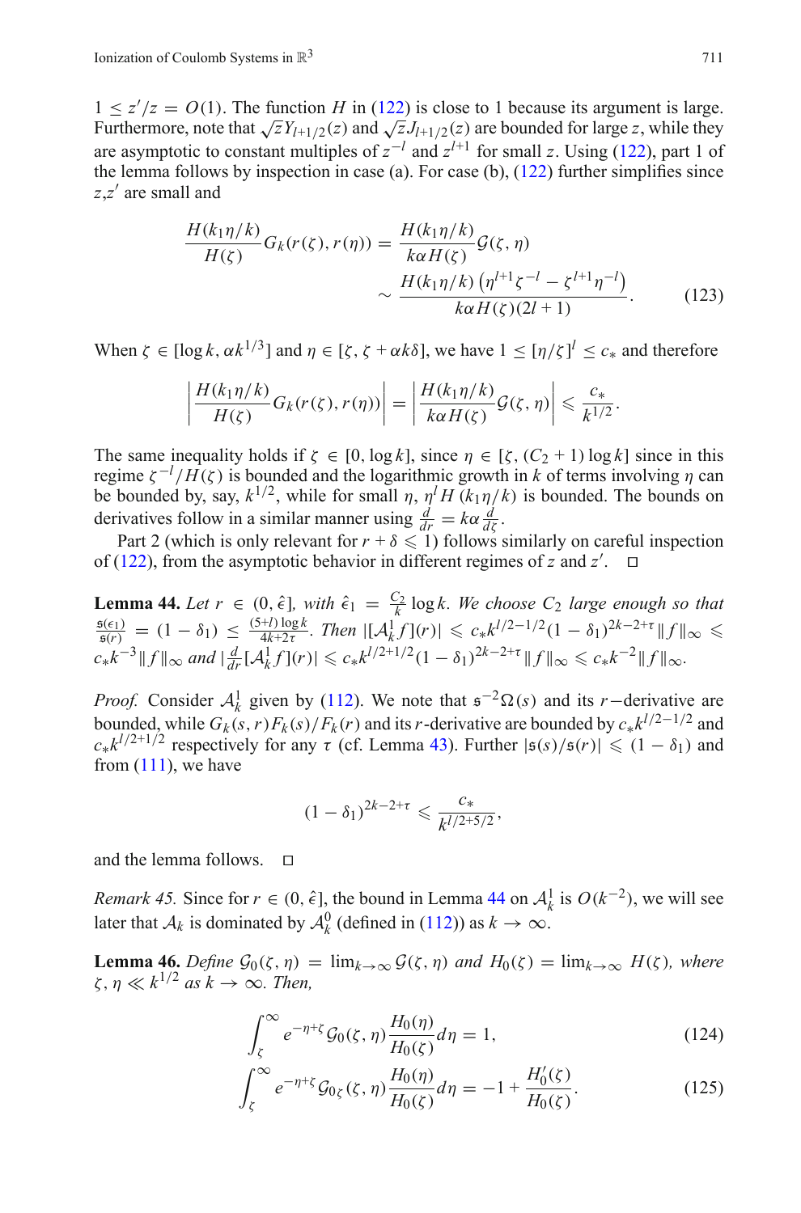$1 \leq z'/z = O(1)$. The function $H$ in (122) is close to 1 because its argument is large. Furthermore, note that $\sqrt{z}Y_{l+1/2}(z)$ and $\sqrt{z}J_{l+1/2}(z)$ are bounded for large $z$, while they are asymptotic to constant multiples of $z^{-l}$ and $z^{l+1}$ for small $z$. Using (122), part 1 of the lemma follows by inspection in case (a). For case (b), (122) further simplifies since $z$,$z'$ are small and

$$
\begin{aligned}
\frac{H(k_1\eta/k)}{H(\zeta)} G_k(r(\zeta), r(\eta)) &= \frac{H(k_1\eta/k)}{k\alpha H(\zeta)} \mathcal{G}(\zeta,\eta) \\
&\sim \frac{H(k_1\eta/k)\left(\eta^{l+1}\zeta^{-l} - \zeta^{l+1}\eta^{-l}\right)}{k\alpha H(\zeta)(2l+1)}.
\end{aligned}
\tag{123}
$$

When $\zeta \in [\log k, \alpha k^{1/3}]$ and $\eta \in [\zeta, \zeta + \alpha k \delta]$, we have $1 \leq [\eta/\zeta]^l \leq c_*$ and therefore

$$
\left| \frac{H(k_1\eta/k)}{H(\zeta)} G_k(r(\zeta), r(\eta)) \right| = \left| \frac{H(k_1\eta/k)}{k\alpha H(\zeta)} \mathcal{G}(\zeta,\eta) \right| \leqslant \frac{c_*}{k^{1/2}}.
$$

The same inequality holds if $\zeta \in [0, \log k]$, since $\eta \in [\zeta, (C_2+1)\log k]$ since in this regime $\zeta^{-l}/H(\zeta)$ is bounded and the logarithmic growth in $k$ of terms involving $\eta$ can be bounded by, say, $k^{1/2}$, while for small $\eta$, $\eta^l H(k_1\eta/k)$ is bounded. The bounds on derivatives follow in a similar manner using $\frac{d}{dr} = k\alpha \frac{d}{d\zeta}$.

Part 2 (which is only relevant for $r + \delta \leqslant 1$) follows similarly on careful inspection of (122), from the asymptotic behavior in different regimes of $z$ and $z'$. $\square$

**Lemma 44.** *Let $r \in (0, \hat{\epsilon}]$, with $\hat{\epsilon}_1 = \frac{C_2}{k}\log k$. We choose $C_2$ large enough so that $\frac{\mathfrak{s}(\epsilon_1)}{\mathfrak{s}(r)} = (1-\delta_1) \leq \frac{(5+l)\log k}{4k+2\tau}$. Then $|[\mathcal{A}_k^1 f](r)| \leqslant c_* k^{l/2-1/2}(1-\delta_1)^{2k-2+\tau}\|f\|_\infty \leqslant c_* k^{-3}\|f\|_\infty$ and $|\frac{d}{dr}[\mathcal{A}_k^1 f](r)| \leqslant c_* k^{l/2+1/2}(1-\delta_1)^{2k-2+\tau}\|f\|_\infty \leqslant c_* k^{-2}\|f\|_\infty$.*

*Proof.* Consider $\mathcal{A}_k^1$ given by (112). We note that $\mathfrak{s}^{-2}\Omega(s)$ and its $r-$derivative are bounded, while $G_k(s,r)F_k(s)/F_k(r)$ and its $r$-derivative are bounded by $c_* k^{l/2-1/2}$ and $c_* k^{l/2+1/2}$ respectively for any $\tau$ (cf. Lemma 43). Further $|\mathfrak{s}(s)/\mathfrak{s}(r)| \leqslant (1-\delta_1)$ and from (111), we have

$$
(1-\delta_1)^{2k-2+\tau} \leqslant \frac{c_*}{k^{l/2+5/2}},
$$

and the lemma follows. $\square$

*Remark 45.* Since for $r \in (0, \hat{\epsilon}]$, the bound in Lemma 44 on $\mathcal{A}_k^1$ is $O(k^{-2})$, we will see later that $\mathcal{A}_k$ is dominated by $\mathcal{A}_k^0$ (defined in (112)) as $k \to \infty$.

**Lemma 46.** *Define $\mathcal{G}_0(\zeta,\eta) = \lim_{k\to\infty} \mathcal{G}(\zeta,\eta)$ and $H_0(\zeta) = \lim_{k\to\infty} H(\zeta)$, where $\zeta, \eta \ll k^{1/2}$ as $k \to \infty$. Then,*

$$
\int_\zeta^\infty e^{-\eta+\zeta} \mathcal{G}_0(\zeta,\eta) \frac{H_0(\eta)}{H_0(\zeta)} d\eta = 1, \tag{124}
$$

$$
\int_\zeta^\infty e^{-\eta+\zeta} \mathcal{G}_{0\zeta}(\zeta,\eta) \frac{H_0(\eta)}{H_0(\zeta)} d\eta = -1 + \frac{H_0'(\zeta)}{H_0(\zeta)}. \tag{125}
$$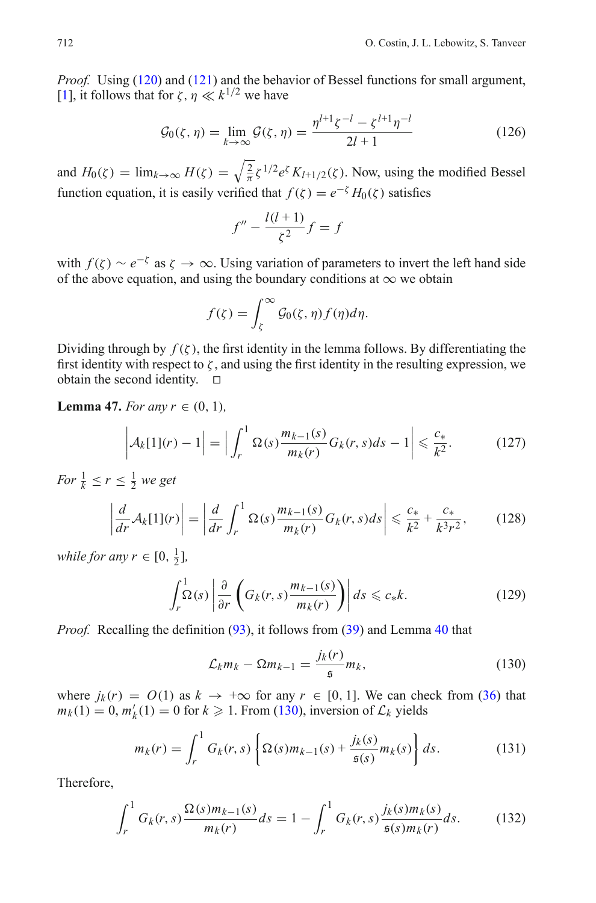*Proof.* Using (120) and (121) and the behavior of Bessel functions for small argument, [1], it follows that for $\zeta, \eta \ll k^{1/2}$ we have

$$\mathcal{G}_0(\zeta,\eta) = \lim_{k\to\infty} \mathcal{G}(\zeta,\eta) = \frac{\eta^{l+1}\zeta^{-l} - \zeta^{l+1}\eta^{-l}}{2l+1} \tag{126}$$

and $H_0(\zeta) = \lim_{k\to\infty} H(\zeta) = \sqrt{\frac{2}{\pi}}\zeta^{1/2}e^{\zeta}K_{l+1/2}(\zeta)$. Now, using the modified Bessel function equation, it is easily verified that $f(\zeta) = e^{-\zeta}H_0(\zeta)$ satisfies

$$f'' - \frac{l(l+1)}{\zeta^2}f = f$$

with $f(\zeta) \sim e^{-\zeta}$ as $\zeta \to \infty$. Using variation of parameters to invert the left hand side of the above equation, and using the boundary conditions at $\infty$ we obtain

$$f(\zeta) = \int_{\zeta}^{\infty} \mathcal{G}_0(\zeta,\eta) f(\eta) d\eta.$$

Dividing through by $f(\zeta)$, the first identity in the lemma follows. By differentiating the first identity with respect to $\zeta$, and using the first identity in the resulting expression, we obtain the second identity. □

**Lemma 47.** *For any $r \in (0,1)$,*

$$\left|\mathcal{A}_k[1](r) - 1\right| = \left|\int_r^1 \Omega(s)\frac{m_{k-1}(s)}{m_k(r)}G_k(r,s)ds - 1\right| \leqslant \frac{c_*}{k^2}. \tag{127}$$

*For $\frac{1}{k} \leq r \leq \frac{1}{2}$ we get*

$$\left|\frac{d}{dr}\mathcal{A}_k[1](r)\right| = \left|\frac{d}{dr}\int_r^1 \Omega(s)\frac{m_{k-1}(s)}{m_k(r)}G_k(r,s)ds\right| \leqslant \frac{c_*}{k^2} + \frac{c_*}{k^3r^2}, \tag{128}$$

*while for any $r \in [0, \frac{1}{2}]$,*

$$\int_r^1 \Omega(s)\left|\frac{\partial}{\partial r}\left(G_k(r,s)\frac{m_{k-1}(s)}{m_k(r)}\right)\right| ds \leqslant c_* k. \tag{129}$$

*Proof.* Recalling the definition (93), it follows from (39) and Lemma 40 that

$$\mathcal{L}_k m_k - \Omega m_{k-1} = \frac{j_k(r)}{\mathfrak{s}} m_k, \tag{130}$$

where $j_k(r) = O(1)$ as $k \to +\infty$ for any $r \in [0,1]$. We can check from (36) that $m_k(1) = 0, m_k'(1) = 0$ for $k \geqslant 1$. From (130), inversion of $\mathcal{L}_k$ yields

$$m_k(r) = \int_r^1 G_k(r,s)\left\{\Omega(s)m_{k-1}(s) + \frac{j_k(s)}{\mathfrak{s}(s)}m_k(s)\right\} ds. \tag{131}$$

Therefore,

$$\int_r^1 G_k(r,s)\frac{\Omega(s)m_{k-1}(s)}{m_k(r)}ds = 1 - \int_r^1 G_k(r,s)\frac{j_k(s)m_k(s)}{\mathfrak{s}(s)m_k(r)}ds. \tag{132}$$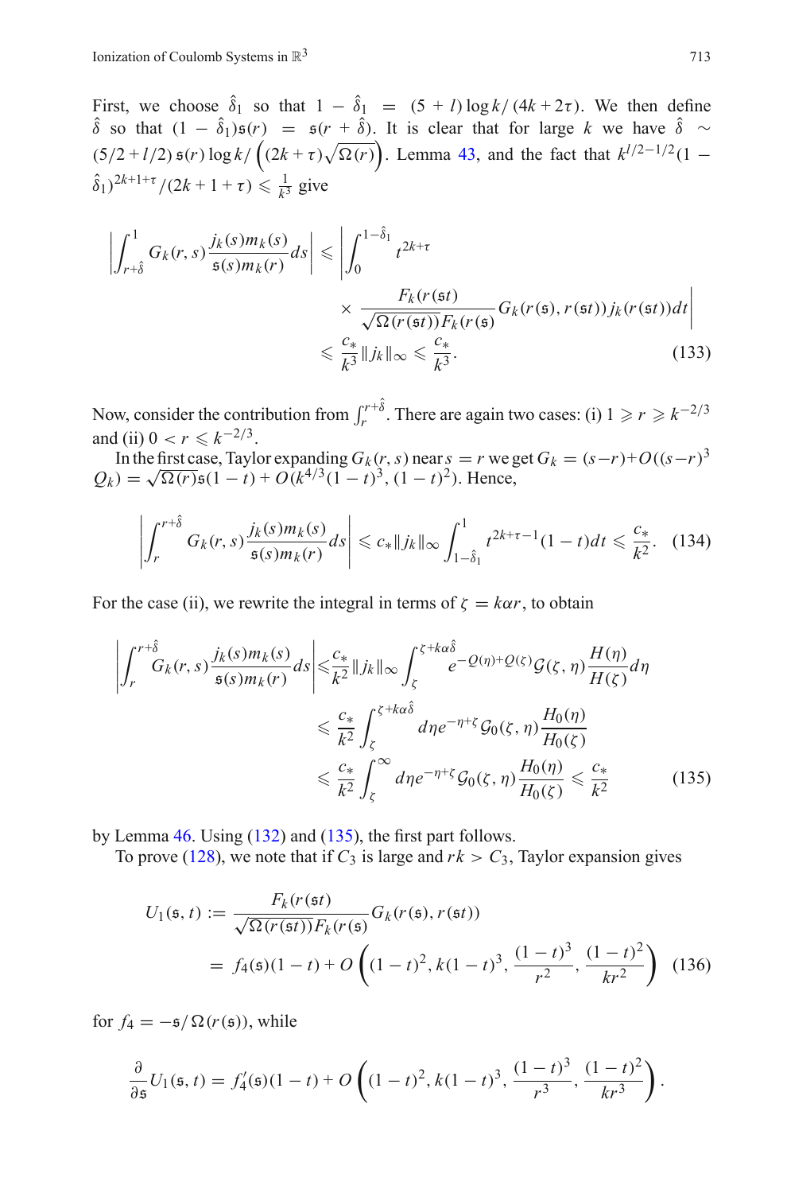First, we choose $\hat{\delta}_1$ so that $1 - \hat{\delta}_1 = (5 + l)\log k/(4k + 2\tau)$. We then define $\hat{\delta}$ so that $(1 - \hat{\delta}_1)\mathfrak{s}(r) = \mathfrak{s}(r + \hat{\delta})$. It is clear that for large $k$ we have $\hat{\delta} \sim (5/2 + l/2)\,\mathfrak{s}(r)\log k/\left((2k+\tau)\sqrt{\Omega(r)}\right)$. Lemma 43, and the fact that $k^{l/2-1/2}(1 - \hat{\delta}_1)^{2k+1+\tau}/(2k + 1 + \tau) \leqslant \frac{1}{k^3}$ give

$$
\begin{aligned}
\left|\int_{r+\hat{\delta}}^{1} G_k(r,s)\frac{j_k(s)m_k(s)}{\mathfrak{s}(s)m_k(r)}ds\right| &\leqslant \left|\int_0^{1-\hat{\delta}_1} t^{2k+\tau}\right.\\
&\qquad \left.\times\, \frac{F_k(r(\mathfrak{s}t))}{\sqrt{\Omega(r(\mathfrak{s}t))}F_k(r(\mathfrak{s})}G_k(r(\mathfrak{s}), r(\mathfrak{s}t))j_k(r(\mathfrak{s}t))dt\right|\\
&\leqslant \frac{c_*}{k^3}\|j_k\|_\infty \leqslant \frac{c_*}{k^3}.
\end{aligned}
\tag{133}
$$

Now, consider the contribution from $\int_r^{r+\hat{\delta}}$. There are again two cases: (i) $1 \geqslant r \geqslant k^{-2/3}$ and (ii) $0 < r \leqslant k^{-2/3}$.

In the first case, Taylor expanding $G_k(r,s)$ near $s = r$ we get $G_k = (s-r) + O((s-r)^3 Q_k) = \sqrt{\Omega(r)}\mathfrak{s}(1-t) + O(k^{4/3}(1-t)^3, (1-t)^2)$. Hence,

$$
\left|\int_r^{r+\hat{\delta}} G_k(r,s)\frac{j_k(s)m_k(s)}{\mathfrak{s}(s)m_k(r)}ds\right| \leqslant c_*\|j_k\|_\infty \int_{1-\hat{\delta}_1}^{1} t^{2k+\tau-1}(1-t)dt \leqslant \frac{c_*}{k^2}. \tag{134}
$$

For the case (ii), we rewrite the integral in terms of $\zeta = k\alpha r$, to obtain

$$
\begin{aligned}
\left|\int_r^{r+\hat{\delta}} G_k(r,s)\frac{j_k(s)m_k(s)}{\mathfrak{s}(s)m_k(r)}ds\right| &\leqslant \frac{c_*}{k^2}\|j_k\|_\infty \int_\zeta^{\zeta+k\alpha\hat{\delta}} e^{-Q(\eta)+Q(\zeta)}\mathcal{G}(\zeta,\eta)\frac{H(\eta)}{H(\zeta)}d\eta\\
&\leqslant \frac{c_*}{k^2}\int_\zeta^{\zeta+k\alpha\hat{\delta}} d\eta e^{-\eta+\zeta}\mathcal{G}_0(\zeta,\eta)\frac{H_0(\eta)}{H_0(\zeta)}\\
&\leqslant \frac{c_*}{k^2}\int_\zeta^{\infty} d\eta e^{-\eta+\zeta}\mathcal{G}_0(\zeta,\eta)\frac{H_0(\eta)}{H_0(\zeta)} \leqslant \frac{c_*}{k^2}
\end{aligned}
\tag{135}
$$

by Lemma 46. Using (132) and (135), the first part follows.

To prove (128), we note that if $C_3$ is large and $rk > C_3$, Taylor expansion gives

$$
\begin{aligned}
U_1(\mathfrak{s}, t) &:= \frac{F_k(r(\mathfrak{s}t))}{\sqrt{\Omega(r(\mathfrak{s}t))}F_k(r(\mathfrak{s})}G_k(r(\mathfrak{s}), r(\mathfrak{s}t))\\
&= f_4(\mathfrak{s})(1-t) + O\left((1-t)^2, k(1-t)^3, \frac{(1-t)^3}{r^2}, \frac{(1-t)^2}{kr^2}\right)
\end{aligned}
\tag{136}
$$

for $f_4 = -\mathfrak{s}/\Omega(r(\mathfrak{s}))$, while

$$
\frac{\partial}{\partial \mathfrak{s}}U_1(\mathfrak{s}, t) = f_4'(\mathfrak{s})(1-t) + O\left((1-t)^2, k(1-t)^3, \frac{(1-t)^3}{r^3}, \frac{(1-t)^2}{kr^3}\right).
$$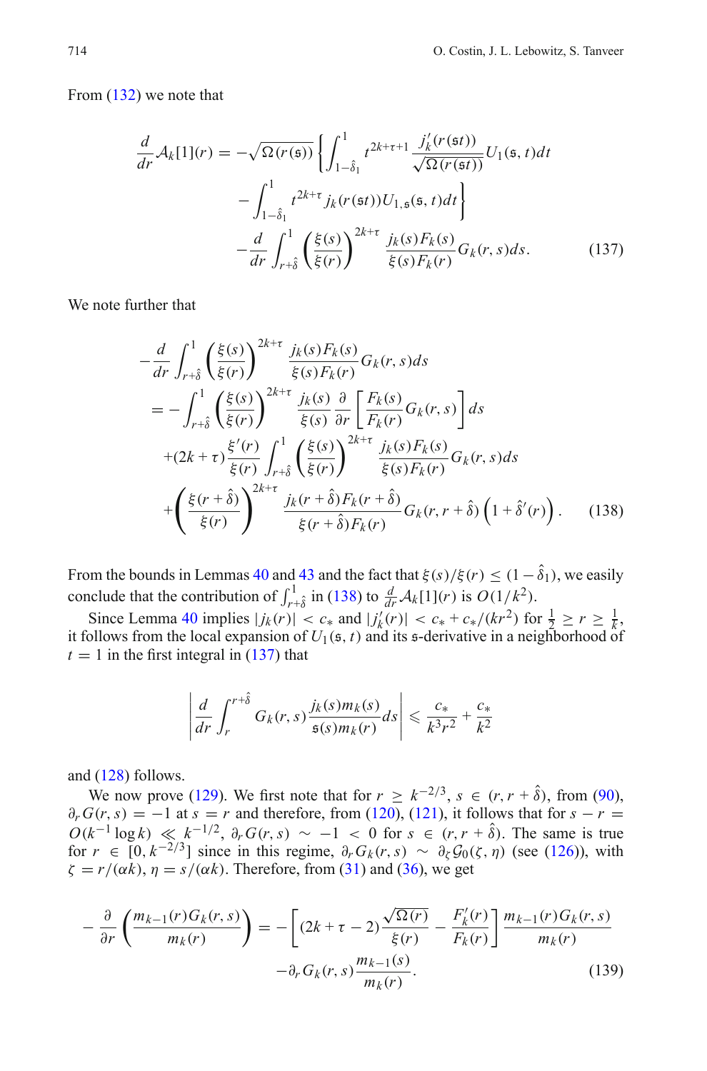From (132) we note that

$$\frac{d}{dr}\mathcal{A}_k[1](r) = -\sqrt{\Omega(r(\mathfrak{s}))}\left\{\int_{1-\hat{\delta}_1}^{1} t^{2k+\tau+1}\frac{j_k'(r(\mathfrak{s}t))}{\sqrt{\Omega(r(\mathfrak{s}t))}}U_1(\mathfrak{s},t)dt \right.$$
$$\left. -\int_{1-\hat{\delta}_1}^{1} t^{2k+\tau} j_k(r(\mathfrak{s}t))U_{1,\mathfrak{s}}(\mathfrak{s},t)dt\right\}$$
$$-\frac{d}{dr}\int_{r+\hat{\delta}}^{1}\left(\frac{\xi(s)}{\xi(r)}\right)^{2k+\tau}\frac{j_k(s)F_k(s)}{\xi(s)F_k(r)}G_k(r,s)ds. \tag{137}$$

We note further that

$$-\frac{d}{dr}\int_{r+\hat{\delta}}^{1}\left(\frac{\xi(s)}{\xi(r)}\right)^{2k+\tau}\frac{j_k(s)F_k(s)}{\xi(s)F_k(r)}G_k(r,s)ds$$
$$= -\int_{r+\hat{\delta}}^{1}\left(\frac{\xi(s)}{\xi(r)}\right)^{2k+\tau}\frac{j_k(s)}{\xi(s)}\frac{\partial}{\partial r}\left[\frac{F_k(s)}{F_k(r)}G_k(r,s)\right]ds$$
$$+(2k+\tau)\frac{\xi'(r)}{\xi(r)}\int_{r+\hat{\delta}}^{1}\left(\frac{\xi(s)}{\xi(r)}\right)^{2k+\tau}\frac{j_k(s)F_k(s)}{\xi(s)F_k(r)}G_k(r,s)ds$$
$$+\left(\frac{\xi(r+\hat{\delta})}{\xi(r)}\right)^{2k+\tau}\frac{j_k(r+\hat{\delta})F_k(r+\hat{\delta})}{\xi(r+\hat{\delta})F_k(r)}G_k(r,r+\hat{\delta})\left(1+\hat{\delta}'(r)\right). \tag{138}$$

From the bounds in Lemmas 40 and 43 and the fact that $\xi(s)/\xi(r) \le (1-\hat{\delta}_1)$, we easily conclude that the contribution of $\int_{r+\hat{\delta}}^{1}$ in (138) to $\frac{d}{dr}\mathcal{A}_k[1](r)$ is $O(1/k^2)$.

Since Lemma 40 implies $|j_k(r)| < c_*$ and $|j_k'(r)| < c_* + c_*/(kr^2)$ for $\frac{1}{2} \ge r \ge \frac{1}{k}$, it follows from the local expansion of $U_1(\mathfrak{s},t)$ and its $\mathfrak{s}$-derivative in a neighborhood of $t=1$ in the first integral in (137) that

$$\left|\frac{d}{dr}\int_{r}^{r+\hat{\delta}} G_k(r,s)\frac{j_k(s)m_k(s)}{\mathfrak{s}(s)m_k(r)}ds\right| \leqslant \frac{c_*}{k^3r^2}+\frac{c_*}{k^2}$$

and (128) follows.

We now prove (129). We first note that for $r \ge k^{-2/3}$, $s \in (r, r+\hat{\delta})$, from (90), $\partial_r G(r,s) = -1$ at $s=r$ and therefore, from (120), (121), it follows that for $s-r = O(k^{-1}\log k) \ll k^{-1/2}$, $\partial_r G(r,s) \sim -1 < 0$ for $s \in (r, r+\hat{\delta})$. The same is true for $r \in [0, k^{-2/3}]$ since in this regime, $\partial_r G_k(r,s) \sim \partial_\zeta \mathcal{G}_0(\zeta,\eta)$ (see (126)), with $\zeta = r/(\alpha k)$, $\eta = s/(\alpha k)$. Therefore, from (31) and (36), we get

$$-\frac{\partial}{\partial r}\left(\frac{m_{k-1}(r)G_k(r,s)}{m_k(r)}\right) = -\left[(2k+\tau-2)\frac{\sqrt{\Omega(r)}}{\xi(r)} - \frac{F_k'(r)}{F_k(r)}\right]\frac{m_{k-1}(r)G_k(r,s)}{m_k(r)}$$
$$-\partial_r G_k(r,s)\frac{m_{k-1}(s)}{m_k(r)}. \tag{139}$$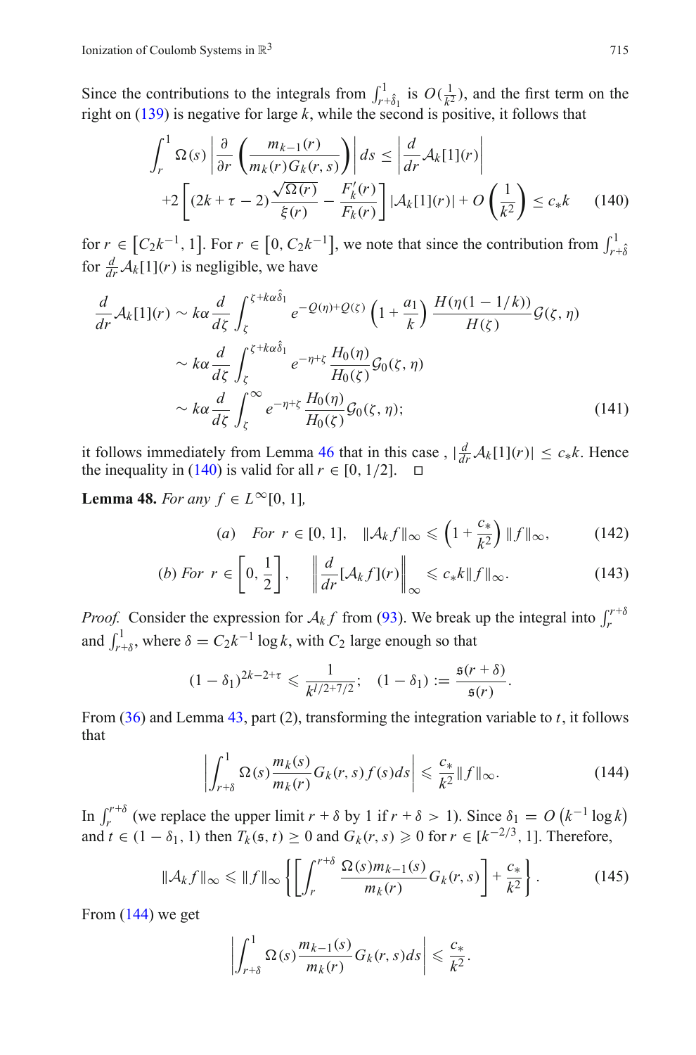Since the contributions to the integrals from $\int_{r+\hat{\delta}_1}^1$ is $O(\frac{1}{k^2})$, and the first term on the right on (139) is negative for large $k$, while the second is positive, it follows that

$$\int_r^1 \Omega(s) \left| \frac{\partial}{\partial r} \left( \frac{m_{k-1}(r)}{m_k(r) G_k(r,s)} \right) \right| ds \leq \left| \frac{d}{dr} \mathcal{A}_k[1](r) \right|$$
$$+2 \left[ (2k+\tau-2) \frac{\sqrt{\Omega(r)}}{\xi(r)} - \frac{F_k'(r)}{F_k(r)} \right] |\mathcal{A}_k[1](r)| + O\left(\frac{1}{k^2}\right) \leq c_* k \tag{140}$$

for $r \in [C_2 k^{-1}, 1]$. For $r \in [0, C_2 k^{-1}]$, we note that since the contribution from $\int_{r+\hat{\delta}}^1$ for $\frac{d}{dr}\mathcal{A}_k[1](r)$ is negligible, we have

$$\begin{aligned}
\frac{d}{dr}\mathcal{A}_k[1](r) &\sim k\alpha \frac{d}{d\zeta} \int_\zeta^{\zeta+k\alpha\hat{\delta}_1} e^{-Q(\eta)+Q(\zeta)} \left(1+\frac{a_1}{k}\right) \frac{H(\eta(1-1/k))}{H(\zeta)} \mathcal{G}(\zeta,\eta) \\
&\sim k\alpha \frac{d}{d\zeta} \int_\zeta^{\zeta+k\alpha\hat{\delta}_1} e^{-\eta+\zeta} \frac{H_0(\eta)}{H_0(\zeta)} \mathcal{G}_0(\zeta,\eta) \\
&\sim k\alpha \frac{d}{d\zeta} \int_\zeta^{\infty} e^{-\eta+\zeta} \frac{H_0(\eta)}{H_0(\zeta)} \mathcal{G}_0(\zeta,\eta);
\end{aligned} \tag{141}$$

it follows immediately from Lemma 46 that in this case , $|\frac{d}{dr}\mathcal{A}_k[1](r)| \leq c_* k$. Hence the inequality in (140) is valid for all $r \in [0, 1/2]$. $\square$

**Lemma 48.** *For any $f \in L^\infty[0,1]$,*

$$(a) \quad \textit{For } r \in [0,1], \quad \|\mathcal{A}_k f\|_\infty \leqslant \left(1 + \frac{c_*}{k^2}\right) \|f\|_\infty, \tag{142}$$

$$(b) \textit{ For } r \in \left[0, \frac{1}{2}\right], \quad \left\| \frac{d}{dr}[\mathcal{A}_k f](r) \right\|_\infty \leqslant c_* k \|f\|_\infty. \tag{143}$$

*Proof.* Consider the expression for $\mathcal{A}_k f$ from (93). We break up the integral into $\int_r^{r+\delta}$ and $\int_{r+\delta}^1$, where $\delta = C_2 k^{-1} \log k$, with $C_2$ large enough so that

$$(1-\delta_1)^{2k-2+\tau} \leqslant \frac{1}{k^{l/2+7/2}}; \quad (1-\delta_1) := \frac{\mathfrak{s}(r+\delta)}{\mathfrak{s}(r)}.$$

From (36) and Lemma 43, part (2), transforming the integration variable to $t$, it follows that

$$\left| \int_{r+\delta}^1 \Omega(s) \frac{m_k(s)}{m_k(r)} G_k(r,s) f(s) ds \right| \leqslant \frac{c_*}{k^2} \|f\|_\infty. \tag{144}$$

In $\int_r^{r+\delta}$ (we replace the upper limit $r+\delta$ by 1 if $r+\delta > 1$). Since $\delta_1 = O(k^{-1}\log k)$ and $t \in (1-\delta_1, 1)$ then $T_k(\mathfrak{s}, t) \geq 0$ and $G_k(r,s) \geqslant 0$ for $r \in [k^{-2/3}, 1]$. Therefore,

$$\|\mathcal{A}_k f\|_\infty \leqslant \|f\|_\infty \left\{ \left[ \int_r^{r+\delta} \frac{\Omega(s) m_{k-1}(s)}{m_k(r)} G_k(r,s) \right] + \frac{c_*}{k^2} \right\}. \tag{145}$$

From (144) we get

$$\left| \int_{r+\delta}^1 \Omega(s) \frac{m_{k-1}(s)}{m_k(r)} G_k(r,s) ds \right| \leqslant \frac{c_*}{k^2}.$$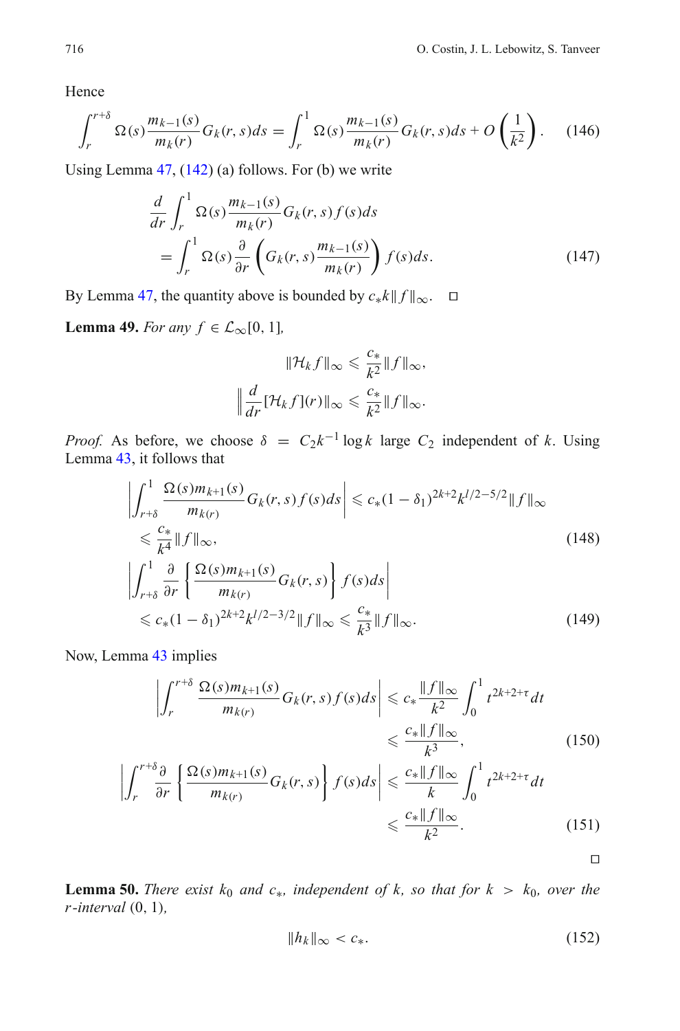Hence

$$\int_r^{r+\delta} \Omega(s) \frac{m_{k-1}(s)}{m_k(r)} G_k(r,s) ds = \int_r^1 \Omega(s) \frac{m_{k-1}(s)}{m_k(r)} G_k(r,s) ds + O\left(\frac{1}{k^2}\right). \tag{146}$$

Using Lemma 47, (142) (a) follows. For (b) we write

$$\begin{aligned}
&\frac{d}{dr} \int_r^1 \Omega(s) \frac{m_{k-1}(s)}{m_k(r)} G_k(r,s) f(s) ds \\
&\quad = \int_r^1 \Omega(s) \frac{\partial}{\partial r} \left( G_k(r,s) \frac{m_{k-1}(s)}{m_k(r)} \right) f(s) ds.
\end{aligned} \tag{147}$$

By Lemma 47, the quantity above is bounded by $c_* k \|f\|_\infty$. □

**Lemma 49.** *For any* $f \in \mathcal{L}_\infty[0,1]$*,*

$$\|\mathcal{H}_k f\|_\infty \leqslant \frac{c_*}{k^2} \|f\|_\infty,$$

$$\left\| \frac{d}{dr} [\mathcal{H}_k f](r) \right\|_\infty \leqslant \frac{c_*}{k^2} \|f\|_\infty.$$

*Proof.* As before, we choose $\delta = C_2 k^{-1} \log k$ large $C_2$ independent of $k$. Using Lemma 43, it follows that

$$\begin{aligned}
&\left| \int_{r+\delta}^1 \frac{\Omega(s) m_{k+1}(s)}{m_{k(r)}} G_k(r,s) f(s) ds \right| \leqslant c_* (1-\delta_1)^{2k+2} k^{l/2-5/2} \|f\|_\infty \\
&\quad \leqslant \frac{c_*}{k^4} \|f\|_\infty,
\end{aligned} \tag{148}$$

$$\begin{aligned}
&\left| \int_{r+\delta}^1 \frac{\partial}{\partial r} \left\{ \frac{\Omega(s) m_{k+1}(s)}{m_{k(r)}} G_k(r,s) \right\} f(s) ds \right| \\
&\quad \leqslant c_* (1-\delta_1)^{2k+2} k^{l/2-3/2} \|f\|_\infty \leqslant \frac{c_*}{k^3} \|f\|_\infty.
\end{aligned} \tag{149}$$

Now, Lemma 43 implies

$$\begin{aligned}
\left| \int_r^{r+\delta} \frac{\Omega(s) m_{k+1}(s)}{m_{k(r)}} G_k(r,s) f(s) ds \right| &\leqslant c_* \frac{\|f\|_\infty}{k^2} \int_0^1 t^{2k+2+\tau} dt \\
&\leqslant \frac{c_* \|f\|_\infty}{k^3},
\end{aligned} \tag{150}$$

$$\begin{aligned}
\left| \int_r^{r+\delta} \frac{\partial}{\partial r} \left\{ \frac{\Omega(s) m_{k+1}(s)}{m_{k(r)}} G_k(r,s) \right\} f(s) ds \right| &\leqslant \frac{c_* \|f\|_\infty}{k} \int_0^1 t^{2k+2+\tau} dt \\
&\leqslant \frac{c_* \|f\|_\infty}{k^2}.
\end{aligned} \tag{151}$$

□

**Lemma 50.** *There exist* $k_0$ *and* $c_*$*, independent of* $k$*, so that for* $k > k_0$*, over the* $r$*-interval* $(0,1)$*,*

$$\|h_k\|_\infty < c_*. \tag{152}$$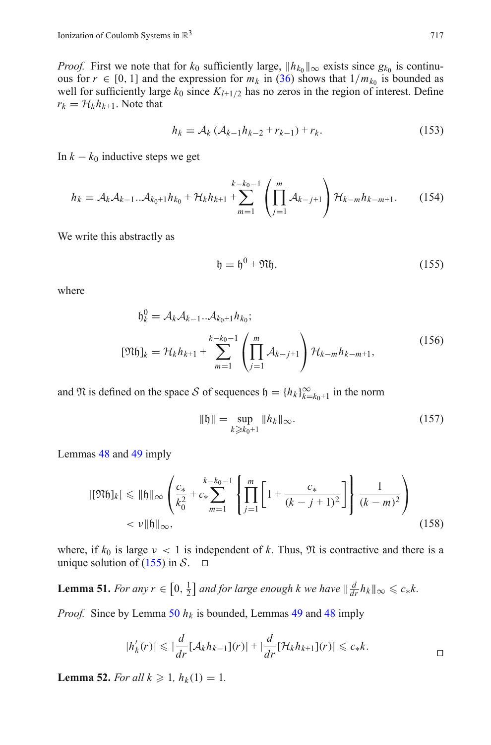*Proof.* First we note that for $k_0$ sufficiently large, $\|h_{k_0}\|_\infty$ exists since $g_{k_0}$ is continuous for $r \in [0, 1]$ and the expression for $m_k$ in (36) shows that $1/m_{k_0}$ is bounded as well for sufficiently large $k_0$ since $K_{l+1/2}$ has no zeros in the region of interest. Define $r_k = \mathcal{H}_k h_{k+1}$. Note that

$$h_k = \mathcal{A}_k\left(\mathcal{A}_{k-1}h_{k-2} + r_{k-1}\right) + r_k. \tag{153}$$

In $k - k_0$ inductive steps we get

$$h_k = \mathcal{A}_k\mathcal{A}_{k-1}..\mathcal{A}_{k_0+1}h_{k_0} + \mathcal{H}_k h_{k+1} + \sum_{m=1}^{k-k_0-1}\left(\prod_{j=1}^{m}\mathcal{A}_{k-j+1}\right)\mathcal{H}_{k-m}h_{k-m+1}. \tag{154}$$

We write this abstractly as

$$\mathfrak{h} = \mathfrak{h}^0 + \mathfrak{N}\mathfrak{h}, \tag{155}$$

where

$$\begin{aligned}
\mathfrak{h}_k^0 &= \mathcal{A}_k\mathcal{A}_{k-1}..\mathcal{A}_{k_0+1}h_{k_0};\\
[\mathfrak{N}\mathfrak{h}]_k &= \mathcal{H}_k h_{k+1} + \sum_{m=1}^{k-k_0-1}\left(\prod_{j=1}^{m}\mathcal{A}_{k-j+1}\right)\mathcal{H}_{k-m}h_{k-m+1},
\end{aligned} \tag{156}$$

and $\mathfrak{N}$ is defined on the space $\mathcal{S}$ of sequences $\mathfrak{h} = \{h_k\}_{k=k_0+1}^{\infty}$ in the norm

$$\|\mathfrak{h}\| = \sup_{k \geqslant k_0+1}\|h_k\|_\infty. \tag{157}$$

Lemmas 48 and 49 imply

$$\begin{aligned}
|[\mathfrak{N}\mathfrak{h}]_k| &\leqslant \|\mathfrak{h}\|_\infty\left(\frac{c_*}{k_0^2} + c_*\sum_{m=1}^{k-k_0-1}\left\{\prod_{j=1}^{m}\left[1 + \frac{c_*}{(k-j+1)^2}\right]\right\}\frac{1}{(k-m)^2}\right)\\
&< \nu\|\mathfrak{h}\|_\infty,
\end{aligned} \tag{158}$$

where, if $k_0$ is large $\nu < 1$ is independent of $k$. Thus, $\mathfrak{N}$ is contractive and there is a unique solution of (155) in $\mathcal{S}$. □

**Lemma 51.** *For any $r \in \left[0, \frac{1}{2}\right]$ and for large enough $k$ we have $\|\frac{d}{dr}h_k\|_\infty \leqslant c_* k$.*

*Proof.* Since by Lemma 50 $h_k$ is bounded, Lemmas 49 and 48 imply

$$|h_k'(r)| \leqslant \left|\frac{d}{dr}[\mathcal{A}_k h_{k-1}](r)\right| + \left|\frac{d}{dr}[\mathcal{H}_k h_{k+1}](r)\right| \leqslant c_* k.$$

□

**Lemma 52.** *For all $k \geqslant 1$, $h_k(1) = 1$.*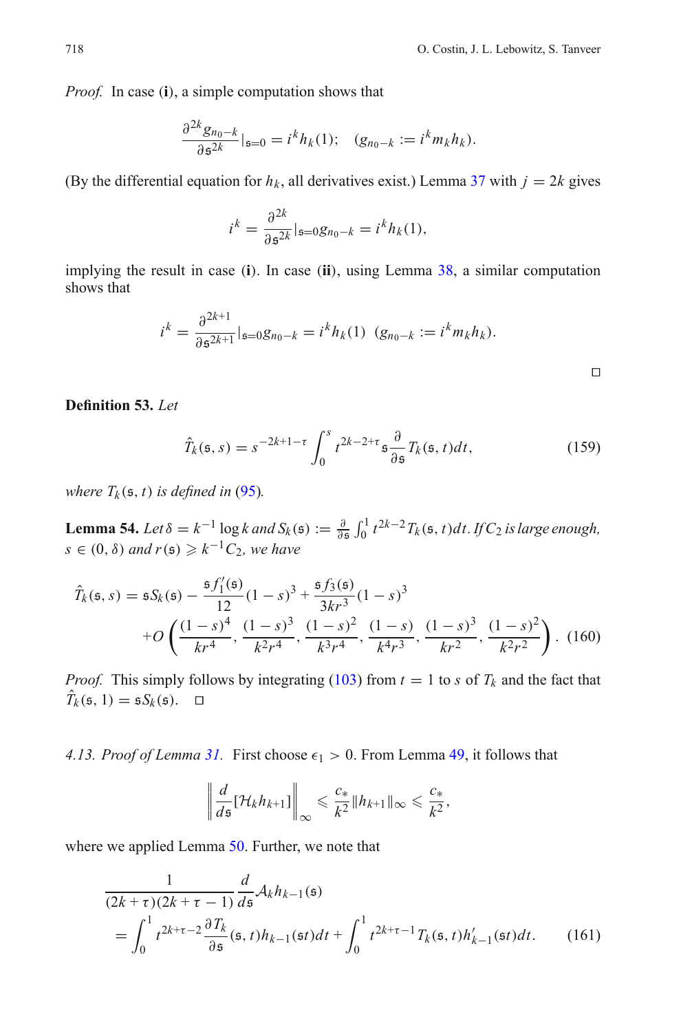*Proof.* In case (**i**), a simple computation shows that

$$\frac{\partial^{2k} g_{n_0-k}}{\partial \mathfrak{s}^{2k}}|_{\mathfrak{s}=0} = i^k h_k(1); \quad (g_{n_0-k} := i^k m_k h_k).$$

(By the differential equation for $h_k$, all derivatives exist.) Lemma 37 with $j = 2k$ gives

$$i^k = \frac{\partial^{2k}}{\partial \mathfrak{s}^{2k}}|_{\mathfrak{s}=0} g_{n_0-k} = i^k h_k(1),$$

implying the result in case (**i**). In case (**ii**), using Lemma 38, a similar computation shows that

$$i^k = \frac{\partial^{2k+1}}{\partial \mathfrak{s}^{2k+1}}|_{\mathfrak{s}=0} g_{n_0-k} = i^k h_k(1) \;\; (g_{n_0-k} := i^k m_k h_k).$$

□

**Definition 53.** *Let*

$$\hat{T}_k(\mathfrak{s}, s) = s^{-2k+1-\tau} \int_0^s t^{2k-2+\tau} \mathfrak{s} \frac{\partial}{\partial \mathfrak{s}} T_k(\mathfrak{s}, t) dt, \tag{159}$$

*where $T_k(\mathfrak{s}, t)$ is defined in* (95)*.*

**Lemma 54.** *Let $\delta = k^{-1} \log k$ and $S_k(\mathfrak{s}) := \frac{\partial}{\partial \mathfrak{s}} \int_0^1 t^{2k-2} T_k(\mathfrak{s}, t) dt$. If $C_2$ is large enough, $s \in (0, \delta)$ and $r(\mathfrak{s}) \geqslant k^{-1} C_2$, we have*

$$\hat{T}_k(\mathfrak{s}, s) = \mathfrak{s} S_k(\mathfrak{s}) - \frac{\mathfrak{s} f_1'(\mathfrak{s})}{12}(1-s)^3 + \frac{\mathfrak{s} f_3(\mathfrak{s})}{3kr^3}(1-s)^3$$
$$+ O\left(\frac{(1-s)^4}{kr^4}, \frac{(1-s)^3}{k^2 r^4}, \frac{(1-s)^2}{k^3 r^4}, \frac{(1-s)}{k^4 r^3}, \frac{(1-s)^3}{kr^2}, \frac{(1-s)^2}{k^2 r^2}\right). \tag{160}$$

*Proof.* This simply follows by integrating (103) from $t = 1$ to $s$ of $T_k$ and the fact that $\hat{T}_k(\mathfrak{s}, 1) = \mathfrak{s} S_k(\mathfrak{s})$. □

*4.13. Proof of Lemma 31.* First choose $\epsilon_1 > 0$. From Lemma 49, it follows that

$$\left\| \frac{d}{d\mathfrak{s}} [\mathcal{H}_k h_{k+1}] \right\|_\infty \leqslant \frac{c_*}{k^2} \|h_{k+1}\|_\infty \leqslant \frac{c_*}{k^2},$$

where we applied Lemma 50. Further, we note that

$$\frac{1}{(2k+\tau)(2k+\tau-1)} \frac{d}{d\mathfrak{s}} \mathcal{A}_k h_{k-1}(\mathfrak{s})$$
$$= \int_0^1 t^{2k+\tau-2} \frac{\partial T_k}{\partial \mathfrak{s}}(\mathfrak{s}, t) h_{k-1}(\mathfrak{s} t) dt + \int_0^1 t^{2k+\tau-1} T_k(\mathfrak{s}, t) h_{k-1}'(\mathfrak{s} t) dt. \tag{161}$$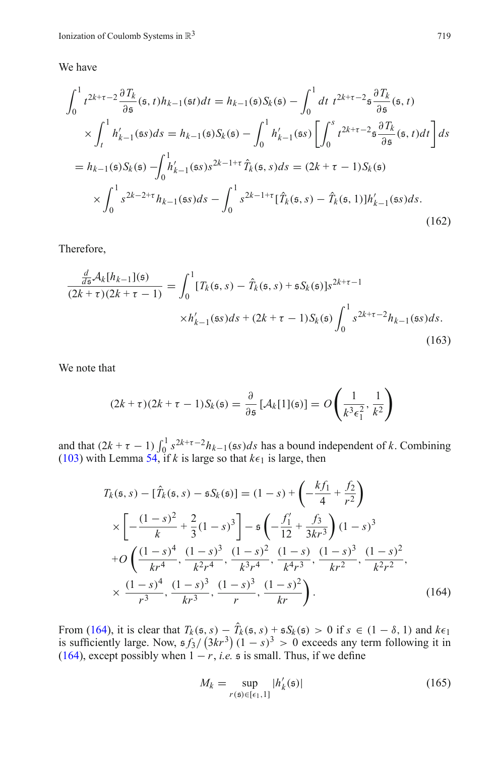We have

$$
\begin{aligned}
\int_0^1 t^{2k+\tau-2} \frac{\partial T_k}{\partial \mathfrak{s}}(\mathfrak{s}, t) h_{k-1}(\mathfrak{s}t) dt &= h_{k-1}(\mathfrak{s}) S_k(\mathfrak{s}) - \int_0^1 dt\ t^{2k+\tau-2} \mathfrak{s} \frac{\partial T_k}{\partial \mathfrak{s}}(\mathfrak{s}, t) \\
&\quad \times \int_t^1 h'_{k-1}(\mathfrak{s}s) ds = h_{k-1}(\mathfrak{s}) S_k(\mathfrak{s}) - \int_0^1 h'_{k-1}(\mathfrak{s}s) \left[ \int_0^s t^{2k+\tau-2} \mathfrak{s} \frac{\partial T_k}{\partial \mathfrak{s}}(\mathfrak{s}, t) dt \right] ds \\
&= h_{k-1}(\mathfrak{s}) S_k(\mathfrak{s}) - \int_0^1 h'_{k-1}(\mathfrak{s}s) s^{2k-1+\tau} \hat{T}_k(\mathfrak{s}, s) ds = (2k+\tau-1) S_k(\mathfrak{s}) \\
&\quad \times \int_0^1 s^{2k-2+\tau} h_{k-1}(\mathfrak{s}s) ds - \int_0^1 s^{2k-1+\tau} [\hat{T}_k(\mathfrak{s}, s) - \hat{T}_k(\mathfrak{s}, 1)] h'_{k-1}(\mathfrak{s}s) ds.
\end{aligned}
\tag{162}
$$

Therefore,

$$
\begin{aligned}
\frac{\frac{d}{d\mathfrak{s}} \mathcal{A}_k[h_{k-1}](\mathfrak{s})}{(2k+\tau)(2k+\tau-1)} &= \int_0^1 [T_k(\mathfrak{s}, s) - \hat{T}_k(\mathfrak{s}, s) + \mathfrak{s} S_k(\mathfrak{s})] s^{2k+\tau-1} \\
&\quad \times h'_{k-1}(\mathfrak{s}s) ds + (2k+\tau-1) S_k(\mathfrak{s}) \int_0^1 s^{2k+\tau-2} h_{k-1}(\mathfrak{s}s) ds.
\end{aligned}
\tag{163}
$$

We note that

$$
(2k+\tau)(2k+\tau-1) S_k(\mathfrak{s}) = \frac{\partial}{\partial \mathfrak{s}} [\mathcal{A}_k[1](\mathfrak{s})] = O\left( \frac{1}{k^3 \epsilon_1^2}, \frac{1}{k^2} \right)
$$

and that $(2k+\tau-1) \int_0^1 s^{2k+\tau-2} h_{k-1}(\mathfrak{s}s) ds$ has a bound independent of $k$. Combining (103) with Lemma 54, if $k$ is large so that $k\epsilon_1$ is large, then

$$
\begin{aligned}
T_k(\mathfrak{s}, s) - [\hat{T}_k(\mathfrak{s}, s) - \mathfrak{s} S_k(\mathfrak{s})] &= (1-s) + \left( -\frac{k f_1}{4} + \frac{f_2}{r^2} \right) \\
&\quad \times \left[ -\frac{(1-s)^2}{k} + \frac{2}{3}(1-s)^3 \right] - \mathfrak{s} \left( -\frac{f_1'}{12} + \frac{f_3}{3kr^3} \right) (1-s)^3 \\
&\quad + O\left( \frac{(1-s)^4}{kr^4}, \frac{(1-s)^3}{k^2 r^4}, \frac{(1-s)^2}{k^3 r^4}, \frac{(1-s)}{k^4 r^3}, \frac{(1-s)^3}{kr^2}, \frac{(1-s)^2}{k^2 r^2}, \right. \\
&\quad \left. \times \frac{(1-s)^4}{r^3}, \frac{(1-s)^3}{kr^3}, \frac{(1-s)^3}{r}, \frac{(1-s)^2}{kr} \right).
\end{aligned}
\tag{164}
$$

From (164), it is clear that $T_k(\mathfrak{s}, s) - \hat{T}_k(\mathfrak{s}, s) + \mathfrak{s} S_k(\mathfrak{s}) > 0$ if $s \in (1-\delta, 1)$ and $k\epsilon_1$ is sufficiently large. Now, $\mathfrak{s} f_3 / (3kr^3) (1-s)^3 > 0$ exceeds any term following it in (164), except possibly when $1-r$, *i.e.* $\mathfrak{s}$ is small. Thus, if we define

$$
M_k = \sup_{r(\mathfrak{s}) \in [\epsilon_1, 1]} |h'_k(\mathfrak{s})|
\tag{165}
$$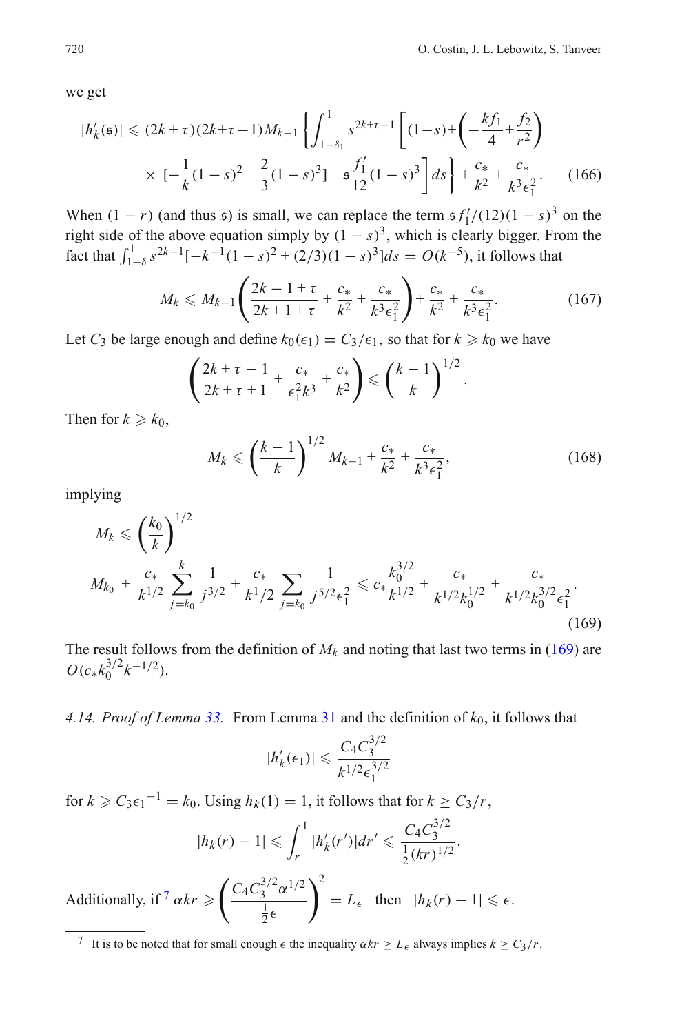we get

$$|h_k'(\mathfrak{s})| \leqslant (2k+\tau)(2k+\tau-1)M_{k-1}\left\{\int_{1-\delta_1}^{1} s^{2k+\tau-1}\left[(1-s)+\left(-\frac{kf_1}{4}+\frac{f_2}{r^2}\right)\right.\right.$$
$$\left.\left.\times\ [-\frac{1}{k}(1-s)^2+\frac{2}{3}(1-s)^3]+\mathfrak{s}\frac{f_1'}{12}(1-s)^3\right]ds\right\}+\frac{c_*}{k^2}+\frac{c_*}{k^3\epsilon_1^2}. \tag{166}$$

When $(1-r)$ (and thus $\mathfrak{s}$) is small, we can replace the term $\mathfrak{s}f_1'/(12)(1-s)^3$ on the right side of the above equation simply by $(1-s)^3$, which is clearly bigger. From the fact that $\int_{1-\delta}^1 s^{2k-1}[-k^{-1}(1-s)^2+(2/3)(1-s)^3]ds = O(k^{-5})$, it follows that

$$M_k \leqslant M_{k-1}\left(\frac{2k-1+\tau}{2k+1+\tau}+\frac{c_*}{k^2}+\frac{c_*}{k^3\epsilon_1^2}\right)+\frac{c_*}{k^2}+\frac{c_*}{k^3\epsilon_1^2}. \tag{167}$$

Let $C_3$ be large enough and define $k_0(\epsilon_1) = C_3/\epsilon_1$, so that for $k \geqslant k_0$ we have

$$\left(\frac{2k+\tau-1}{2k+\tau+1}+\frac{c_*}{\epsilon_1^2k^3}+\frac{c_*}{k^2}\right) \leqslant \left(\frac{k-1}{k}\right)^{1/2}.$$

Then for $k \geqslant k_0$,

$$M_k \leqslant \left(\frac{k-1}{k}\right)^{1/2} M_{k-1}+\frac{c_*}{k^2}+\frac{c_*}{k^3\epsilon_1^2}, \tag{168}$$

implying

$$M_k \leqslant \left(\frac{k_0}{k}\right)^{1/2} M_{k_0} + \frac{c_*}{k^{1/2}}\sum_{j=k_0}^{k}\frac{1}{j^{3/2}}+\frac{c_*}{k^1/2}\sum_{j=k_0}\frac{1}{j^{5/2}\epsilon_1^2} \leqslant c_*\frac{k_0^{3/2}}{k^{1/2}}+\frac{c_*}{k^{1/2}k_0^{1/2}}+\frac{c_*}{k^{1/2}k_0^{3/2}\epsilon_1^2}. \tag{169}$$

The result follows from the definition of $M_k$ and noting that last two terms in (169) are $O(c_*k_0^{3/2}k^{-1/2})$.

*4.14. Proof of Lemma 33.* From Lemma 31 and the definition of $k_0$, it follows that

$$|h_k'(\epsilon_1)| \leqslant \frac{C_4C_3^{3/2}}{k^{1/2}\epsilon_1^{3/2}}$$

for $k \geqslant C_3\epsilon_1{}^{-1} = k_0$. Using $h_k(1) = 1$, it follows that for $k \geq C_3/r$,

$$|h_k(r)-1| \leqslant \int_r^1 |h_k'(r')|dr' \leqslant \frac{C_4C_3^{3/2}}{\frac{1}{2}(kr)^{1/2}}.$$

Additionally, if[7] $\alpha kr \geqslant \left(\dfrac{C_4C_3^{3/2}\alpha^{1/2}}{\frac{1}{2}\epsilon}\right)^2 = L_\epsilon$ then $|h_k(r)-1| \leqslant \epsilon$.

[7] It is to be noted that for small enough $\epsilon$ the inequality $\alpha kr \geq L_\epsilon$ always implies $k \geq C_3/r$.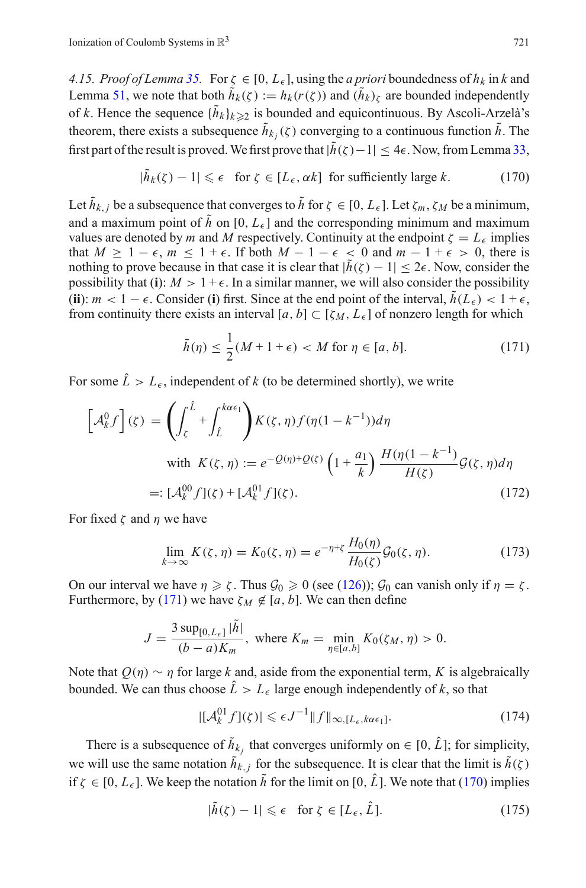*4.15. Proof of Lemma 35.* For $\zeta \in [0, L_\epsilon]$, using the *a priori* boundedness of $h_k$ in $k$ and Lemma 51, we note that both $\tilde{h}_k(\zeta) := h_k(r(\zeta))$ and $(\tilde{h}_k)_\zeta$ are bounded independently of $k$. Hence the sequence $\{\tilde{h}_k\}_{k \geqslant 2}$ is bounded and equicontinuous. By Ascoli-Arzelà's theorem, there exists a subsequence $\tilde{h}_{k_j}(\zeta)$ converging to a continuous function $\tilde{h}$. The first part of the result is proved. We first prove that $|\tilde{h}(\zeta) - 1| \leq 4\epsilon$. Now, from Lemma 33,

$$|\tilde{h}_k(\zeta) - 1| \leqslant \epsilon \quad \text{for } \zeta \in [L_\epsilon, \alpha k] \ \text{ for sufficiently large } k. \tag{170}$$

Let $\tilde{h}_{k,j}$ be a subsequence that converges to $\tilde{h}$ for $\zeta \in [0, L_\epsilon]$. Let $\zeta_m, \zeta_M$ be a minimum, and a maximum point of $\tilde{h}$ on $[0, L_\epsilon]$ and the corresponding minimum and maximum values are denoted by $m$ and $M$ respectively. Continuity at the endpoint $\zeta = L_\epsilon$ implies that $M \geq 1 - \epsilon$, $m \leq 1 + \epsilon$. If both $M - 1 - \epsilon < 0$ and $m - 1 + \epsilon > 0$, there is nothing to prove because in that case it is clear that $|\tilde{h}(\zeta) - 1| \leq 2\epsilon$. Now, consider the possibility that (**i**): $M > 1 + \epsilon$. In a similar manner, we will also consider the possibility (**ii**): $m < 1 - \epsilon$. Consider (**i**) first. Since at the end point of the interval, $\tilde{h}(L_\epsilon) < 1 + \epsilon$, from continuity there exists an interval $[a, b] \subset [\zeta_M, L_\epsilon]$ of nonzero length for which

$$\tilde{h}(\eta) \leq \frac{1}{2}(M + 1 + \epsilon) < M \text{ for } \eta \in [a, b]. \tag{171}$$

For some $\hat{L} > L_\epsilon$, independent of $k$ (to be determined shortly), we write

$$\begin{aligned}
\left[\mathcal{A}_k^0 f\right](\zeta) &= \left(\int_\zeta^{\hat{L}} + \int_{\hat{L}}^{k\alpha\epsilon_1}\right) K(\zeta, \eta) f(\eta(1 - k^{-1})) d\eta \\
&\qquad \text{with } K(\zeta, \eta) := e^{-Q(\eta) + Q(\zeta)} \left(1 + \frac{a_1}{k}\right) \frac{H(\eta(1 - k^{-1})}{H(\zeta)} \mathcal{G}(\zeta, \eta) d\eta \\
&=: [\mathcal{A}_k^{00} f](\zeta) + [\mathcal{A}_k^{01} f](\zeta).
\end{aligned} \tag{172}$$

For fixed $\zeta$ and $\eta$ we have

$$\lim_{k \to \infty} K(\zeta, \eta) = K_0(\zeta, \eta) = e^{-\eta + \zeta} \frac{H_0(\eta)}{H_0(\zeta)} \mathcal{G}_0(\zeta, \eta). \tag{173}$$

On our interval we have $\eta \geqslant \zeta$. Thus $\mathcal{G}_0 \geqslant 0$ (see (126)); $\mathcal{G}_0$ can vanish only if $\eta = \zeta$. Furthermore, by (171) we have $\zeta_M \notin [a, b]$. We can then define

$$J = \frac{3 \sup_{[0, L_\epsilon]} |\tilde{h}|}{(b - a) K_m}, \text{ where } K_m = \min_{\eta \in [a, b]} K_0(\zeta_M, \eta) > 0.$$

Note that $Q(\eta) \sim \eta$ for large $k$ and, aside from the exponential term, $K$ is algebraically bounded. We can thus choose $\hat{L} > L_\epsilon$ large enough independently of $k$, so that

$$|[\mathcal{A}_k^{01} f](\zeta)| \leqslant \epsilon J^{-1} \|f\|_{\infty, [L_\epsilon, k\alpha\epsilon_1]}. \tag{174}$$

There is a subsequence of $\tilde{h}_{k_j}$ that converges uniformly on $\in [0, \hat{L}]$; for simplicity, we will use the same notation $\tilde{h}_{k,j}$ for the subsequence. It is clear that the limit is $\tilde{h}(\zeta)$ if $\zeta \in [0, L_\epsilon]$. We keep the notation $\tilde{h}$ for the limit on $[0, \hat{L}]$. We note that (170) implies

$$|\tilde{h}(\zeta) - 1| \leqslant \epsilon \quad \text{for } \zeta \in [L_\epsilon, \hat{L}]. \tag{175}$$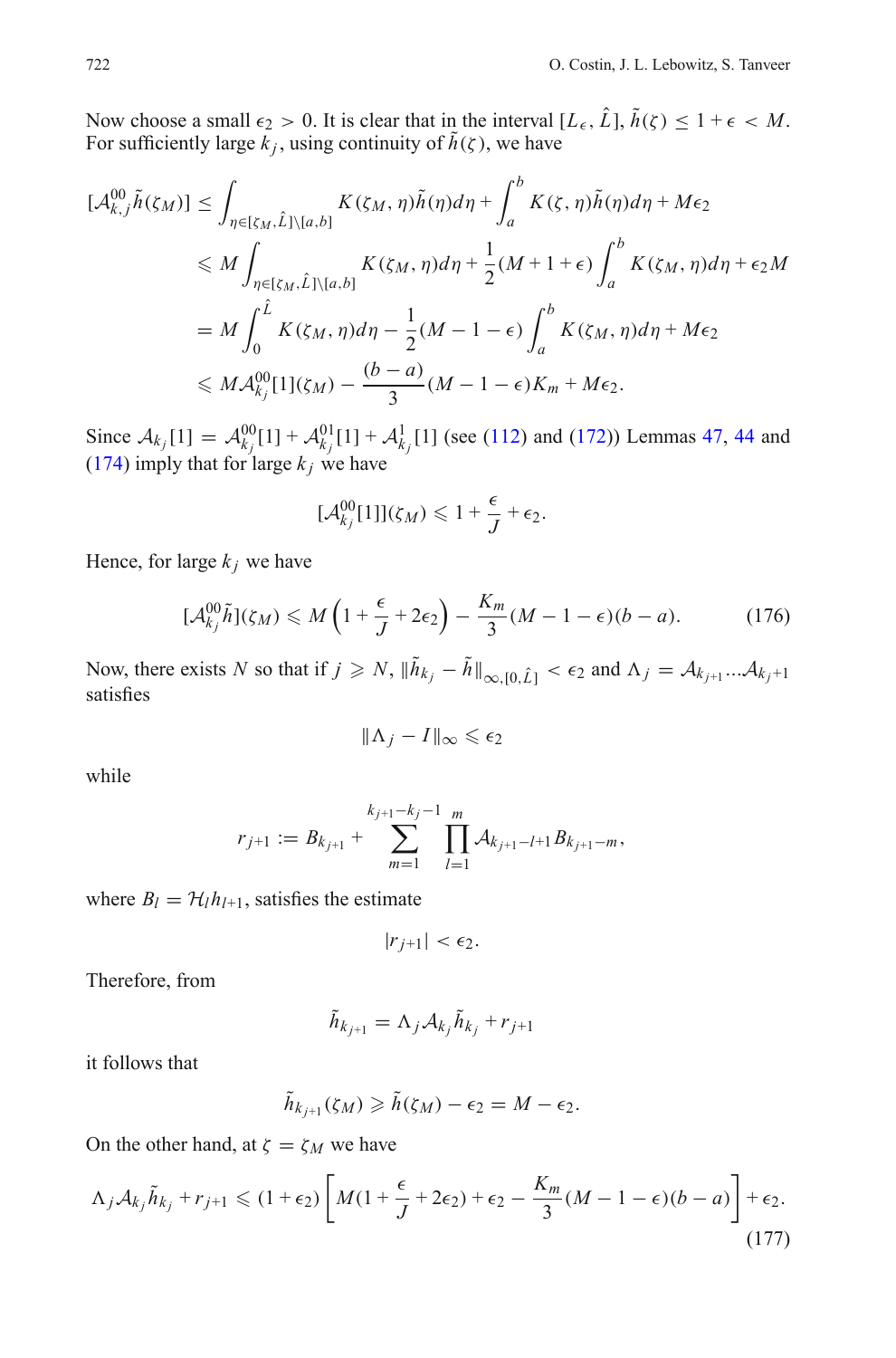Now choose a small $\epsilon_2 > 0$. It is clear that in the interval $[L_\epsilon, \hat{L}]$, $\tilde{h}(\zeta) \le 1 + \epsilon < M$. For sufficiently large $k_j$, using continuity of $\tilde{h}(\zeta)$, we have

$$
\begin{aligned}
[\mathcal{A}^{00}_{k,j}\tilde{h}(\zeta_M)] &\le \int_{\eta \in [\zeta_M, \hat{L}] \setminus [a,b]} K(\zeta_M, \eta)\tilde{h}(\eta) d\eta + \int_a^b K(\zeta, \eta)\tilde{h}(\eta) d\eta + M\epsilon_2 \\
&\leqslant M \int_{\eta \in [\zeta_M, \hat{L}] \setminus [a,b]} K(\zeta_M, \eta) d\eta + \frac{1}{2}(M + 1 + \epsilon) \int_a^b K(\zeta_M, \eta) d\eta + \epsilon_2 M \\
&= M \int_0^{\hat{L}} K(\zeta_M, \eta) d\eta - \frac{1}{2}(M - 1 - \epsilon) \int_a^b K(\zeta_M, \eta) d\eta + M\epsilon_2 \\
&\leqslant M \mathcal{A}^{00}_{k_j}[1](\zeta_M) - \frac{(b-a)}{3}(M - 1 - \epsilon) K_m + M\epsilon_2.
\end{aligned}
$$

Since $\mathcal{A}_{k_j}[1] = \mathcal{A}^{00}_{k_j}[1] + \mathcal{A}^{01}_{k_j}[1] + \mathcal{A}^{1}_{k_j}[1]$ (see (112) and (172)) Lemmas 47, 44 and (174) imply that for large $k_j$ we have

$$
[\mathcal{A}^{00}_{k_j}[1]](\zeta_M) \leqslant 1 + \frac{\epsilon}{J} + \epsilon_2.
$$

Hence, for large $k_j$ we have

$$
[\mathcal{A}^{00}_{k_j}\tilde{h}](\zeta_M) \leqslant M\left(1 + \frac{\epsilon}{J} + 2\epsilon_2\right) - \frac{K_m}{3}(M - 1 - \epsilon)(b - a). \tag{176}
$$

Now, there exists $N$ so that if $j \geqslant N$, $\|\tilde{h}_{k_j} - \tilde{h}\|_{\infty, [0, \hat{L}]} < \epsilon_2$ and $\Lambda_j = \mathcal{A}_{k_{j+1}} \ldots \mathcal{A}_{k_j + 1}$ satisfies

$$
\|\Lambda_j - I\|_\infty \leqslant \epsilon_2
$$

while

$$
r_{j+1} := B_{k_{j+1}} + \sum_{m=1}^{k_{j+1} - k_j - 1} \prod_{l=1}^{m} \mathcal{A}_{k_{j+1} - l + 1} B_{k_{j+1} - m},
$$

where $B_l = \mathcal{H}_l h_{l+1}$, satisfies the estimate

$$
|r_{j+1}| < \epsilon_2.
$$

Therefore, from

$$
\tilde{h}_{k_{j+1}} = \Lambda_j \mathcal{A}_{k_j} \tilde{h}_{k_j} + r_{j+1}
$$

it follows that

$$
\tilde{h}_{k_{j+1}}(\zeta_M) \geqslant \tilde{h}(\zeta_M) - \epsilon_2 = M - \epsilon_2.
$$

On the other hand, at $\zeta = \zeta_M$ we have

$$
\Lambda_j \mathcal{A}_{k_j} \tilde{h}_{k_j} + r_{j+1} \leqslant (1 + \epsilon_2)\left[M(1 + \frac{\epsilon}{J} + 2\epsilon_2) + \epsilon_2 - \frac{K_m}{3}(M - 1 - \epsilon)(b - a)\right] + \epsilon_2. \tag{177}
$$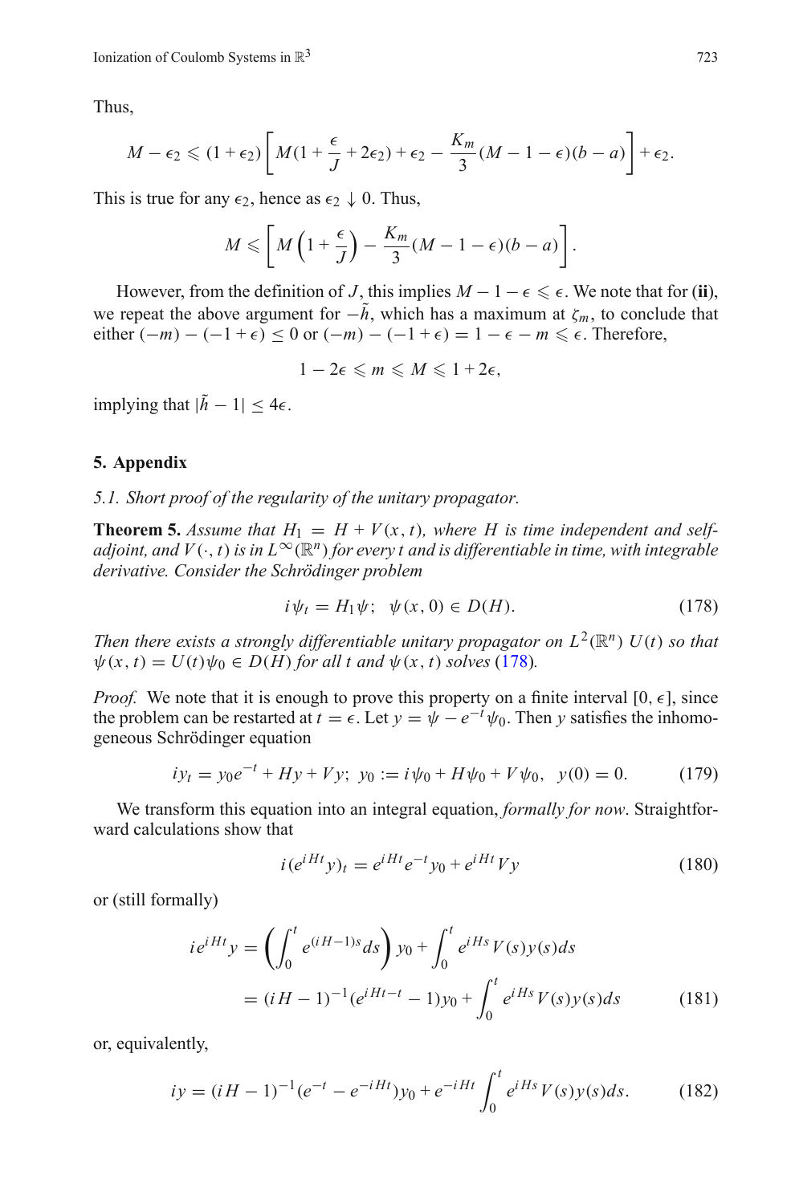Thus,

$$M - \epsilon_2 \leqslant (1+\epsilon_2)\left[ M(1+\frac{\epsilon}{J}+2\epsilon_2) + \epsilon_2 - \frac{K_m}{3}(M-1-\epsilon)(b-a)\right] + \epsilon_2.$$

This is true for any $\epsilon_2$, hence as $\epsilon_2 \downarrow 0$. Thus,

$$M \leqslant \left[ M\left(1+\frac{\epsilon}{J}\right) - \frac{K_m}{3}(M-1-\epsilon)(b-a)\right].$$

However, from the definition of $J$, this implies $M - 1 - \epsilon \leqslant \epsilon$. We note that for (**ii**), we repeat the above argument for $-\tilde{h}$, which has a maximum at $\zeta_m$, to conclude that either $(-m) - (-1+\epsilon) \leq 0$ or $(-m) - (-1+\epsilon) = 1 - \epsilon - m \leqslant \epsilon$. Therefore,

$$1 - 2\epsilon \leqslant m \leqslant M \leqslant 1 + 2\epsilon,$$

implying that $|\tilde{h} - 1| \leq 4\epsilon$.

## 5. Appendix

### *5.1. Short proof of the regularity of the unitary propagator.*

**Theorem 5.** *Assume that $H_1 = H + V(x,t)$, where $H$ is time independent and self-adjoint, and $V(\cdot,t)$ is in $L^\infty(\mathbb{R}^n)$ for every $t$ and is differentiable in time, with integrable derivative. Consider the Schrödinger problem*

$$i\psi_t = H_1\psi;\;\; \psi(x,0) \in D(H). \tag{178}$$

*Then there exists a strongly differentiable unitary propagator on $L^2(\mathbb{R}^n)$ $U(t)$ so that $\psi(x,t) = U(t)\psi_0 \in D(H)$ for all $t$ and $\psi(x,t)$ solves (178).*

*Proof.* We note that it is enough to prove this property on a finite interval $[0,\epsilon]$, since the problem can be restarted at $t = \epsilon$. Let $y = \psi - e^{-t}\psi_0$. Then $y$ satisfies the inhomogeneous Schrödinger equation

$$iy_t = y_0 e^{-t} + Hy + Vy;\;\; y_0 := i\psi_0 + H\psi_0 + V\psi_0,\;\;\; y(0) = 0. \tag{179}$$

We transform this equation into an integral equation, *formally for now*. Straightforward calculations show that

$$i(e^{iHt}y)_t = e^{iHt}e^{-t}y_0 + e^{iHt}Vy \tag{180}$$

or (still formally)

$$\begin{aligned} ie^{iHt}y &= \left(\int_0^t e^{(iH-1)s}ds\right)y_0 + \int_0^t e^{iHs}V(s)y(s)ds \\ &= (iH-1)^{-1}(e^{iHt-t}-1)y_0 + \int_0^t e^{iHs}V(s)y(s)ds \end{aligned} \tag{181}$$

or, equivalently,

$$iy = (iH-1)^{-1}(e^{-t} - e^{-iHt})y_0 + e^{-iHt}\int_0^t e^{iHs}V(s)y(s)ds. \tag{182}$$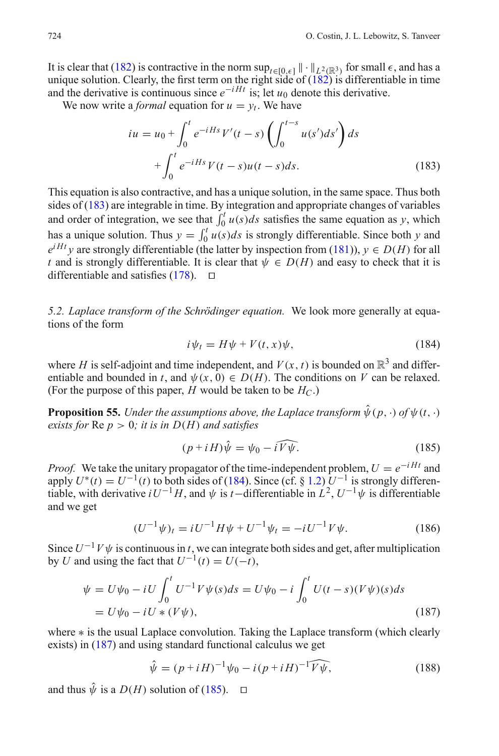It is clear that (182) is contractive in the norm $\sup_{t\in[0,\epsilon]} \|\cdot\|_{L^2(\mathbb{R}^3)}$ for small $\epsilon$, and has a unique solution. Clearly, the first term on the right side of (182) is differentiable in time and the derivative is continuous since $e^{-iHt}$ is; let $u_0$ denote this derivative.

We now write a *formal* equation for $u = y_t$. We have

$$iu = u_0 + \int_0^t e^{-iHs} V'(t-s) \left( \int_0^{t-s} u(s')ds' \right) ds + \int_0^t e^{-iHs} V(t-s) u(t-s) ds. \tag{183}$$

This equation is also contractive, and has a unique solution, in the same space. Thus both sides of (183) are integrable in time. By integration and appropriate changes of variables and order of integration, we see that $\int_0^t u(s)ds$ satisfies the same equation as $y$, which has a unique solution. Thus $y = \int_0^t u(s)ds$ is strongly differentiable. Since both $y$ and $e^{iHt}y$ are strongly differentiable (the latter by inspection from (181)), $y \in D(H)$ for all $t$ and is strongly differentiable. It is clear that $\psi \in D(H)$ and easy to check that it is differentiable and satisfies (178). $\square$

*5.2. Laplace transform of the Schrödinger equation.* We look more generally at equations of the form

$$i\psi_t = H\psi + V(t, x)\psi, \tag{184}$$

where $H$ is self-adjoint and time independent, and $V(x, t)$ is bounded on $\mathbb{R}^3$ and differentiable and bounded in $t$, and $\psi(x, 0) \in D(H)$. The conditions on $V$ can be relaxed. (For the purpose of this paper, $H$ would be taken to be $H_C$.)

**Proposition 55.** *Under the assumptions above, the Laplace transform $\hat{\psi}(p, \cdot)$ of $\psi(t, \cdot)$ exists for* Re $p > 0$*; it is in $D(H)$ and satisfies*

$$(p + iH)\hat{\psi} = \psi_0 - i\widehat{V\psi}. \tag{185}$$

*Proof.* We take the unitary propagator of the time-independent problem, $U = e^{-iHt}$ and apply $U^*(t) = U^{-1}(t)$ to both sides of (184). Since (cf. § 1.2) $U^{-1}$ is strongly differentiable, with derivative $iU^{-1}H$, and $\psi$ is $t-$differentiable in $L^2$, $U^{-1}\psi$ is differentiable and we get

$$(U^{-1}\psi)_t = iU^{-1}H\psi + U^{-1}\psi_t = -iU^{-1}V\psi. \tag{186}$$

Since $U^{-1}V\psi$ is continuous in $t$, we can integrate both sides and get, after multiplication by $U$ and using the fact that $U^{-1}(t) = U(-t)$,

$$\psi = U\psi_0 - iU \int_0^t U^{-1}V\psi(s)ds = U\psi_0 - i \int_0^t U(t-s)(V\psi)(s)ds = U\psi_0 - iU * (V\psi), \tag{187}$$

where $*$ is the usual Laplace convolution. Taking the Laplace transform (which clearly exists) in (187) and using standard functional calculus we get

$$\hat{\psi} = (p + iH)^{-1}\psi_0 - i(p + iH)^{-1}\widehat{V\psi}, \tag{188}$$

and thus $\hat{\psi}$ is a $D(H)$ solution of (185). $\square$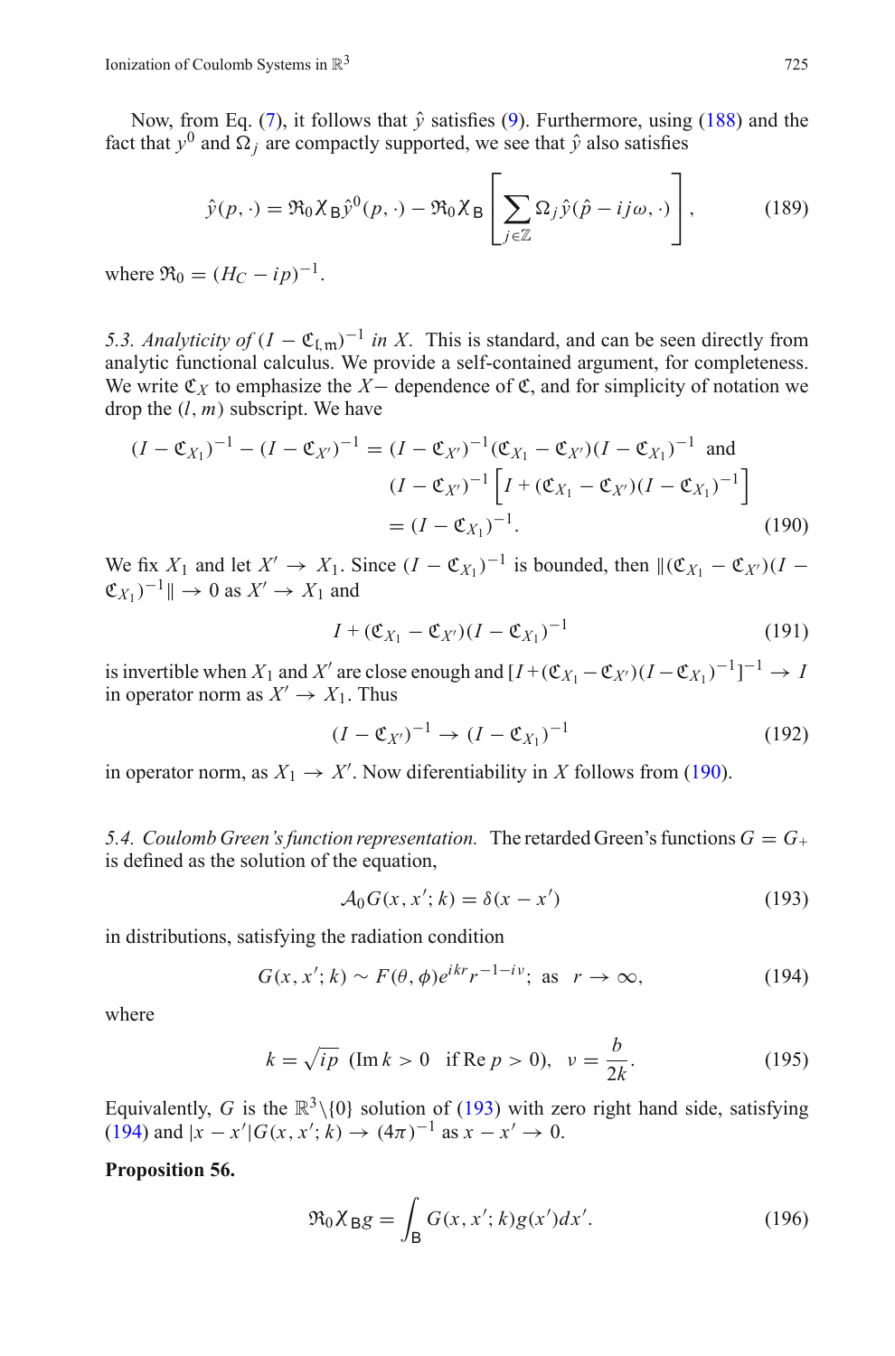Now, from Eq. (7), it follows that $\hat{y}$ satisfies (9). Furthermore, using (188) and the fact that $y^0$ and $\Omega_j$ are compactly supported, we see that $\hat{y}$ also satisfies

$$\hat{y}(p,\cdot) = \mathfrak{R}_0 \chi_{\mathsf{B}} \hat{y}^0(p,\cdot) - \mathfrak{R}_0 \chi_{\mathsf{B}} \left[ \sum_{j\in\mathbb{Z}} \Omega_j \hat{y}(\hat{p} - ij\omega, \cdot) \right], \tag{189}$$

where $\mathfrak{R}_0 = (H_C - ip)^{-1}$.

*5.3. Analyticity of* $(I - \mathfrak{C}_{\mathrm{l,m}})^{-1}$ *in* $X$. This is standard, and can be seen directly from analytic functional calculus. We provide a self-contained argument, for completeness. We write $\mathfrak{C}_X$ to emphasize the $X-$ dependence of $\mathfrak{C}$, and for simplicity of notation we drop the $(l,m)$ subscript. We have

$$\begin{aligned}
(I - \mathfrak{C}_{X_1})^{-1} - (I - \mathfrak{C}_{X'})^{-1} &= (I - \mathfrak{C}_{X'})^{-1} (\mathfrak{C}_{X_1} - \mathfrak{C}_{X'}) (I - \mathfrak{C}_{X_1})^{-1} \ \text{ and} \\
&\quad (I - \mathfrak{C}_{X'})^{-1} \left[ I + (\mathfrak{C}_{X_1} - \mathfrak{C}_{X'})(I - \mathfrak{C}_{X_1})^{-1} \right] \\
&= (I - \mathfrak{C}_{X_1})^{-1}.
\end{aligned} \tag{190}$$

We fix $X_1$ and let $X' \to X_1$. Since $(I - \mathfrak{C}_{X_1})^{-1}$ is bounded, then $\|(\mathfrak{C}_{X_1} - \mathfrak{C}_{X'})(I - \mathfrak{C}_{X_1})^{-1}\| \to 0$ as $X' \to X_1$ and

$$I + (\mathfrak{C}_{X_1} - \mathfrak{C}_{X'})(I - \mathfrak{C}_{X_1})^{-1} \tag{191}$$

is invertible when $X_1$ and $X'$ are close enough and $[I + (\mathfrak{C}_{X_1} - \mathfrak{C}_{X'})(I - \mathfrak{C}_{X_1})^{-1}]^{-1} \to I$ in operator norm as $X' \to X_1$. Thus

$$(I - \mathfrak{C}_{X'})^{-1} \to (I - \mathfrak{C}_{X_1})^{-1} \tag{192}$$

in operator norm, as $X_1 \to X'$. Now diferentiability in $X$ follows from (190).

*5.4. Coulomb Green's function representation.* The retarded Green's functions $G = G_+$ is defined as the solution of the equation,

$$\mathcal{A}_0 G(x, x'; k) = \delta(x - x') \tag{193}$$

in distributions, satisfying the radiation condition

$$G(x, x'; k) \sim F(\theta, \phi) e^{ikr} r^{-1-i\nu}; \ \text{ as } \ r \to \infty, \tag{194}$$

where

$$k = \sqrt{ip} \ \ (\operatorname{Im} k > 0 \ \ \text{if} \operatorname{Re} p > 0), \ \ \nu = \frac{b}{2k}. \tag{195}$$

Equivalently, $G$ is the $\mathbb{R}^3 \backslash \{0\}$ solution of (193) with zero right hand side, satisfying (194) and $|x - x'| G(x, x'; k) \to (4\pi)^{-1}$ as $x - x' \to 0$.

**Proposition 56.**

$$\mathfrak{R}_0 \chi_{\mathsf{B}} g = \int_{\mathsf{B}} G(x, x'; k) g(x') dx'. \tag{196}$$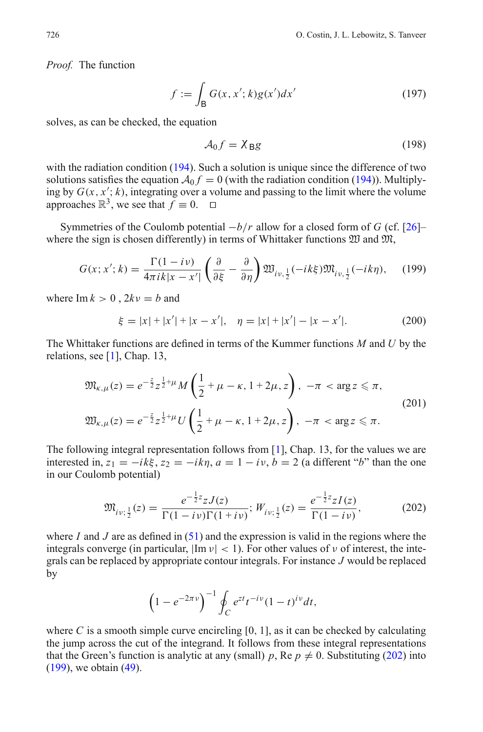*Proof.* The function

$$f := \int_{\mathsf{B}} G(x, x'; k) g(x') dx' \tag{197}$$

solves, as can be checked, the equation

$$\mathcal{A}_0 f = \chi_{\mathsf{B}} g \tag{198}$$

with the radiation condition (194). Such a solution is unique since the difference of two solutions satisfies the equation $\mathcal{A}_0 f = 0$ (with the radiation condition (194)). Multiplying by $G(x, x'; k)$, integrating over a volume and passing to the limit where the volume approaches $\mathbb{R}^3$, we see that $f \equiv 0$. □

Symmetries of the Coulomb potential $-b/r$ allow for a closed form of $G$ (cf. [26]– where the sign is chosen differently) in terms of Whittaker functions $\mathfrak{W}$ and $\mathfrak{M}$,

$$G(x; x'; k) = \frac{\Gamma(1 - i\nu)}{4\pi i k |x - x'|} \left( \frac{\partial}{\partial \xi} - \frac{\partial}{\partial \eta} \right) \mathfrak{W}_{i\nu, \frac{1}{2}}(-ik\xi) \mathfrak{M}_{i\nu, \frac{1}{2}}(-ik\eta), \tag{199}$$

where $\operatorname{Im} k > 0$ , $2k\nu = b$ and

$$\xi = |x| + |x'| + |x - x'|, \quad \eta = |x| + |x'| - |x - x'|. \tag{200}$$

The Whittaker functions are defined in terms of the Kummer functions $M$ and $U$ by the relations, see [1], Chap. 13,

$$\begin{aligned}
\mathfrak{M}_{\kappa, \mu}(z) &= e^{-\frac{z}{2}} z^{\frac{1}{2} + \mu} M\left( \frac{1}{2} + \mu - \kappa, 1 + 2\mu, z \right), \ -\pi < \arg z \leqslant \pi, \\
\mathfrak{W}_{\kappa, \mu}(z) &= e^{-\frac{z}{2}} z^{\frac{1}{2} + \mu} U\left( \frac{1}{2} + \mu - \kappa, 1 + 2\mu, z \right), \ -\pi < \arg z \leqslant \pi.
\end{aligned} \tag{201}$$

The following integral representation follows from [1], Chap. 13, for the values we are interested in, $z_1 = -ik\xi$, $z_2 = -ik\eta$, $a = 1 - i\nu$, $b = 2$ (a different "$b$" than the one in our Coulomb potential)

$$\mathfrak{M}_{i\nu; \frac{1}{2}}(z) = \frac{e^{-\frac{1}{2}z} z J(z)}{\Gamma(1 - i\nu)\Gamma(1 + i\nu)}; \ W_{i\nu; \frac{1}{2}}(z) = \frac{e^{-\frac{1}{2}z} z I(z)}{\Gamma(1 - i\nu)}, \tag{202}$$

where $I$ and $J$ are as defined in (51) and the expression is valid in the regions where the integrals converge (in particular, $|\operatorname{Im} \nu| < 1$). For other values of $\nu$ of interest, the integrals can be replaced by appropriate contour integrals. For instance $J$ would be replaced by

$$\left(1 - e^{-2\pi\nu}\right)^{-1} \oint_C e^{zt} t^{-i\nu} (1 - t)^{i\nu} dt,$$

where $C$ is a smooth simple curve encircling $[0, 1]$, as it can be checked by calculating the jump across the cut of the integrand. It follows from these integral representations that the Green's function is analytic at any (small) $p$, $\operatorname{Re} p \neq 0$. Substituting (202) into (199), we obtain (49).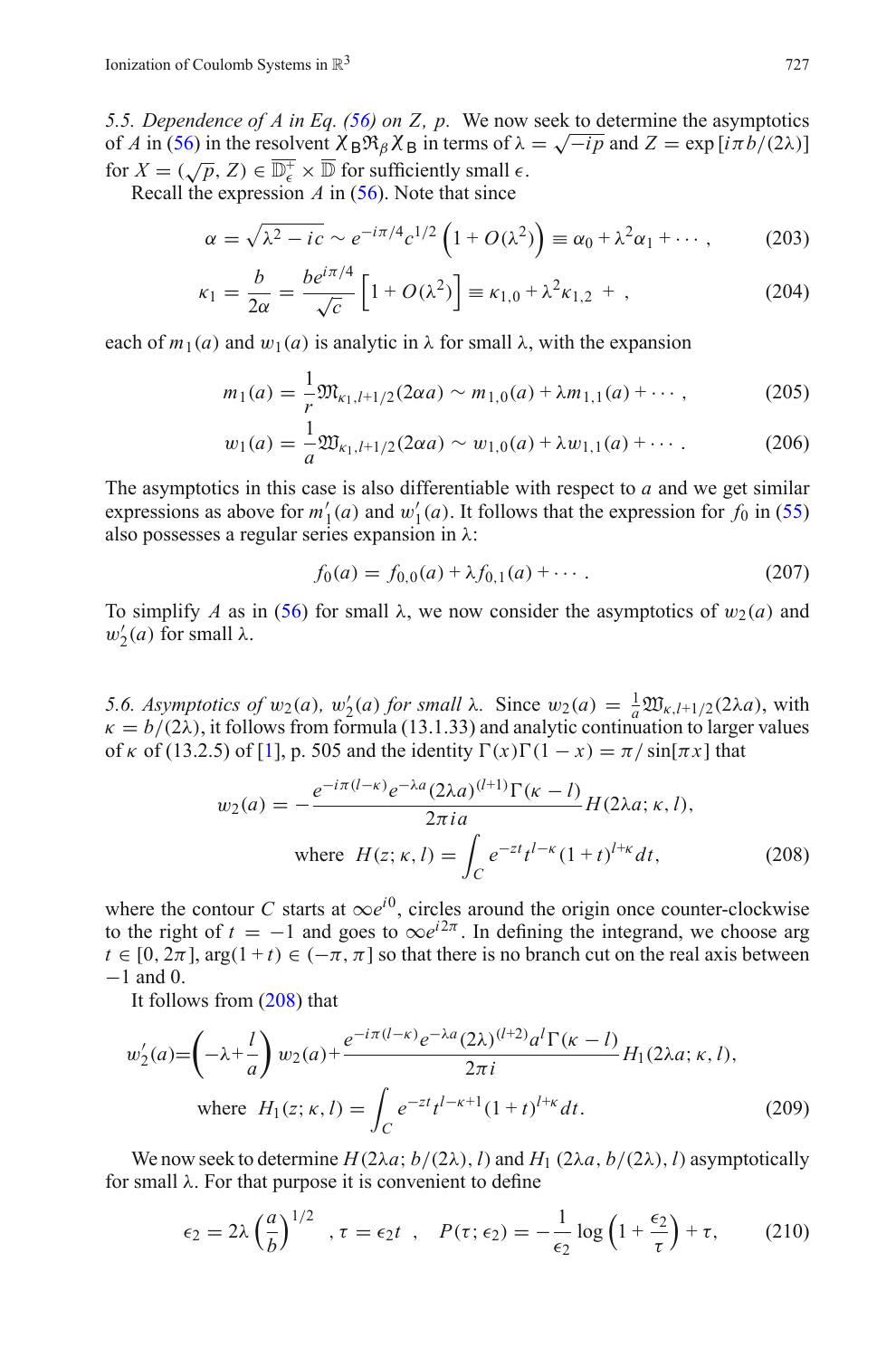*5.5. Dependence of $A$ in Eq. (56) on $Z$, $p$.* We now seek to determine the asymptotics of $A$ in (56) in the resolvent $\chi_{\mathsf{B}}\mathfrak{R}_\beta\chi_{\mathsf{B}}$ in terms of $\lambda = \sqrt{-ip}$ and $Z = \exp\left[i\pi b/(2\lambda)\right]$ for $X = (\sqrt{p}, Z) \in \overline{\mathbb{D}_\epsilon^+} \times \overline{\mathbb{D}}$ for sufficiently small $\epsilon$.

Recall the expression $A$ in (56). Note that since

$$\alpha = \sqrt{\lambda^2 - ic} \sim e^{-i\pi/4} c^{1/2}\left(1 + O(\lambda^2)\right) \equiv \alpha_0 + \lambda^2 \alpha_1 + \cdots, \tag{203}$$

$$\kappa_1 = \frac{b}{2\alpha} = \frac{b e^{i\pi/4}}{\sqrt{c}}\left[1 + O(\lambda^2)\right] \equiv \kappa_{1,0} + \lambda^2 \kappa_{1,2} + , \tag{204}$$

each of $m_1(a)$ and $w_1(a)$ is analytic in $\lambda$ for small $\lambda$, with the expansion

$$m_1(a) = \frac{1}{r}\mathfrak{M}_{\kappa_1, l+1/2}(2\alpha a) \sim m_{1,0}(a) + \lambda m_{1,1}(a) + \cdots, \tag{205}$$

$$w_1(a) = \frac{1}{a}\mathfrak{W}_{\kappa_1, l+1/2}(2\alpha a) \sim w_{1,0}(a) + \lambda w_{1,1}(a) + \cdots. \tag{206}$$

The asymptotics in this case is also differentiable with respect to $a$ and we get similar expressions as above for $m_1'(a)$ and $w_1'(a)$. It follows that the expression for $f_0$ in (55) also possesses a regular series expansion in $\lambda$:

$$f_0(a) = f_{0,0}(a) + \lambda f_{0,1}(a) + \cdots. \tag{207}$$

To simplify $A$ as in (56) for small $\lambda$, we now consider the asymptotics of $w_2(a)$ and $w_2'(a)$ for small $\lambda$.

*5.6. Asymptotics of $w_2(a)$, $w_2'(a)$ for small $\lambda$.* Since $w_2(a) = \frac{1}{a}\mathfrak{W}_{\kappa, l+1/2}(2\lambda a)$, with $\kappa = b/(2\lambda)$, it follows from formula (13.1.33) and analytic continuation to larger values of $\kappa$ of (13.2.5) of [1], p. 505 and the identity $\Gamma(x)\Gamma(1-x) = \pi/\sin[\pi x]$ that

$$w_2(a) = -\frac{e^{-i\pi(l-\kappa)} e^{-\lambda a}(2\lambda a)^{(l+1)}\Gamma(\kappa - l)}{2\pi i a} H(2\lambda a; \kappa, l),$$
$$\text{where } \ H(z; \kappa, l) = \int_C e^{-zt} t^{l-\kappa}(1+t)^{l+\kappa} dt, \tag{208}$$

where the contour $C$ starts at $\infty e^{i0}$, circles around the origin once counter-clockwise to the right of $t = -1$ and goes to $\infty e^{i2\pi}$. In defining the integrand, we choose arg $t \in [0, 2\pi]$, $\arg(1+t) \in (-\pi, \pi]$ so that there is no branch cut on the real axis between $-1$ and 0.

It follows from (208) that

$$w_2'(a) = \left(-\lambda + \frac{l}{a}\right) w_2(a) + \frac{e^{-i\pi(l-\kappa)} e^{-\lambda a}(2\lambda)^{(l+2)} a^l \Gamma(\kappa - l)}{2\pi i} H_1(2\lambda a; \kappa, l),$$
$$\text{where } \ H_1(z; \kappa, l) = \int_C e^{-zt} t^{l-\kappa+1}(1+t)^{l+\kappa} dt. \tag{209}$$

We now seek to determine $H(2\lambda a; b/(2\lambda), l)$ and $H_1\ (2\lambda a, b/(2\lambda), l)$ asymptotically for small $\lambda$. For that purpose it is convenient to define

$$\epsilon_2 = 2\lambda\left(\frac{a}{b}\right)^{1/2} \ , \tau = \epsilon_2 t \ , \quad P(\tau; \epsilon_2) = -\frac{1}{\epsilon_2}\log\left(1 + \frac{\epsilon_2}{\tau}\right) + \tau, \tag{210}$$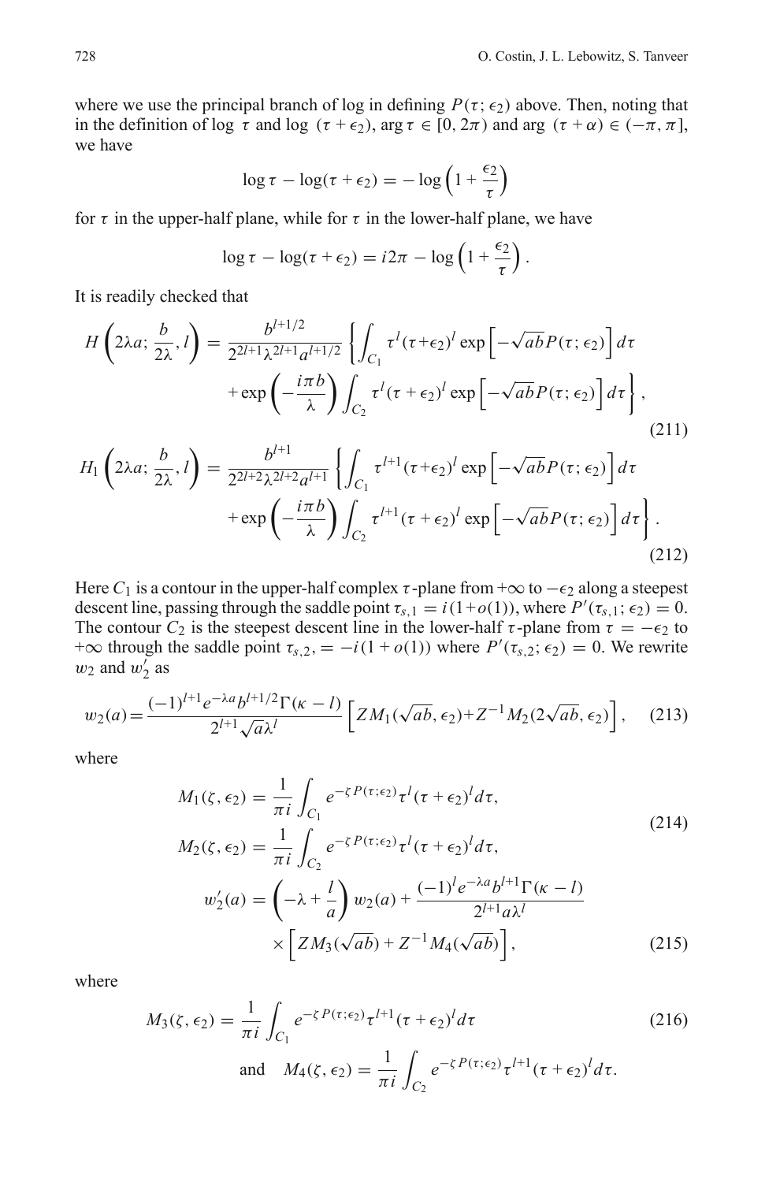where we use the principal branch of log in defining $P(\tau;\epsilon_2)$ above. Then, noting that in the definition of $\log\,\tau$ and $\log\,(\tau+\epsilon_2)$, $\arg\tau\in[0,2\pi)$ and $\arg\,(\tau+\alpha)\in(-\pi,\pi]$, we have

$$\log\tau-\log(\tau+\epsilon_2)=-\log\left(1+\frac{\epsilon_2}{\tau}\right)$$

for $\tau$ in the upper-half plane, while for $\tau$ in the lower-half plane, we have

$$\log\tau-\log(\tau+\epsilon_2)=i2\pi-\log\left(1+\frac{\epsilon_2}{\tau}\right).$$

It is readily checked that

$$H\left(2\lambda a;\frac{b}{2\lambda},l\right)=\frac{b^{l+1/2}}{2^{2l+1}\lambda^{2l+1}a^{l+1/2}}\left\{\int_{C_1}\tau^l(\tau+\epsilon_2)^l\exp\left[-\sqrt{ab}P(\tau;\epsilon_2)\right]d\tau\right.$$
$$\left.+\exp\left(-\frac{i\pi b}{\lambda}\right)\int_{C_2}\tau^l(\tau+\epsilon_2)^l\exp\left[-\sqrt{ab}P(\tau;\epsilon_2)\right]d\tau\right\},\tag{211}$$

$$H_1\left(2\lambda a;\frac{b}{2\lambda},l\right)=\frac{b^{l+1}}{2^{2l+2}\lambda^{2l+2}a^{l+1}}\left\{\int_{C_1}\tau^{l+1}(\tau+\epsilon_2)^l\exp\left[-\sqrt{ab}P(\tau;\epsilon_2)\right]d\tau\right.$$
$$\left.+\exp\left(-\frac{i\pi b}{\lambda}\right)\int_{C_2}\tau^{l+1}(\tau+\epsilon_2)^l\exp\left[-\sqrt{ab}P(\tau;\epsilon_2)\right]d\tau\right\}.\tag{212}$$

Here $C_1$ is a contour in the upper-half complex $\tau$-plane from $+\infty$ to $-\epsilon_2$ along a steepest descent line, passing through the saddle point $\tau_{s,1}=i(1+o(1))$, where $P'(\tau_{s,1};\epsilon_2)=0$. The contour $C_2$ is the steepest descent line in the lower-half $\tau$-plane from $\tau=-\epsilon_2$ to $+\infty$ through the saddle point $\tau_{s,2},=-i(1+o(1))$ where $P'(\tau_{s,2};\epsilon_2)=0$. We rewrite $w_2$ and $w_2'$ as

$$w_2(a)=\frac{(-1)^{l+1}e^{-\lambda a}b^{l+1/2}\Gamma(\kappa-l)}{2^{l+1}\sqrt{a}\lambda^l}\left[ZM_1(\sqrt{ab},\epsilon_2)+Z^{-1}M_2(2\sqrt{ab},\epsilon_2)\right],\tag{213}$$

where

$$M_1(\zeta,\epsilon_2)=\frac{1}{\pi i}\int_{C_1}e^{-\zeta P(\tau;\epsilon_2)}\tau^l(\tau+\epsilon_2)^l d\tau,$$
$$M_2(\zeta,\epsilon_2)=\frac{1}{\pi i}\int_{C_2}e^{-\zeta P(\tau;\epsilon_2)}\tau^l(\tau+\epsilon_2)^l d\tau,\tag{214}$$

$$w_2'(a)=\left(-\lambda+\frac{l}{a}\right)w_2(a)+\frac{(-1)^l e^{-\lambda a}b^{l+1}\Gamma(\kappa-l)}{2^{l+1}a\lambda^l}$$
$$\times\left[ZM_3(\sqrt{ab})+Z^{-1}M_4(\sqrt{ab})\right],\tag{215}$$

where

$$M_3(\zeta,\epsilon_2)=\frac{1}{\pi i}\int_{C_1}e^{-\zeta P(\tau;\epsilon_2)}\tau^{l+1}(\tau+\epsilon_2)^l d\tau\tag{216}$$

$$\text{and}\quad M_4(\zeta,\epsilon_2)=\frac{1}{\pi i}\int_{C_2}e^{-\zeta P(\tau;\epsilon_2)}\tau^{l+1}(\tau+\epsilon_2)^l d\tau.$$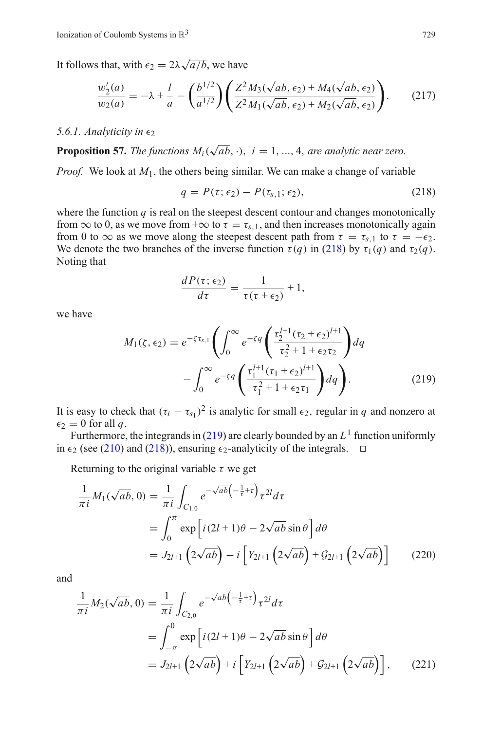It follows that, with $\epsilon_2 = 2\lambda\sqrt{a/b}$, we have

$$\frac{w_2'(a)}{w_2(a)} = -\lambda + \frac{l}{a} - \left(\frac{b^{1/2}}{a^{1/2}}\right)\left(\frac{Z^2 M_3(\sqrt{ab}, \epsilon_2) + M_4(\sqrt{ab}, \epsilon_2)}{Z^2 M_1(\sqrt{ab}, \epsilon_2) + M_2(\sqrt{ab}, \epsilon_2)}\right). \tag{217}$$

### 5.6.1. Analyticity in $\epsilon_2$

**Proposition 57.** *The functions $M_i(\sqrt{ab}, \cdot)$, $i = 1, ..., 4$, are analytic near zero.*

*Proof.* We look at $M_1$, the others being similar. We can make a change of variable

$$q = P(\tau; \epsilon_2) - P(\tau_{s,1}; \epsilon_2), \tag{218}$$

where the function $q$ is real on the steepest descent contour and changes monotonically from $\infty$ to 0, as we move from $+\infty$ to $\tau = \tau_{s,1}$, and then increases monotonically again from 0 to $\infty$ as we move along the steepest descent path from $\tau = \tau_{s,1}$ to $\tau = -\epsilon_2$. We denote the two branches of the inverse function $\tau(q)$ in (218) by $\tau_1(q)$ and $\tau_2(q)$. Noting that

$$\frac{dP(\tau; \epsilon_2)}{d\tau} = \frac{1}{\tau(\tau + \epsilon_2)} + 1,$$

we have

$$M_1(\zeta, \epsilon_2) = e^{-\zeta\tau_{s,1}}\left(\int_0^\infty e^{-\zeta q}\left(\frac{\tau_2^{l+1}(\tau_2 + \epsilon_2)^{l+1}}{\tau_2^2 + 1 + \epsilon_2\tau_2}\right)dq \right.$$
$$\left. - \int_0^\infty e^{-\zeta q}\left(\frac{\tau_1^{l+1}(\tau_1 + \epsilon_2)^{l+1}}{\tau_1^2 + 1 + \epsilon_2\tau_1}\right)dq\right). \tag{219}$$

It is easy to check that $(\tau_i - \tau_{s_1})^2$ is analytic for small $\epsilon_2$, regular in $q$ and nonzero at $\epsilon_2 = 0$ for all $q$.

Furthermore, the integrands in (219) are clearly bounded by an $L^1$ function uniformly in $\epsilon_2$ (see (210) and (218)), ensuring $\epsilon_2$-analyticity of the integrals. □

Returning to the original variable $\tau$ we get

$$\begin{aligned}
\frac{1}{\pi i}M_1(\sqrt{ab}, 0) &= \frac{1}{\pi i}\int_{C_{1,0}} e^{-\sqrt{ab}\left(-\frac{1}{\tau}+\tau\right)}\tau^{2l}d\tau \\
&= \int_0^\pi \exp\left[i(2l+1)\theta - 2\sqrt{ab}\sin\theta\right]d\theta \\
&= J_{2l+1}\left(2\sqrt{ab}\right) - i\left[Y_{2l+1}\left(2\sqrt{ab}\right) + \mathcal{G}_{2l+1}\left(2\sqrt{ab}\right)\right]
\end{aligned} \tag{220}$$

and

$$\begin{aligned}
\frac{1}{\pi i}M_2(\sqrt{ab}, 0) &= \frac{1}{\pi i}\int_{C_{2,0}} e^{-\sqrt{ab}\left(-\frac{1}{\tau}+\tau\right)}\tau^{2l}d\tau \\
&= \int_{-\pi}^0 \exp\left[i(2l+1)\theta - 2\sqrt{ab}\sin\theta\right]d\theta \\
&= J_{2l+1}\left(2\sqrt{ab}\right) + i\left[Y_{2l+1}\left(2\sqrt{ab}\right) + \mathcal{G}_{2l+1}\left(2\sqrt{ab}\right)\right],
\end{aligned} \tag{221}$$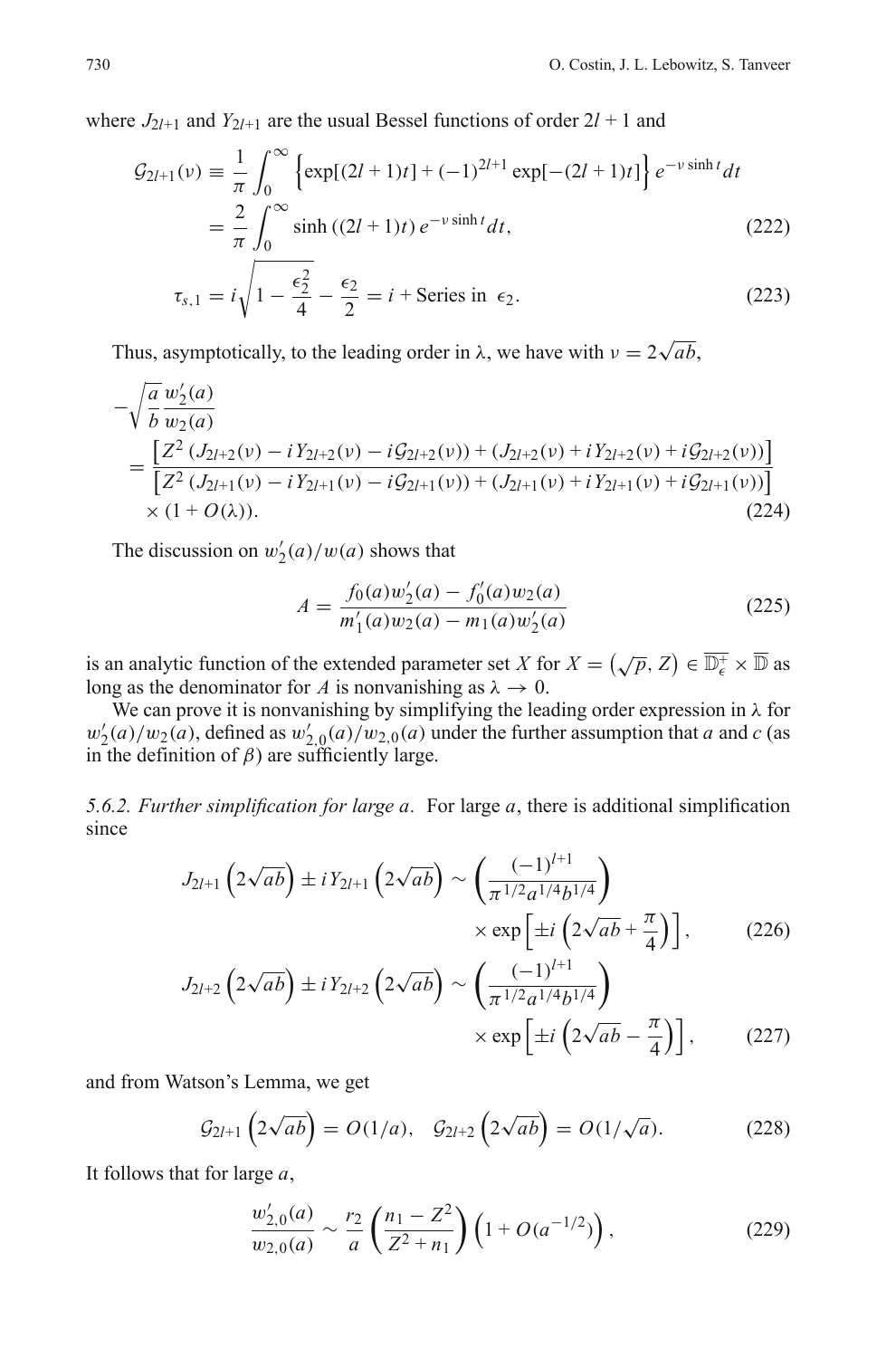where $J_{2l+1}$ and $Y_{2l+1}$ are the usual Bessel functions of order $2l+1$ and

$$\mathcal{G}_{2l+1}(\nu) \equiv \frac{1}{\pi}\int_0^\infty \left\{\exp[(2l+1)t] + (-1)^{2l+1}\exp[-(2l+1)t]\right\} e^{-\nu \sinh t} dt$$
$$= \frac{2}{\pi}\int_0^\infty \sinh((2l+1)t)\, e^{-\nu\sinh t} dt, \tag{222}$$

$$\tau_{s,1} = i\sqrt{1-\frac{\epsilon_2^2}{4}} - \frac{\epsilon_2}{2} = i + \text{Series in } \epsilon_2. \tag{223}$$

Thus, asymptotically, to the leading order in $\lambda$, we have with $\nu = 2\sqrt{ab}$,

$$-\sqrt{\frac{a}{b}}\frac{w_2'(a)}{w_2(a)}$$
$$= \frac{\left[Z^2\left(J_{2l+2}(\nu) - iY_{2l+2}(\nu) - i\mathcal{G}_{2l+2}(\nu)\right) + \left(J_{2l+2}(\nu) + iY_{2l+2}(\nu) + i\mathcal{G}_{2l+2}(\nu)\right)\right]}{\left[Z^2\left(J_{2l+1}(\nu) - iY_{2l+1}(\nu) - i\mathcal{G}_{2l+1}(\nu)\right) + \left(J_{2l+1}(\nu) + iY_{2l+1}(\nu) + i\mathcal{G}_{2l+1}(\nu)\right)\right]}$$
$$\times (1 + O(\lambda)). \tag{224}$$

The discussion on $w_2'(a)/w(a)$ shows that

$$A = \frac{f_0(a)w_2'(a) - f_0'(a)w_2(a)}{m_1'(a)w_2(a) - m_1(a)w_2'(a)} \tag{225}$$

is an analytic function of the extended parameter set $X$ for $X = \left(\sqrt{p}, Z\right) \in \overline{\mathbb{D}_\epsilon^+} \times \overline{\mathbb{D}}$ as long as the denominator for $A$ is nonvanishing as $\lambda \to 0$.

We can prove it is nonvanishing by simplifying the leading order expression in $\lambda$ for $w_2'(a)/w_2(a)$, defined as $w_{2,0}'(a)/w_{2,0}(a)$ under the further assumption that $a$ and $c$ (as in the definition of $\beta$) are sufficiently large.

*5.6.2. Further simplification for large a.* For large $a$, there is additional simplification since

$$J_{2l+1}\left(2\sqrt{ab}\right) \pm iY_{2l+1}\left(2\sqrt{ab}\right) \sim \left(\frac{(-1)^{l+1}}{\pi^{1/2}a^{1/4}b^{1/4}}\right) \times \exp\left[\pm i\left(2\sqrt{ab} + \frac{\pi}{4}\right)\right], \tag{226}$$

$$J_{2l+2}\left(2\sqrt{ab}\right) \pm iY_{2l+2}\left(2\sqrt{ab}\right) \sim \left(\frac{(-1)^{l+1}}{\pi^{1/2}a^{1/4}b^{1/4}}\right) \times \exp\left[\pm i\left(2\sqrt{ab} - \frac{\pi}{4}\right)\right], \tag{227}$$

and from Watson's Lemma, we get

$$\mathcal{G}_{2l+1}\left(2\sqrt{ab}\right) = O(1/a), \quad \mathcal{G}_{2l+2}\left(2\sqrt{ab}\right) = O(1/\sqrt{a}). \tag{228}$$

It follows that for large $a$,

$$\frac{w_{2,0}'(a)}{w_{2,0}(a)} \sim \frac{r_2}{a}\left(\frac{n_1 - Z^2}{Z^2 + n_1}\right)\left(1 + O(a^{-1/2})\right), \tag{229}$$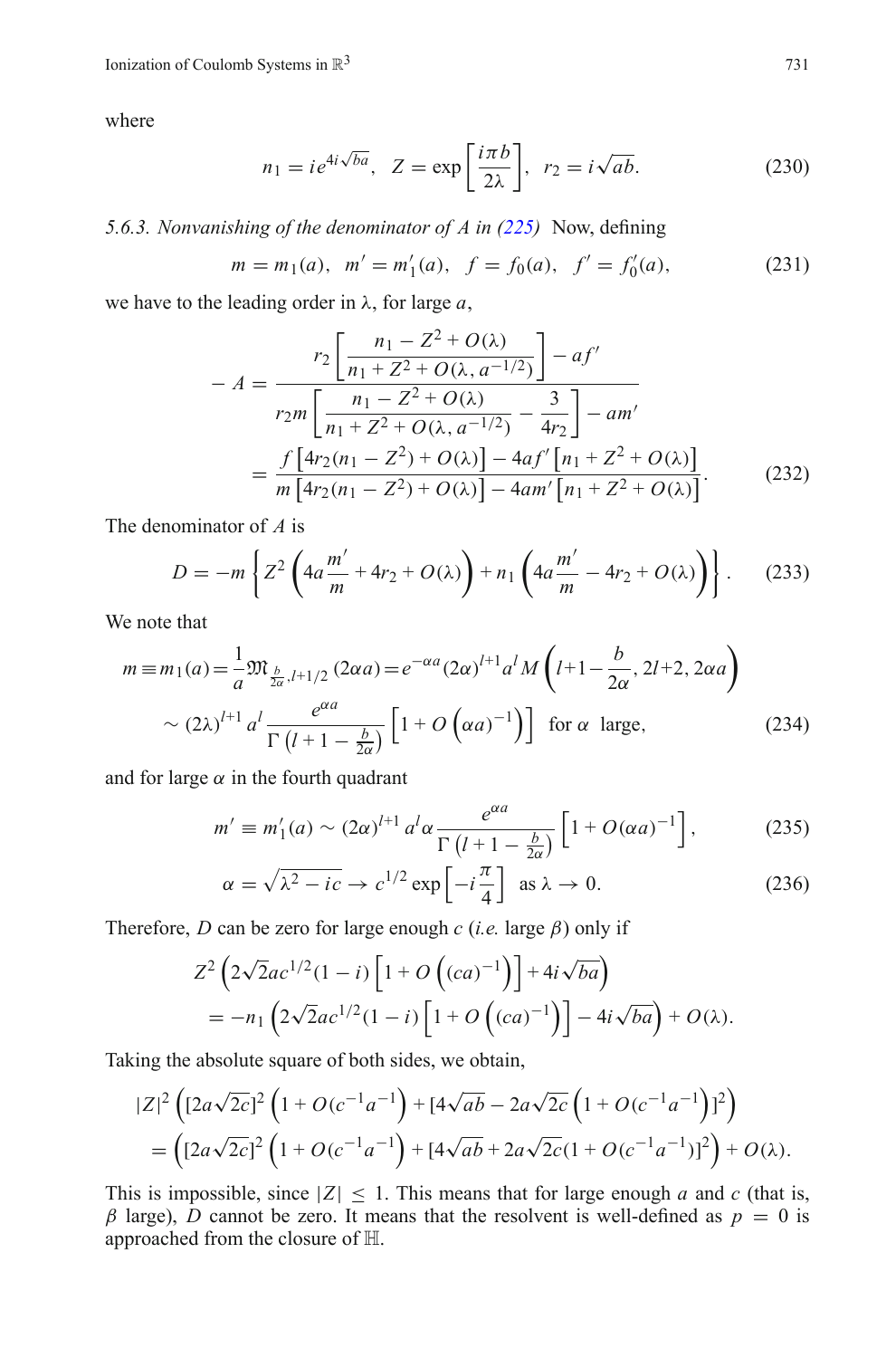where

$$n_1 = ie^{4i\sqrt{ba}}, \quad Z = \exp\left[\frac{i\pi b}{2\lambda}\right], \quad r_2 = i\sqrt{ab}. \tag{230}$$

*5.6.3. Nonvanishing of the denominator of $A$ in (225)* Now, defining

$$m = m_1(a), \quad m' = m_1'(a), \quad f = f_0(a), \quad f' = f_0'(a), \tag{231}$$

we have to the leading order in $\lambda$, for large $a$,

$$\begin{aligned}
-A &= \frac{r_2\left[\dfrac{n_1 - Z^2 + O(\lambda)}{n_1 + Z^2 + O(\lambda, a^{-1/2})}\right] - af'}{r_2 m\left[\dfrac{n_1 - Z^2 + O(\lambda)}{n_1 + Z^2 + O(\lambda, a^{-1/2})} - \dfrac{3}{4r_2}\right] - am'} \\
&= \frac{f\left[4r_2(n_1 - Z^2) + O(\lambda)\right] - 4af'\left[n_1 + Z^2 + O(\lambda)\right]}{m\left[4r_2(n_1 - Z^2) + O(\lambda)\right] - 4am'\left[n_1 + Z^2 + O(\lambda)\right]}.
\end{aligned} \tag{232}$$

The denominator of $A$ is

$$D = -m\left\{Z^2\left(4a\frac{m'}{m} + 4r_2 + O(\lambda)\right) + n_1\left(4a\frac{m'}{m} - 4r_2 + O(\lambda)\right)\right\}. \tag{233}$$

We note that

$$\begin{aligned}
m \equiv m_1(a) &= \frac{1}{a}\mathfrak{M}_{\frac{b}{2\alpha}, l+1/2}(2\alpha a) = e^{-\alpha a}(2\alpha)^{l+1}a^l M\left(l+1-\frac{b}{2\alpha}, 2l+2, 2\alpha a\right) \\
&\sim (2\lambda)^{l+1}a^l\frac{e^{\alpha a}}{\Gamma\left(l+1-\frac{b}{2\alpha}\right)}\left[1 + O\left((\alpha a)^{-1}\right)\right] \quad \text{for } \alpha \text{ large},
\end{aligned} \tag{234}$$

and for large $\alpha$ in the fourth quadrant

$$m' \equiv m_1'(a) \sim (2\alpha)^{l+1}a^l\alpha\frac{e^{\alpha a}}{\Gamma\left(l+1-\frac{b}{2\alpha}\right)}\left[1 + O(\alpha a)^{-1}\right], \tag{235}$$

$$\alpha = \sqrt{\lambda^2 - ic} \to c^{1/2}\exp\left[-i\frac{\pi}{4}\right] \quad \text{as } \lambda \to 0. \tag{236}$$

Therefore, $D$ can be zero for large enough $c$ (*i.e.* large $\beta$) only if

$$\begin{aligned}
&Z^2\left(2\sqrt{2}ac^{1/2}(1-i)\left[1 + O\left((ca)^{-1}\right)\right] + 4i\sqrt{ba}\right) \\
&= -n_1\left(2\sqrt{2}ac^{1/2}(1-i)\left[1 + O\left((ca)^{-1}\right)\right] - 4i\sqrt{ba}\right) + O(\lambda).
\end{aligned}$$

Taking the absolute square of both sides, we obtain,

$$\begin{aligned}
&|Z|^2\left([2a\sqrt{2c}]^2\left(1 + O(c^{-1}a^{-1}\right) + [4\sqrt{ab} - 2a\sqrt{2c}\left(1 + O(c^{-1}a^{-1}\right)]^2\right) \\
&= \left([2a\sqrt{2c}]^2\left(1 + O(c^{-1}a^{-1}\right) + [4\sqrt{ab} + 2a\sqrt{2c}(1 + O(c^{-1}a^{-1})]^2\right) + O(\lambda).
\end{aligned}$$

This is impossible, since $|Z| \le 1$. This means that for large enough $a$ and $c$ (that is, $\beta$ large), $D$ cannot be zero. It means that the resolvent is well-defined as $p = 0$ is approached from the closure of $\mathbb{H}$.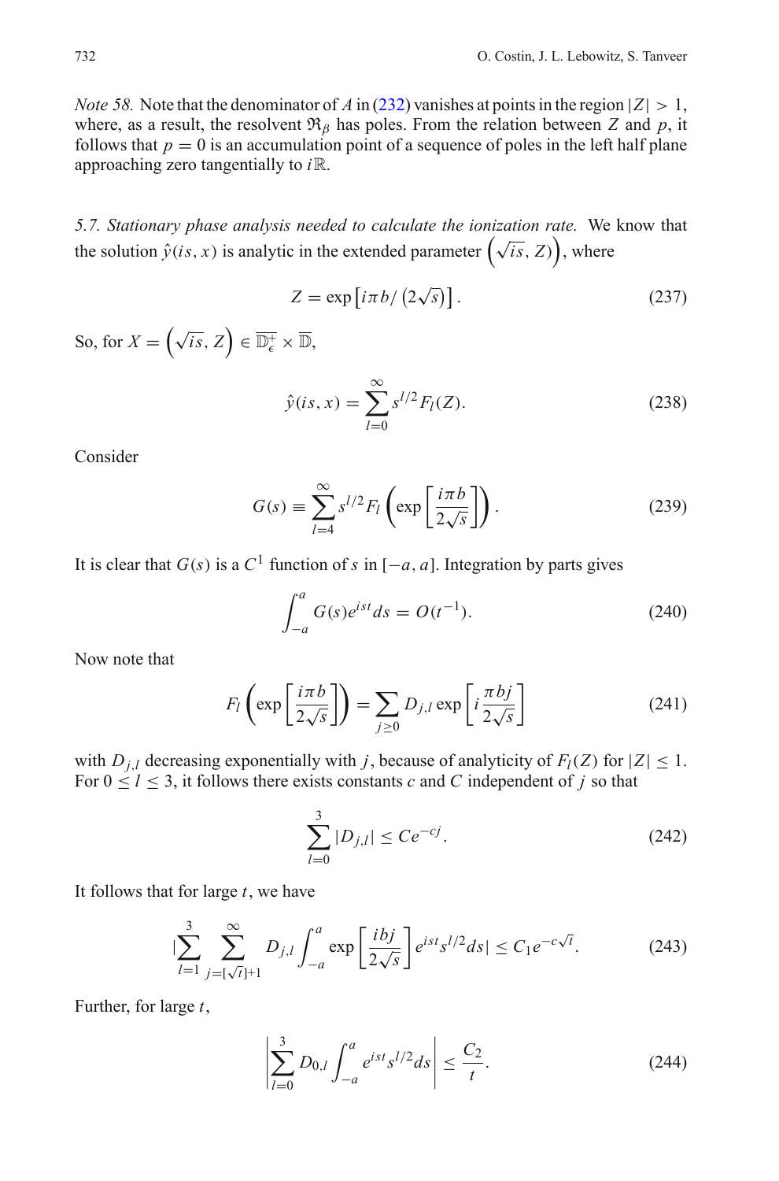*Note 58.* Note that the denominator of $A$ in (232) vanishes at points in the region $|Z| > 1$, where, as a result, the resolvent $\mathfrak{R}_\beta$ has poles. From the relation between $Z$ and $p$, it follows that $p = 0$ is an accumulation point of a sequence of poles in the left half plane approaching zero tangentially to $i\mathbb{R}$.

*5.7. Stationary phase analysis needed to calculate the ionization rate.* We know that the solution $\hat{y}(is, x)$ is analytic in the extended parameter $\left(\sqrt{is}, Z\right)$, where

$$Z = \exp\left[i\pi b / \left(2\sqrt{s}\right)\right]. \tag{237}$$

So, for $X = \left(\sqrt{is}, Z\right) \in \overline{\mathbb{D}_\epsilon^+} \times \overline{\mathbb{D}}$,

$$\hat{y}(is, x) = \sum_{l=0}^{\infty} s^{l/2} F_l(Z). \tag{238}$$

Consider

$$G(s) \equiv \sum_{l=4}^{\infty} s^{l/2} F_l\left(\exp\left[\frac{i\pi b}{2\sqrt{s}}\right]\right). \tag{239}$$

It is clear that $G(s)$ is a $C^1$ function of $s$ in $[-a, a]$. Integration by parts gives

$$\int_{-a}^{a} G(s) e^{ist} ds = O(t^{-1}). \tag{240}$$

Now note that

$$F_l\left(\exp\left[\frac{i\pi b}{2\sqrt{s}}\right]\right) = \sum_{j\geq 0} D_{j,l} \exp\left[i\frac{\pi b j}{2\sqrt{s}}\right] \tag{241}$$

with $D_{j,l}$ decreasing exponentially with $j$, because of analyticity of $F_l(Z)$ for $|Z| \leq 1$. For $0 \leq l \leq 3$, it follows there exists constants $c$ and $C$ independent of $j$ so that

$$\sum_{l=0}^{3} |D_{j,l}| \leq C e^{-cj}. \tag{242}$$

It follows that for large $t$, we have

$$\left|\sum_{l=1}^{3} \sum_{j=[\sqrt{t}]+1}^{\infty} D_{j,l} \int_{-a}^{a} \exp\left[\frac{ibj}{2\sqrt{s}}\right] e^{ist} s^{l/2} ds\right| \leq C_1 e^{-c\sqrt{t}}. \tag{243}$$

Further, for large $t$,

$$\left|\sum_{l=0}^{3} D_{0,l} \int_{-a}^{a} e^{ist} s^{l/2} ds\right| \leq \frac{C_2}{t}. \tag{244}$$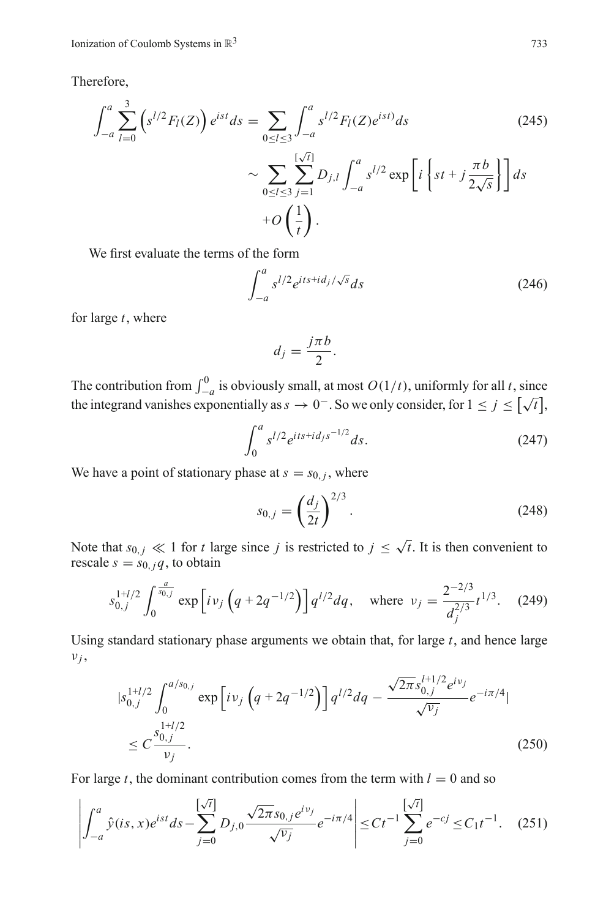Therefore,

$$
\begin{aligned}
\int_{-a}^{a} \sum_{l=0}^{3} \left(s^{l/2} F_l(Z)\right) e^{ist} ds &= \sum_{0 \le l \le 3} \int_{-a}^{a} s^{l/2} F_l(Z) e^{ist)} ds \\
&\sim \sum_{0 \le l \le 3} \sum_{j=1}^{[\sqrt{t}]} D_{j,l} \int_{-a}^{a} s^{l/2} \exp\left[ i \left\{ st + j \frac{\pi b}{2\sqrt{s}} \right\} \right] ds \\
&\quad + O\left(\frac{1}{t}\right).
\end{aligned} \tag{245}
$$

We first evaluate the terms of the form

$$
\int_{-a}^{a} s^{l/2} e^{its + i d_j / \sqrt{s}} ds \tag{246}
$$

for large $t$, where

$$
d_j = \frac{j \pi b}{2}.
$$

The contribution from $\int_{-a}^{0}$ is obviously small, at most $O(1/t)$, uniformly for all $t$, since the integrand vanishes exponentially as $s \to 0^-$. So we only consider, for $1 \le j \le \left[\sqrt{t}\right]$,

$$
\int_{0}^{a} s^{l/2} e^{its + i d_j s^{-1/2}} ds. \tag{247}
$$

We have a point of stationary phase at $s = s_{0,j}$, where

$$
s_{0,j} = \left( \frac{d_j}{2t} \right)^{2/3}. \tag{248}
$$

Note that $s_{0,j} \ll 1$ for $t$ large since $j$ is restricted to $j \le \sqrt{t}$. It is then convenient to rescale $s = s_{0,j} q$, to obtain

$$
s_{0,j}^{1+l/2} \int_{0}^{\frac{a}{s_{0,j}}} \exp\left[ i \nu_j \left( q + 2q^{-1/2} \right) \right] q^{l/2} dq, \quad \text{where } \nu_j = \frac{2^{-2/3}}{d_j^{2/3}} t^{1/3}. \tag{249}
$$

Using standard stationary phase arguments we obtain that, for large $t$, and hence large $\nu_j$,

$$
\begin{aligned}
&\left| s_{0,j}^{1+l/2} \int_{0}^{a/s_{0,j}} \exp\left[ i \nu_j \left( q + 2q^{-1/2} \right) \right] q^{l/2} dq - \frac{\sqrt{2\pi} s_{0,j}^{l+1/2} e^{i \nu_j}}{\sqrt{\nu_j}} e^{-i\pi/4} \right| \\
&\le C \frac{s_{0,j}^{1+l/2}}{\nu_j}.
\end{aligned} \tag{250}
$$

For large $t$, the dominant contribution comes from the term with $l = 0$ and so

$$
\left| \int_{-a}^{a} \hat{y}(is, x) e^{ist} ds - \sum_{j=0}^{[\sqrt{t}]} D_{j,0} \frac{\sqrt{2\pi} s_{0,j} e^{i\nu_j}}{\sqrt{\nu_j}} e^{-i\pi/4} \right| \le C t^{-1} \sum_{j=0}^{[\sqrt{t}]} e^{-cj} \le C_1 t^{-1}. \tag{251}
$$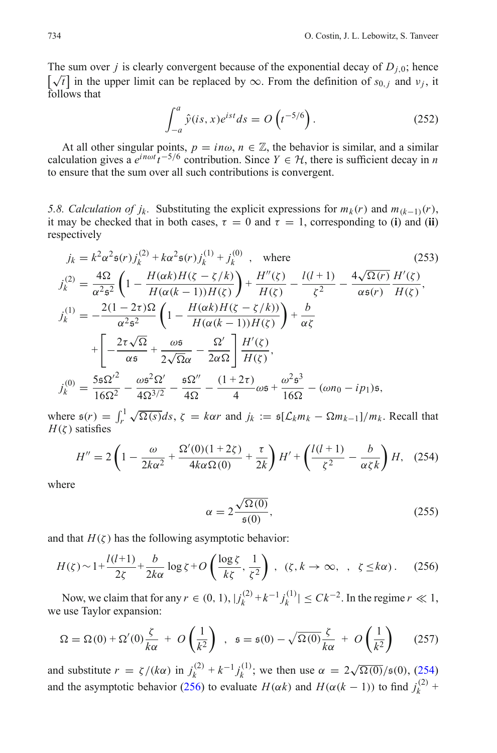The sum over $j$ is clearly convergent because of the exponential decay of $D_{j,0}$; hence $[\sqrt{t}]$ in the upper limit can be replaced by $\infty$. From the definition of $s_{0,j}$ and $\nu_j$, it follows that

$$\int_{-a}^{a} \hat{y}(is, x) e^{ist} ds = O\left(t^{-5/6}\right). \tag{252}$$

At all other singular points, $p = in\omega$, $n \in \mathbb{Z}$, the behavior is similar, and a similar calculation gives a $e^{in\omega t} t^{-5/6}$ contribution. Since $Y \in \mathcal{H}$, there is sufficient decay in $n$ to ensure that the sum over all such contributions is convergent.

*5.8. Calculation of $j_k$.* Substituting the explicit expressions for $m_k(r)$ and $m_{(k-1)}(r)$, it may be checked that in both cases, $\tau = 0$ and $\tau = 1$, corresponding to **(i)** and **(ii)** respectively

$$j_k = k^2 \alpha^2 \mathfrak{s}(r) j_k^{(2)} + k\alpha^2 \mathfrak{s}(r) j_k^{(1)} + j_k^{(0)} \quad , \quad \text{where} \tag{253}$$

$$j_k^{(2)} = \frac{4\Omega}{\alpha^2 \mathfrak{s}^2}\left(1 - \frac{H(\alpha k) H(\zeta - \zeta/k)}{H(\alpha(k-1)) H(\zeta)}\right) + \frac{H''(\zeta)}{H(\zeta)} - \frac{l(l+1)}{\zeta^2} - \frac{4\sqrt{\Omega(r)}}{\alpha \mathfrak{s}(r)} \frac{H'(\zeta)}{H(\zeta)},$$

$$j_k^{(1)} = -\frac{2(1-2\tau)\Omega}{\alpha^2 \mathfrak{s}^2}\left(1 - \frac{H(\alpha k) H(\zeta - \zeta/k))}{H(\alpha(k-1)) H(\zeta)}\right) + \frac{b}{\alpha\zeta}$$
$$+ \left[-\frac{2\tau\sqrt{\Omega}}{\alpha \mathfrak{s}} + \frac{\omega \mathfrak{s}}{2\sqrt{\Omega}\alpha} - \frac{\Omega'}{2\alpha\Omega}\right] \frac{H'(\zeta)}{H(\zeta)},$$

$$j_k^{(0)} = \frac{5\mathfrak{s}\Omega'^2}{16\Omega^2} - \frac{\omega \mathfrak{s}^2 \Omega'}{4\Omega^{3/2}} - \frac{\mathfrak{s}\Omega''}{4\Omega} - \frac{(1+2\tau)}{4}\omega \mathfrak{s} + \frac{\omega^2 \mathfrak{s}^3}{16\Omega} - (\omega n_0 - i p_1)\mathfrak{s},$$

where $\mathfrak{s}(r) = \int_r^1 \sqrt{\Omega(s)} ds$, $\zeta = k\alpha r$ and $j_k := \mathfrak{s}[\mathcal{L}_k m_k - \Omega m_{k-1}]/m_k$. Recall that $H(\zeta)$ satisfies

$$H'' = 2\left(1 - \frac{\omega}{2k\alpha^2} + \frac{\Omega'(0)(1+2\zeta)}{4k\alpha\Omega(0)} + \frac{\tau}{2k}\right) H' + \left(\frac{l(l+1)}{\zeta^2} - \frac{b}{\alpha\zeta k}\right) H, \tag{254}$$

where

$$\alpha = 2\frac{\sqrt{\Omega(0)}}{\mathfrak{s}(0)}, \tag{255}$$

and that $H(\zeta)$ has the following asymptotic behavior:

$$H(\zeta) \sim 1 + \frac{l(l+1)}{2\zeta} + \frac{b}{2k\alpha}\log\zeta + O\left(\frac{\log\zeta}{k\zeta}, \frac{1}{\zeta^2}\right) \;,\; (\zeta, k \to \infty, \;,\; \zeta \le k\alpha). \tag{256}$$

Now, we claim that for any $r \in (0,1)$, $|j_k^{(2)} + k^{-1} j_k^{(1)}| \le Ck^{-2}$. In the regime $r \ll 1$, we use Taylor expansion:

$$\Omega = \Omega(0) + \Omega'(0)\frac{\zeta}{k\alpha} + O\left(\frac{1}{k^2}\right) \;,\; \mathfrak{s} = \mathfrak{s}(0) - \sqrt{\Omega(0)}\frac{\zeta}{k\alpha} + O\left(\frac{1}{k^2}\right) \tag{257}$$

and substitute $r = \zeta/(k\alpha)$ in $j_k^{(2)} + k^{-1} j_k^{(1)}$; we then use $\alpha = 2\sqrt{\Omega(0)}/\mathfrak{s}(0)$, (254) and the asymptotic behavior (256) to evaluate $H(\alpha k)$ and $H(\alpha(k-1))$ to find $j_k^{(2)} +$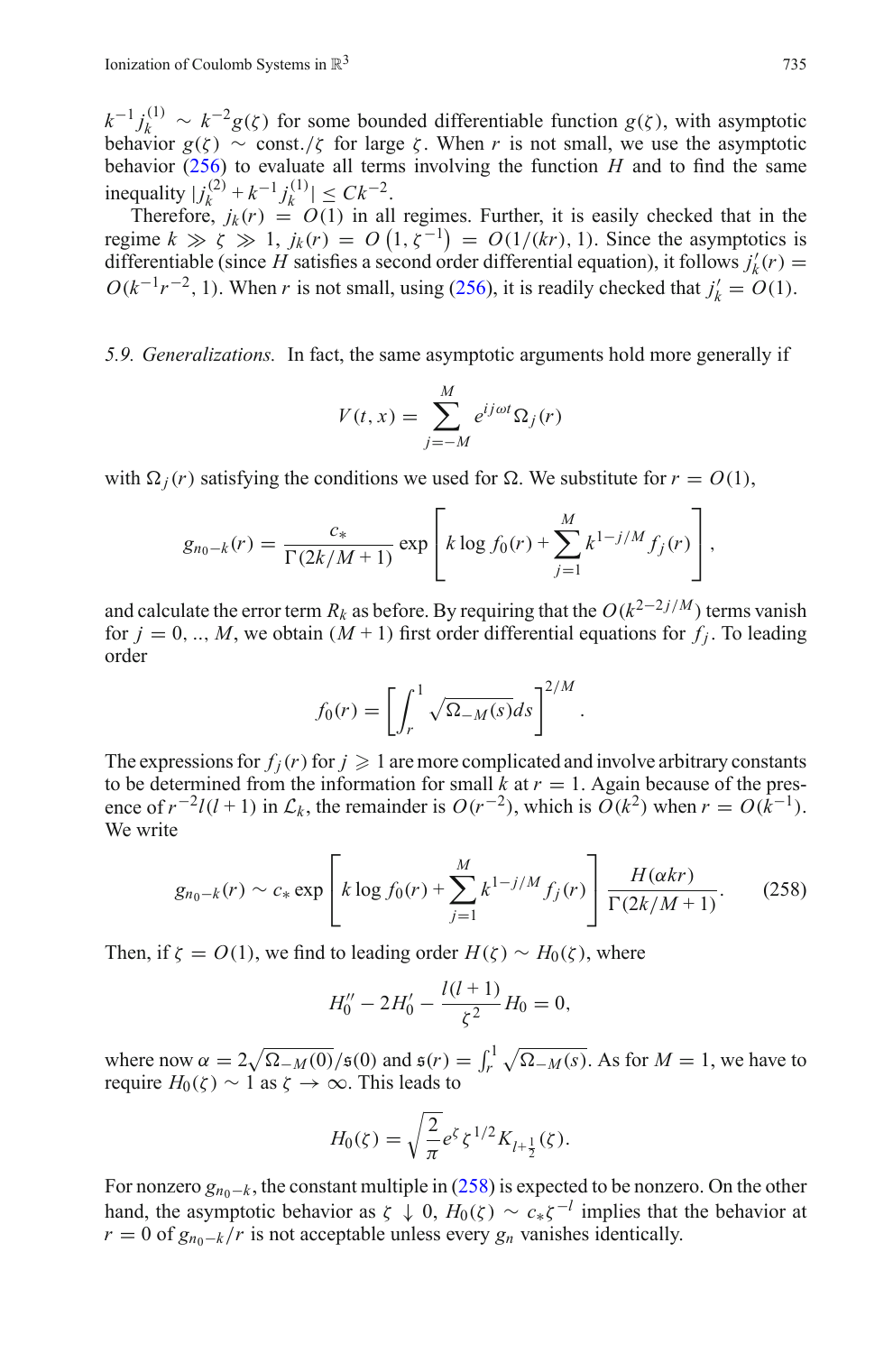$k^{-1}j_k^{(1)} \sim k^{-2}g(\zeta)$ for some bounded differentiable function $g(\zeta)$, with asymptotic behavior $g(\zeta) \sim \text{const.}/\zeta$ for large $\zeta$. When $r$ is not small, we use the asymptotic behavior (256) to evaluate all terms involving the function $H$ and to find the same inequality $|j_k^{(2)} + k^{-1}j_k^{(1)}| \le Ck^{-2}$.

Therefore, $j_k(r) = O(1)$ in all regimes. Further, it is easily checked that in the regime $k \gg \zeta \gg 1$, $j_k(r) = O\left(1, \zeta^{-1}\right) = O(1/(kr), 1)$. Since the asymptotics is differentiable (since $H$ satisfies a second order differential equation), it follows $j_k'(r) = O(k^{-1}r^{-2}, 1)$. When $r$ is not small, using (256), it is readily checked that $j_k' = O(1)$.

*5.9. Generalizations.* In fact, the same asymptotic arguments hold more generally if

$$V(t,x) = \sum_{j=-M}^{M} e^{ij\omega t}\Omega_j(r)$$

with $\Omega_j(r)$ satisfying the conditions we used for $\Omega$. We substitute for $r = O(1)$,

$$g_{n_0-k}(r) = \frac{c_*}{\Gamma(2k/M+1)} \exp\left[k \log f_0(r) + \sum_{j=1}^{M} k^{1-j/M} f_j(r)\right],$$

and calculate the error term $R_k$ as before. By requiring that the $O(k^{2-2j/M})$ terms vanish for $j = 0, .., M$, we obtain $(M+1)$ first order differential equations for $f_j$. To leading order

$$f_0(r) = \left[\int_r^1 \sqrt{\Omega_{-M}(s)}ds\right]^{2/M}.$$

The expressions for $f_j(r)$ for $j \geqslant 1$ are more complicated and involve arbitrary constants to be determined from the information for small $k$ at $r = 1$. Again because of the presence of $r^{-2}l(l+1)$ in $\mathcal{L}_k$, the remainder is $O(r^{-2})$, which is $O(k^2)$ when $r = O(k^{-1})$. We write

$$g_{n_0-k}(r) \sim c_* \exp\left[k \log f_0(r) + \sum_{j=1}^{M} k^{1-j/M} f_j(r)\right] \frac{H(\alpha k r)}{\Gamma(2k/M+1)}. \tag{258}$$

Then, if $\zeta = O(1)$, we find to leading order $H(\zeta) \sim H_0(\zeta)$, where

$$H_0'' - 2H_0' - \frac{l(l+1)}{\zeta^2}H_0 = 0,$$

where now $\alpha = 2\sqrt{\Omega_{-M}(0)}/\mathfrak{s}(0)$ and $\mathfrak{s}(r) = \int_r^1 \sqrt{\Omega_{-M}(s)}$. As for $M = 1$, we have to require $H_0(\zeta) \sim 1$ as $\zeta \to \infty$. This leads to

$$H_0(\zeta) = \sqrt{\frac{2}{\pi}} e^{\zeta} \zeta^{1/2} K_{l+\frac{1}{2}}(\zeta).$$

For nonzero $g_{n_0-k}$, the constant multiple in (258) is expected to be nonzero. On the other hand, the asymptotic behavior as $\zeta \downarrow 0$, $H_0(\zeta) \sim c_*\zeta^{-l}$ implies that the behavior at $r = 0$ of $g_{n_0-k}/r$ is not acceptable unless every $g_n$ vanishes identically.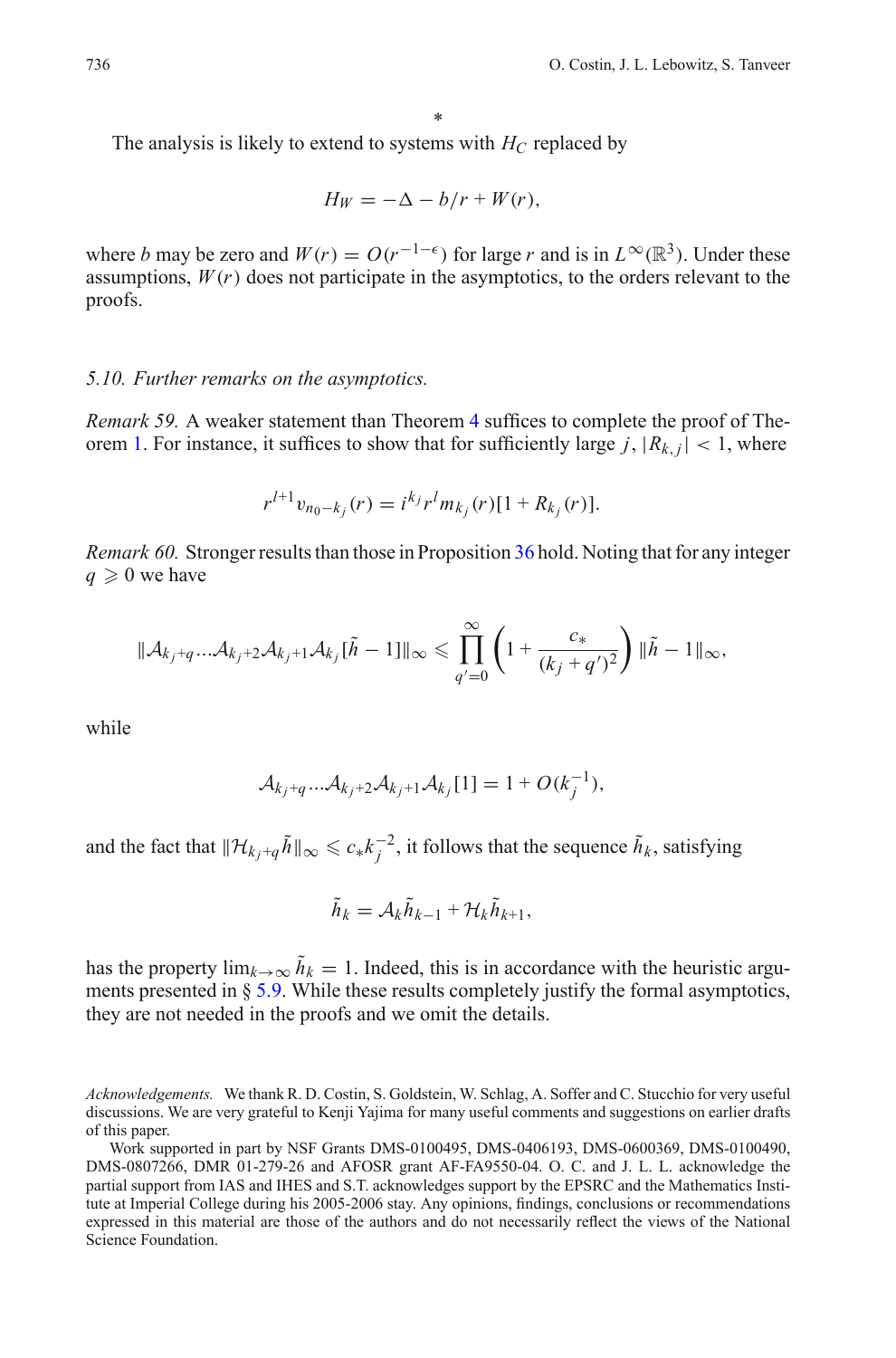\*

The analysis is likely to extend to systems with $H_C$ replaced by

$$H_W = -\Delta - b/r + W(r),$$

where $b$ may be zero and $W(r) = O(r^{-1-\epsilon})$ for large $r$ and is in $L^\infty(\mathbb{R}^3)$. Under these assumptions, $W(r)$ does not participate in the asymptotics, to the orders relevant to the proofs.

### 5.10. *Further remarks on the asymptotics.*

*Remark 59.* A weaker statement than Theorem 4 suffices to complete the proof of Theorem 1. For instance, it suffices to show that for sufficiently large $j$, $|R_{k,j}| < 1$, where

$$r^{l+1} v_{n_0 - k_j}(r) = i^{k_j} r^l m_{k_j}(r)[1 + R_{k_j}(r)].$$

*Remark 60.* Stronger results than those in Proposition 36 hold. Noting that for any integer $q \geqslant 0$ we have

$$\|\mathcal{A}_{k_j+q} \ldots \mathcal{A}_{k_j+2} \mathcal{A}_{k_j+1} \mathcal{A}_{k_j}[\tilde{h} - 1]\|_\infty \leqslant \prod_{q'=0}^{\infty} \left(1 + \frac{c_*}{(k_j + q')^2}\right) \|\tilde{h} - 1\|_\infty,$$

while

$$\mathcal{A}_{k_j+q} \ldots \mathcal{A}_{k_j+2} \mathcal{A}_{k_j+1} \mathcal{A}_{k_j}[1] = 1 + O(k_j^{-1}),$$

and the fact that $\|\mathcal{H}_{k_j+q} \tilde{h}\|_\infty \leqslant c_* k_j^{-2}$, it follows that the sequence $\tilde{h}_k$, satisfying

$$\tilde{h}_k = \mathcal{A}_k \tilde{h}_{k-1} + \mathcal{H}_k \tilde{h}_{k+1},$$

has the property $\lim_{k \to \infty} \tilde{h}_k = 1$. Indeed, this is in accordance with the heuristic arguments presented in § 5.9. While these results completely justify the formal asymptotics, they are not needed in the proofs and we omit the details.

*Acknowledgements.* We thank R. D. Costin, S. Goldstein, W. Schlag, A. Soffer and C. Stucchio for very useful discussions. We are very grateful to Kenji Yajima for many useful comments and suggestions on earlier drafts of this paper.

Work supported in part by NSF Grants DMS-0100495, DMS-0406193, DMS-0600369, DMS-0100490, DMS-0807266, DMR 01-279-26 and AFOSR grant AF-FA9550-04. O. C. and J. L. L. acknowledge the partial support from IAS and IHES and S.T. acknowledges support by the EPSRC and the Mathematics Institute at Imperial College during his 2005-2006 stay. Any opinions, findings, conclusions or recommendations expressed in this material are those of the authors and do not necessarily reflect the views of the National Science Foundation.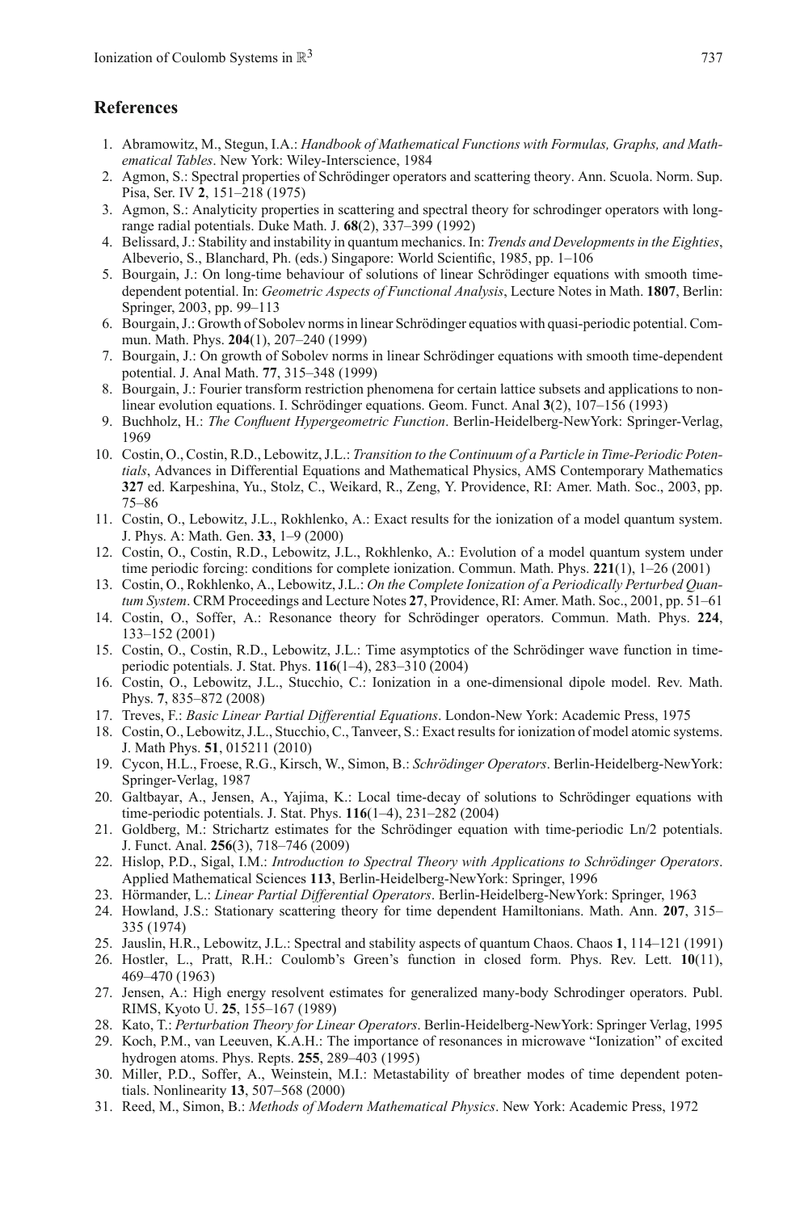## References

1. Abramowitz, M., Stegun, I.A.: *Handbook of Mathematical Functions with Formulas, Graphs, and Mathematical Tables*. New York: Wiley-Interscience, 1984
2. Agmon, S.: Spectral properties of Schrödinger operators and scattering theory. Ann. Scuola. Norm. Sup. Pisa, Ser. IV **2**, 151–218 (1975)
3. Agmon, S.: Analyticity properties in scattering and spectral theory for schrodinger operators with long-range radial potentials. Duke Math. J. **68**(2), 337–399 (1992)
4. Belissard, J.: Stability and instability in quantum mechanics. In: *Trends and Developments in the Eighties*, Albeverio, S., Blanchard, Ph. (eds.) Singapore: World Scientific, 1985, pp. 1–106
5. Bourgain, J.: On long-time behaviour of solutions of linear Schrödinger equations with smooth time-dependent potential. In: *Geometric Aspects of Functional Analysis*, Lecture Notes in Math. **1807**, Berlin: Springer, 2003, pp. 99–113
6. Bourgain, J.: Growth of Sobolev norms in linear Schrödinger equatios with quasi-periodic potential. Commun. Math. Phys. **204**(1), 207–240 (1999)
7. Bourgain, J.: On growth of Sobolev norms in linear Schrödinger equations with smooth time-dependent potential. J. Anal Math. **77**, 315–348 (1999)
8. Bourgain, J.: Fourier transform restriction phenomena for certain lattice subsets and applications to non-linear evolution equations. I. Schrödinger equations. Geom. Funct. Anal **3**(2), 107–156 (1993)
9. Buchholz, H.: *The Confluent Hypergeometric Function*. Berlin-Heidelberg-NewYork: Springer-Verlag, 1969
10. Costin, O., Costin, R.D., Lebowitz, J.L.: *Transition to the Continuum of a Particle in Time-Periodic Potentials*, Advances in Differential Equations and Mathematical Physics, AMS Contemporary Mathematics **327** ed. Karpeshina, Yu., Stolz, C., Weikard, R., Zeng, Y. Providence, RI: Amer. Math. Soc., 2003, pp. 75–86
11. Costin, O., Lebowitz, J.L., Rokhlenko, A.: Exact results for the ionization of a model quantum system. J. Phys. A: Math. Gen. **33**, 1–9 (2000)
12. Costin, O., Costin, R.D., Lebowitz, J.L., Rokhlenko, A.: Evolution of a model quantum system under time periodic forcing: conditions for complete ionization. Commun. Math. Phys. **221**(1), 1–26 (2001)
13. Costin, O., Rokhlenko, A., Lebowitz, J.L.: *On the Complete Ionization of a Periodically Perturbed Quantum System*. CRM Proceedings and Lecture Notes **27**, Providence, RI: Amer. Math. Soc., 2001, pp. 51–61
14. Costin, O., Soffer, A.: Resonance theory for Schrödinger operators. Commun. Math. Phys. **224**, 133–152 (2001)
15. Costin, O., Costin, R.D., Lebowitz, J.L.: Time asymptotics of the Schrödinger wave function in time-periodic potentials. J. Stat. Phys. **116**(1–4), 283–310 (2004)
16. Costin, O., Lebowitz, J.L., Stucchio, C.: Ionization in a one-dimensional dipole model. Rev. Math. Phys. **7**, 835–872 (2008)
17. Treves, F.: *Basic Linear Partial Differential Equations*. London-New York: Academic Press, 1975
18. Costin, O., Lebowitz, J.L., Stucchio, C., Tanveer, S.: Exact results for ionization of model atomic systems. J. Math Phys. **51**, 015211 (2010)
19. Cycon, H.L., Froese, R.G., Kirsch, W., Simon, B.: *Schrödinger Operators*. Berlin-Heidelberg-NewYork: Springer-Verlag, 1987
20. Galtbayar, A., Jensen, A., Yajima, K.: Local time-decay of solutions to Schrödinger equations with time-periodic potentials. J. Stat. Phys. **116**(1–4), 231–282 (2004)
21. Goldberg, M.: Strichartz estimates for the Schrödinger equation with time-periodic Ln/2 potentials. J. Funct. Anal. **256**(3), 718–746 (2009)
22. Hislop, P.D., Sigal, I.M.: *Introduction to Spectral Theory with Applications to Schrödinger Operators*. Applied Mathematical Sciences **113**, Berlin-Heidelberg-NewYork: Springer, 1996
23. Hörmander, L.: *Linear Partial Differential Operators*. Berlin-Heidelberg-NewYork: Springer, 1963
24. Howland, J.S.: Stationary scattering theory for time dependent Hamiltonians. Math. Ann. **207**, 315–335 (1974)
25. Jauslin, H.R., Lebowitz, J.L.: Spectral and stability aspects of quantum Chaos. Chaos **1**, 114–121 (1991)
26. Hostler, L., Pratt, R.H.: Coulomb's Green's function in closed form. Phys. Rev. Lett. **10**(11), 469–470 (1963)
27. Jensen, A.: High energy resolvent estimates for generalized many-body Schrodinger operators. Publ. RIMS, Kyoto U. **25**, 155–167 (1989)
28. Kato, T.: *Perturbation Theory for Linear Operators*. Berlin-Heidelberg-NewYork: Springer Verlag, 1995
29. Koch, P.M., van Leeuven, K.A.H.: The importance of resonances in microwave "Ionization" of excited hydrogen atoms. Phys. Repts. **255**, 289–403 (1995)
30. Miller, P.D., Soffer, A., Weinstein, M.I.: Metastability of breather modes of time dependent potentials. Nonlinearity **13**, 507–568 (2000)
31. Reed, M., Simon, B.: *Methods of Modern Mathematical Physics*. New York: Academic Press, 1972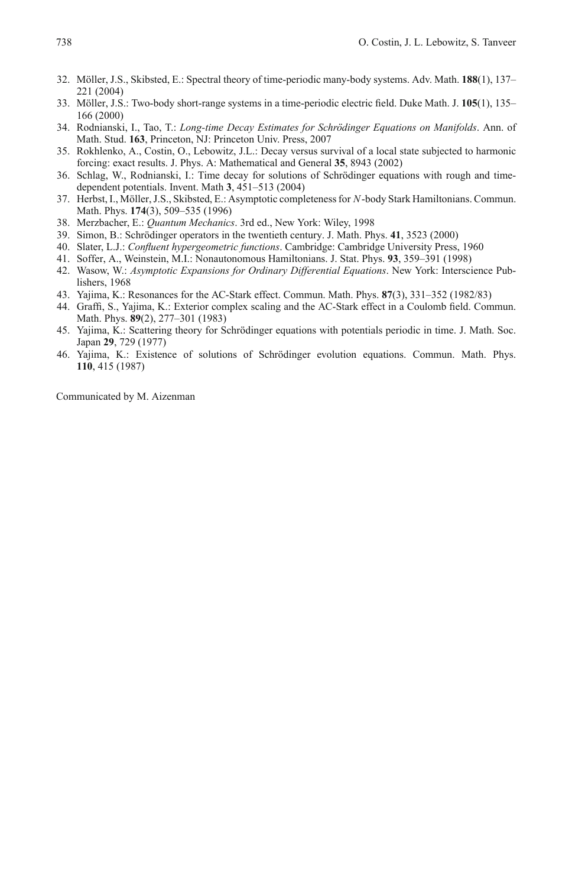32. Möller, J.S., Skibsted, E.: Spectral theory of time-periodic many-body systems. Adv. Math. **188**(1), 137–221 (2004)
33. Möller, J.S.: Two-body short-range systems in a time-periodic electric field. Duke Math. J. **105**(1), 135–166 (2000)
34. Rodnianski, I., Tao, T.: *Long-time Decay Estimates for Schrödinger Equations on Manifolds*. Ann. of Math. Stud. **163**, Princeton, NJ: Princeton Univ. Press, 2007
35. Rokhlenko, A., Costin, O., Lebowitz, J.L.: Decay versus survival of a local state subjected to harmonic forcing: exact results. J. Phys. A: Mathematical and General **35**, 8943 (2002)
36. Schlag, W., Rodnianski, I.: Time decay for solutions of Schrödinger equations with rough and time-dependent potentials. Invent. Math **3**, 451–513 (2004)
37. Herbst, I., Möller, J.S., Skibsted, E.: Asymptotic completeness for $N$-body Stark Hamiltonians. Commun. Math. Phys. **174**(3), 509–535 (1996)
38. Merzbacher, E.: *Quantum Mechanics*. 3rd ed., New York: Wiley, 1998
39. Simon, B.: Schrödinger operators in the twentieth century. J. Math. Phys. **41**, 3523 (2000)
40. Slater, L.J.: *Confluent hypergeometric functions*. Cambridge: Cambridge University Press, 1960
41. Soffer, A., Weinstein, M.I.: Nonautonomous Hamiltonians. J. Stat. Phys. **93**, 359–391 (1998)
42. Wasow, W.: *Asymptotic Expansions for Ordinary Differential Equations*. New York: Interscience Publishers, 1968
43. Yajima, K.: Resonances for the AC-Stark effect. Commun. Math. Phys. **87**(3), 331–352 (1982/83)
44. Graffi, S., Yajima, K.: Exterior complex scaling and the AC-Stark effect in a Coulomb field. Commun. Math. Phys. **89**(2), 277–301 (1983)
45. Yajima, K.: Scattering theory for Schrödinger equations with potentials periodic in time. J. Math. Soc. Japan **29**, 729 (1977)
46. Yajima, K.: Existence of solutions of Schrödinger evolution equations. Commun. Math. Phys. **110**, 415 (1987)

Communicated by M. Aizenman